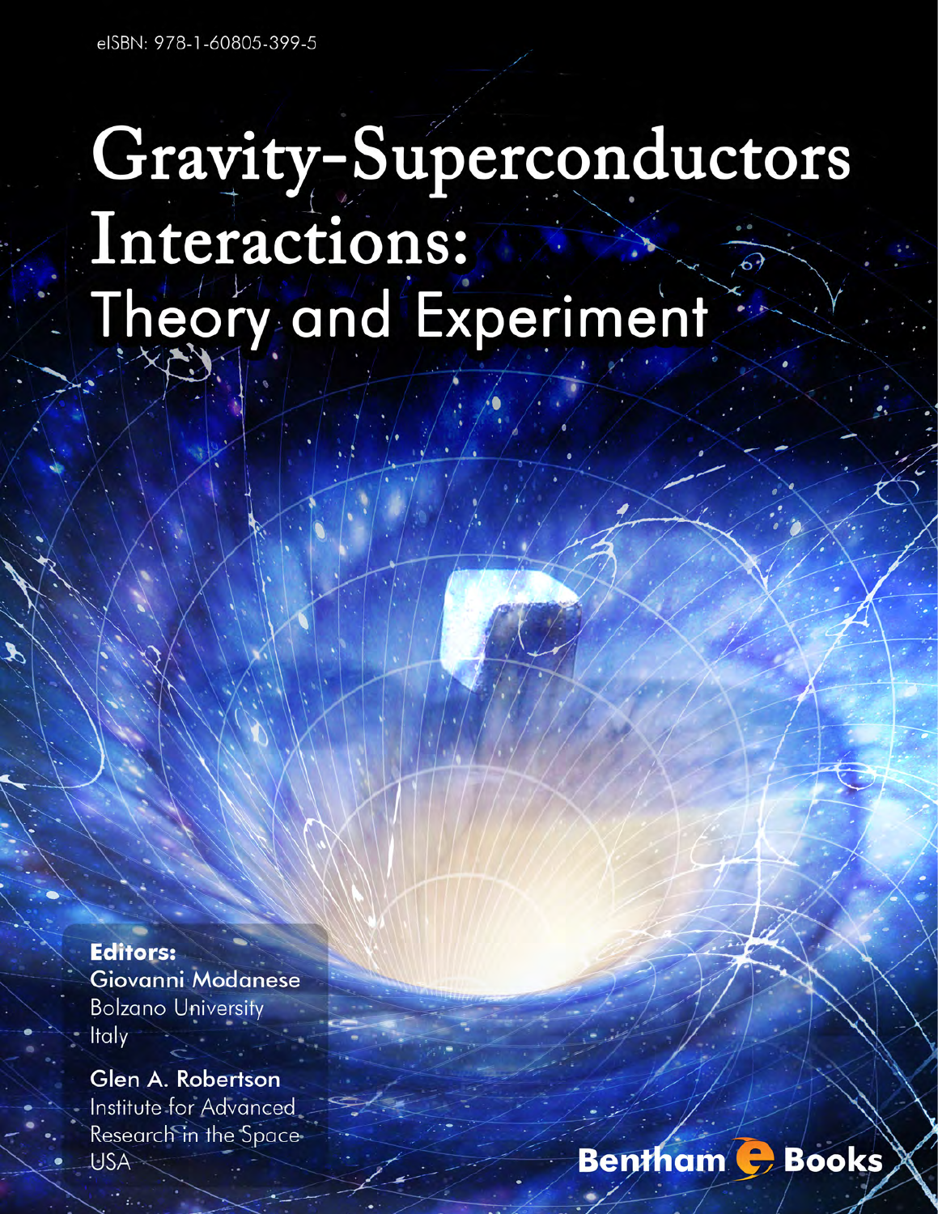eISBN: 978-1-60805-399-5

# Gravity-Superconductors Interactions: Theory and Experiment

**Editors:**

**Giovanni Modanese**
Bolzano University
Italy

**Glen A. Robertson**
Institute for Advanced Research in the Space
USA

Bentham e Books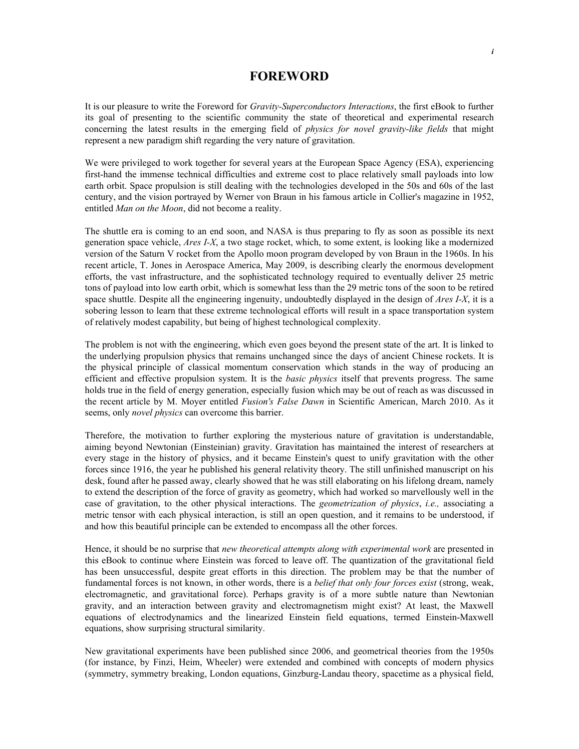# FOREWORD

It is our pleasure to write the Foreword for *Gravity-Superconductors Interactions*, the first eBook to further its goal of presenting to the scientific community the state of theoretical and experimental research concerning the latest results in the emerging field of *physics for novel gravity-like fields* that might represent a new paradigm shift regarding the very nature of gravitation.

We were privileged to work together for several years at the European Space Agency (ESA), experiencing first-hand the immense technical difficulties and extreme cost to place relatively small payloads into low earth orbit. Space propulsion is still dealing with the technologies developed in the 50s and 60s of the last century, and the vision portrayed by Werner von Braun in his famous article in Collier's magazine in 1952, entitled *Man on the Moon*, did not become a reality.

The shuttle era is coming to an end soon, and NASA is thus preparing to fly as soon as possible its next generation space vehicle, *Ares I-X*, a two stage rocket, which, to some extent, is looking like a modernized version of the Saturn V rocket from the Apollo moon program developed by von Braun in the 1960s. In his recent article, T. Jones in Aerospace America, May 2009, is describing clearly the enormous development efforts, the vast infrastructure, and the sophisticated technology required to eventually deliver 25 metric tons of payload into low earth orbit, which is somewhat less than the 29 metric tons of the soon to be retired space shuttle. Despite all the engineering ingenuity, undoubtedly displayed in the design of *Ares I-X*, it is a sobering lesson to learn that these extreme technological efforts will result in a space transportation system of relatively modest capability, but being of highest technological complexity.

The problem is not with the engineering, which even goes beyond the present state of the art. It is linked to the underlying propulsion physics that remains unchanged since the days of ancient Chinese rockets. It is the physical principle of classical momentum conservation which stands in the way of producing an efficient and effective propulsion system. It is the *basic physics* itself that prevents progress. The same holds true in the field of energy generation, especially fusion which may be out of reach as was discussed in the recent article by M. Moyer entitled *Fusion's False Dawn* in Scientific American, March 2010. As it seems, only *novel physics* can overcome this barrier.

Therefore, the motivation to further exploring the mysterious nature of gravitation is understandable, aiming beyond Newtonian (Einsteinian) gravity. Gravitation has maintained the interest of researchers at every stage in the history of physics, and it became Einstein's quest to unify gravitation with the other forces since 1916, the year he published his general relativity theory. The still unfinished manuscript on his desk, found after he passed away, clearly showed that he was still elaborating on his lifelong dream, namely to extend the description of the force of gravity as geometry, which had worked so marvellously well in the case of gravitation, to the other physical interactions. The *geometrization of physics*, *i.e.,* associating a metric tensor with each physical interaction, is still an open question, and it remains to be understood, if and how this beautiful principle can be extended to encompass all the other forces.

Hence, it should be no surprise that *new theoretical attempts along with experimental work* are presented in this eBook to continue where Einstein was forced to leave off. The quantization of the gravitational field has been unsuccessful, despite great efforts in this direction. The problem may be that the number of fundamental forces is not known, in other words, there is a *belief that only four forces exist* (strong, weak, electromagnetic, and gravitational force). Perhaps gravity is of a more subtle nature than Newtonian gravity, and an interaction between gravity and electromagnetism might exist? At least, the Maxwell equations of electrodynamics and the linearized Einstein field equations, termed Einstein-Maxwell equations, show surprising structural similarity.

New gravitational experiments have been published since 2006, and geometrical theories from the 1950s (for instance, by Finzi, Heim, Wheeler) were extended and combined with concepts of modern physics (symmetry, symmetry breaking, London equations, Ginzburg-Landau theory, spacetime as a physical field,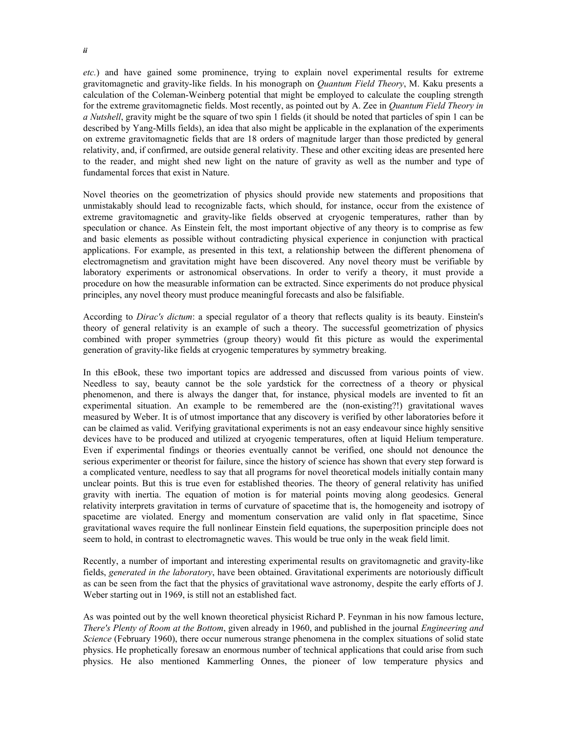*etc.*) and have gained some prominence, trying to explain novel experimental results for extreme gravitomagnetic and gravity-like fields. In his monograph on *Quantum Field Theory*, M. Kaku presents a calculation of the Coleman-Weinberg potential that might be employed to calculate the coupling strength for the extreme gravitomagnetic fields. Most recently, as pointed out by A. Zee in *Quantum Field Theory in a Nutshell*, gravity might be the square of two spin 1 fields (it should be noted that particles of spin 1 can be described by Yang-Mills fields), an idea that also might be applicable in the explanation of the experiments on extreme gravitomagnetic fields that are 18 orders of magnitude larger than those predicted by general relativity, and, if confirmed, are outside general relativity. These and other exciting ideas are presented here to the reader, and might shed new light on the nature of gravity as well as the number and type of fundamental forces that exist in Nature.

Novel theories on the geometrization of physics should provide new statements and propositions that unmistakably should lead to recognizable facts, which should, for instance, occur from the existence of extreme gravitomagnetic and gravity-like fields observed at cryogenic temperatures, rather than by speculation or chance. As Einstein felt, the most important objective of any theory is to comprise as few and basic elements as possible without contradicting physical experience in conjunction with practical applications. For example, as presented in this text, a relationship between the different phenomena of electromagnetism and gravitation might have been discovered. Any novel theory must be verifiable by laboratory experiments or astronomical observations. In order to verify a theory, it must provide a procedure on how the measurable information can be extracted. Since experiments do not produce physical principles, any novel theory must produce meaningful forecasts and also be falsifiable.

According to *Dirac's dictum*: a special regulator of a theory that reflects quality is its beauty. Einstein's theory of general relativity is an example of such a theory. The successful geometrization of physics combined with proper symmetries (group theory) would fit this picture as would the experimental generation of gravity-like fields at cryogenic temperatures by symmetry breaking.

In this eBook, these two important topics are addressed and discussed from various points of view. Needless to say, beauty cannot be the sole yardstick for the correctness of a theory or physical phenomenon, and there is always the danger that, for instance, physical models are invented to fit an experimental situation. An example to be remembered are the (non-existing?!) gravitational waves measured by Weber. It is of utmost importance that any discovery is verified by other laboratories before it can be claimed as valid. Verifying gravitational experiments is not an easy endeavour since highly sensitive devices have to be produced and utilized at cryogenic temperatures, often at liquid Helium temperature. Even if experimental findings or theories eventually cannot be verified, one should not denounce the serious experimenter or theorist for failure, since the history of science has shown that every step forward is a complicated venture, needless to say that all programs for novel theoretical models initially contain many unclear points. But this is true even for established theories. The theory of general relativity has unified gravity with inertia. The equation of motion is for material points moving along geodesics. General relativity interprets gravitation in terms of curvature of spacetime that is, the homogeneity and isotropy of spacetime are violated. Energy and momentum conservation are valid only in flat spacetime, Since gravitational waves require the full nonlinear Einstein field equations, the superposition principle does not seem to hold, in contrast to electromagnetic waves. This would be true only in the weak field limit.

Recently, a number of important and interesting experimental results on gravitomagnetic and gravity-like fields, *generated in the laboratory*, have been obtained. Gravitational experiments are notoriously difficult as can be seen from the fact that the physics of gravitational wave astronomy, despite the early efforts of J. Weber starting out in 1969, is still not an established fact.

As was pointed out by the well known theoretical physicist Richard P. Feynman in his now famous lecture, *There's Plenty of Room at the Bottom*, given already in 1960, and published in the journal *Engineering and Science* (February 1960), there occur numerous strange phenomena in the complex situations of solid state physics. He prophetically foresaw an enormous number of technical applications that could arise from such physics. He also mentioned Kammerling Onnes, the pioneer of low temperature physics and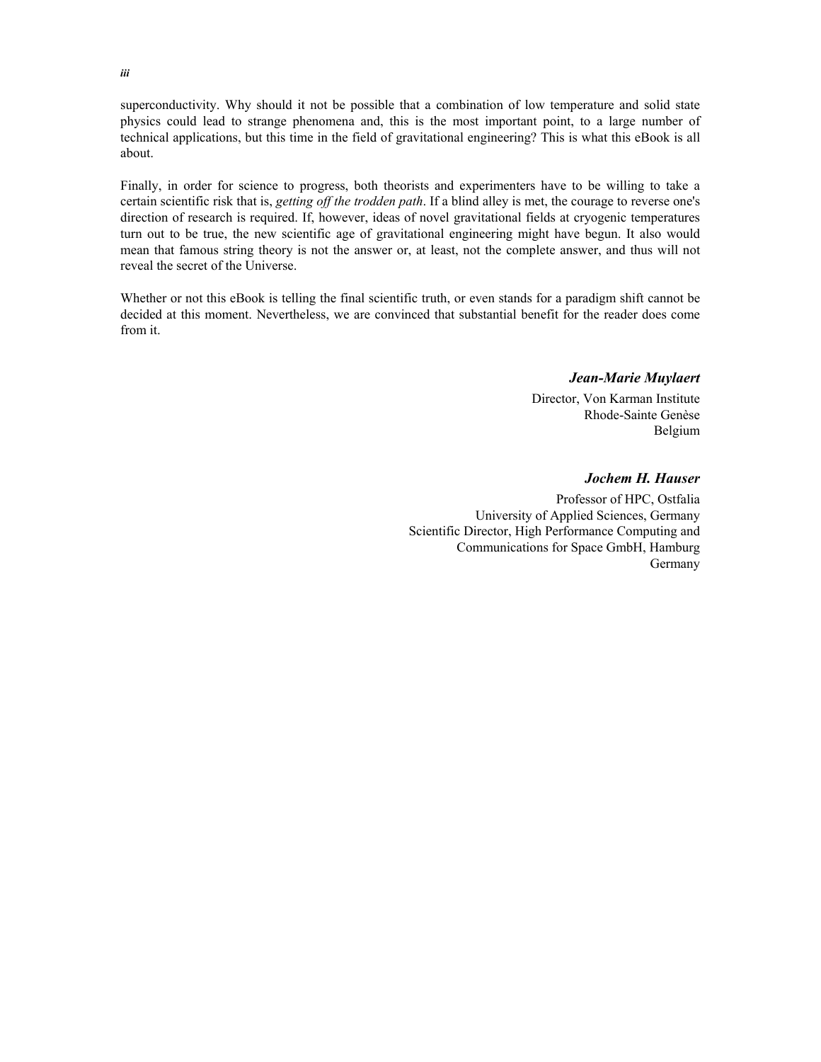superconductivity. Why should it not be possible that a combination of low temperature and solid state physics could lead to strange phenomena and, this is the most important point, to a large number of technical applications, but this time in the field of gravitational engineering? This is what this eBook is all about.

Finally, in order for science to progress, both theorists and experimenters have to be willing to take a certain scientific risk that is, *getting off the trodden path*. If a blind alley is met, the courage to reverse one's direction of research is required. If, however, ideas of novel gravitational fields at cryogenic temperatures turn out to be true, the new scientific age of gravitational engineering might have begun. It also would mean that famous string theory is not the answer or, at least, not the complete answer, and thus will not reveal the secret of the Universe.

Whether or not this eBook is telling the final scientific truth, or even stands for a paradigm shift cannot be decided at this moment. Nevertheless, we are convinced that substantial benefit for the reader does come from it.

***Jean-Marie Muylaert***
Director, Von Karman Institute
Rhode-Sainte Genèse
Belgium

***Jochem H. Hauser***
Professor of HPC, Ostfalia
University of Applied Sciences, Germany
Scientific Director, High Performance Computing and
Communications for Space GmbH, Hamburg
Germany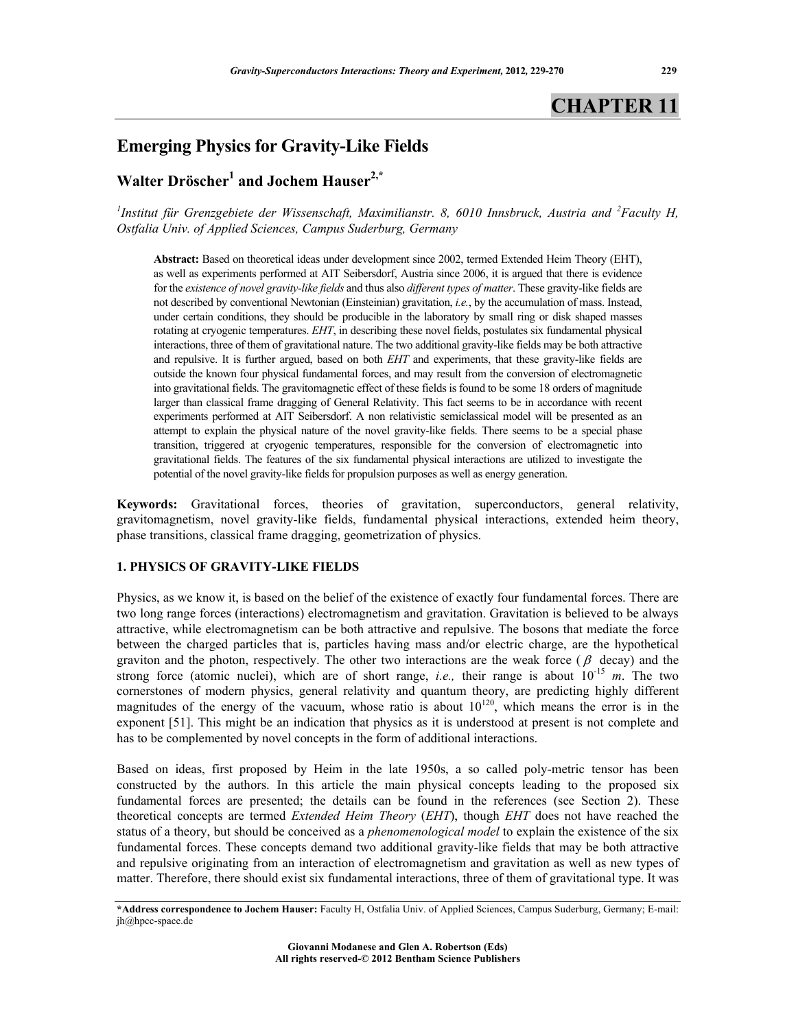# CHAPTER 11

## Emerging Physics for Gravity-Like Fields

### Walter Dröscher[1] and Jochem Hauser[2,*]

*[1]Institut für Grenzgebiete der Wissenschaft, Maximilianstr. 8, 6010 Innsbruck, Austria and [2]Faculty H, Ostfalia Univ. of Applied Sciences, Campus Suderburg, Germany*

> **Abstract:** Based on theoretical ideas under development since 2002, termed Extended Heim Theory (EHT), as well as experiments performed at AIT Seibersdorf, Austria since 2006, it is argued that there is evidence for the *existence of novel gravity-like fields* and thus also *different types of matter*. These gravity-like fields are not described by conventional Newtonian (Einsteinian) gravitation, *i.e.*, by the accumulation of mass. Instead, under certain conditions, they should be producible in the laboratory by small ring or disk shaped masses rotating at cryogenic temperatures. *EHT*, in describing these novel fields, postulates six fundamental physical interactions, three of them of gravitational nature. The two additional gravity-like fields may be both attractive and repulsive. It is further argued, based on both *EHT* and experiments, that these gravity-like fields are outside the known four physical fundamental forces, and may result from the conversion of electromagnetic into gravitational fields. The gravitomagnetic effect of these fields is found to be some 18 orders of magnitude larger than classical frame dragging of General Relativity. This fact seems to be in accordance with recent experiments performed at AIT Seibersdorf. A non relativistic semiclassical model will be presented as an attempt to explain the physical nature of the novel gravity-like fields. There seems to be a special phase transition, triggered at cryogenic temperatures, responsible for the conversion of electromagnetic into gravitational fields. The features of the six fundamental physical interactions are utilized to investigate the potential of the novel gravity-like fields for propulsion purposes as well as energy generation.

**Keywords:** Gravitational forces, theories of gravitation, superconductors, general relativity, gravitomagnetism, novel gravity-like fields, fundamental physical interactions, extended heim theory, phase transitions, classical frame dragging, geometrization of physics.

## 1. PHYSICS OF GRAVITY-LIKE FIELDS

Physics, as we know it, is based on the belief of the existence of exactly four fundamental forces. There are two long range forces (interactions) electromagnetism and gravitation. Gravitation is believed to be always attractive, while electromagnetism can be both attractive and repulsive. The bosons that mediate the force between the charged particles that is, particles having mass and/or electric charge, are the hypothetical graviton and the photon, respectively. The other two interactions are the weak force ($\beta$ decay) and the strong force (atomic nuclei), which are of short range, *i.e.,* their range is about $10^{-15}$ *m*. The two cornerstones of modern physics, general relativity and quantum theory, are predicting highly different magnitudes of the energy of the vacuum, whose ratio is about $10^{120}$, which means the error is in the exponent [51]. This might be an indication that physics as it is understood at present is not complete and has to be complemented by novel concepts in the form of additional interactions.

Based on ideas, first proposed by Heim in the late 1950s, a so called poly-metric tensor has been constructed by the authors. In this article the main physical concepts leading to the proposed six fundamental forces are presented; the details can be found in the references (see Section 2). These theoretical concepts are termed *Extended Heim Theory* (*EHT*), though *EHT* does not have reached the status of a theory, but should be conceived as a *phenomenological model* to explain the existence of the six fundamental forces. These concepts demand two additional gravity-like fields that may be both attractive and repulsive originating from an interaction of electromagnetism and gravitation as well as new types of matter. Therefore, there should exist six fundamental interactions, three of them of gravitational type. It was

**\*Address correspondence to Jochem Hauser:** Faculty H, Ostfalia Univ. of Applied Sciences, Campus Suderburg, Germany; E-mail: jh@hpcc-space.de

**Giovanni Modanese and Glen A. Robertson (Eds)**
**All rights reserved-© 2012 Bentham Science Publishers**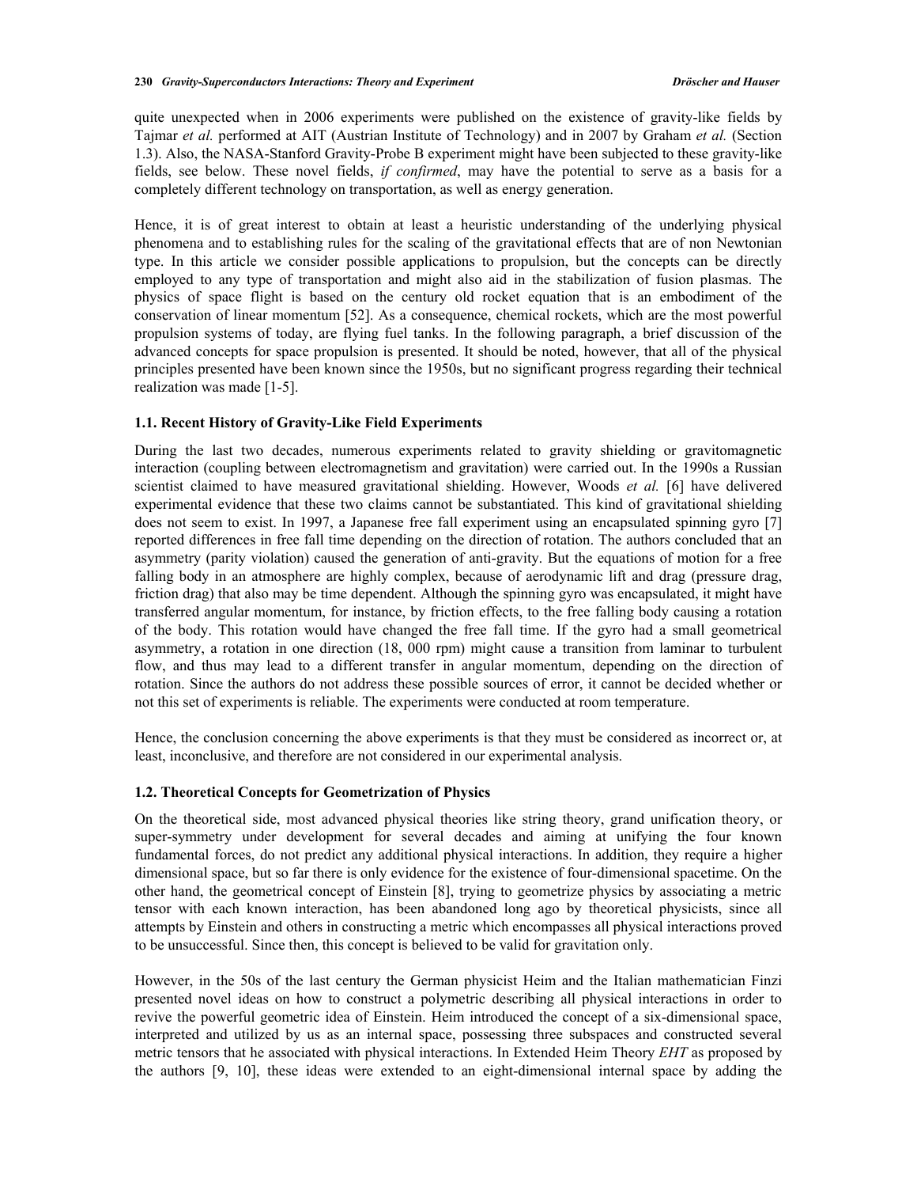quite unexpected when in 2006 experiments were published on the existence of gravity-like fields by Tajmar *et al.* performed at AIT (Austrian Institute of Technology) and in 2007 by Graham *et al.* (Section 1.3). Also, the NASA-Stanford Gravity-Probe B experiment might have been subjected to these gravity-like fields, see below. These novel fields, *if confirmed*, may have the potential to serve as a basis for a completely different technology on transportation, as well as energy generation.

Hence, it is of great interest to obtain at least a heuristic understanding of the underlying physical phenomena and to establishing rules for the scaling of the gravitational effects that are of non Newtonian type. In this article we consider possible applications to propulsion, but the concepts can be directly employed to any type of transportation and might also aid in the stabilization of fusion plasmas. The physics of space flight is based on the century old rocket equation that is an embodiment of the conservation of linear momentum [52]. As a consequence, chemical rockets, which are the most powerful propulsion systems of today, are flying fuel tanks. In the following paragraph, a brief discussion of the advanced concepts for space propulsion is presented. It should be noted, however, that all of the physical principles presented have been known since the 1950s, but no significant progress regarding their technical realization was made [1-5].

### 1.1. Recent History of Gravity-Like Field Experiments

During the last two decades, numerous experiments related to gravity shielding or gravitomagnetic interaction (coupling between electromagnetism and gravitation) were carried out. In the 1990s a Russian scientist claimed to have measured gravitational shielding. However, Woods *et al.* [6] have delivered experimental evidence that these two claims cannot be substantiated. This kind of gravitational shielding does not seem to exist. In 1997, a Japanese free fall experiment using an encapsulated spinning gyro [7] reported differences in free fall time depending on the direction of rotation. The authors concluded that an asymmetry (parity violation) caused the generation of anti-gravity. But the equations of motion for a free falling body in an atmosphere are highly complex, because of aerodynamic lift and drag (pressure drag, friction drag) that also may be time dependent. Although the spinning gyro was encapsulated, it might have transferred angular momentum, for instance, by friction effects, to the free falling body causing a rotation of the body. This rotation would have changed the free fall time. If the gyro had a small geometrical asymmetry, a rotation in one direction (18, 000 rpm) might cause a transition from laminar to turbulent flow, and thus may lead to a different transfer in angular momentum, depending on the direction of rotation. Since the authors do not address these possible sources of error, it cannot be decided whether or not this set of experiments is reliable. The experiments were conducted at room temperature.

Hence, the conclusion concerning the above experiments is that they must be considered as incorrect or, at least, inconclusive, and therefore are not considered in our experimental analysis.

### 1.2. Theoretical Concepts for Geometrization of Physics

On the theoretical side, most advanced physical theories like string theory, grand unification theory, or super-symmetry under development for several decades and aiming at unifying the four known fundamental forces, do not predict any additional physical interactions. In addition, they require a higher dimensional space, but so far there is only evidence for the existence of four-dimensional spacetime. On the other hand, the geometrical concept of Einstein [8], trying to geometrize physics by associating a metric tensor with each known interaction, has been abandoned long ago by theoretical physicists, since all attempts by Einstein and others in constructing a metric which encompasses all physical interactions proved to be unsuccessful. Since then, this concept is believed to be valid for gravitation only.

However, in the 50s of the last century the German physicist Heim and the Italian mathematician Finzi presented novel ideas on how to construct a polymetric describing all physical interactions in order to revive the powerful geometric idea of Einstein. Heim introduced the concept of a six-dimensional space, interpreted and utilized by us as an internal space, possessing three subspaces and constructed several metric tensors that he associated with physical interactions. In Extended Heim Theory *EHT* as proposed by the authors [9, 10], these ideas were extended to an eight-dimensional internal space by adding the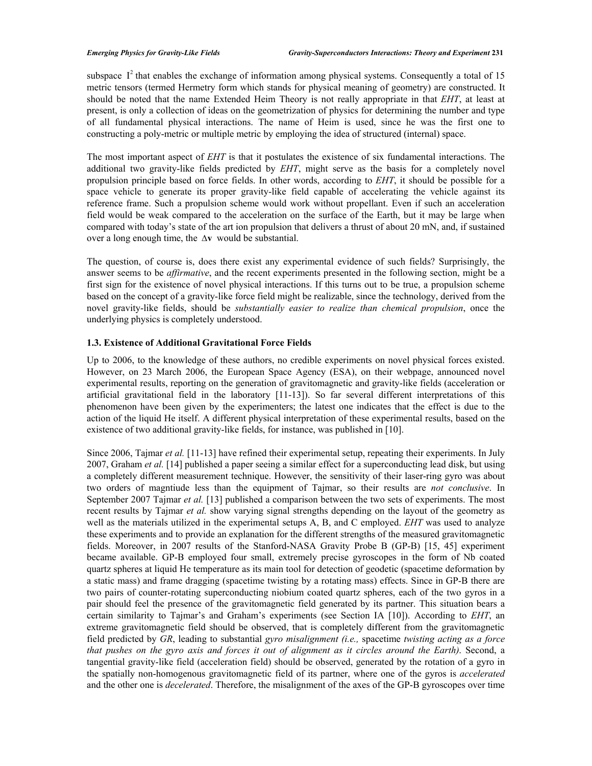subspace $I^2$ that enables the exchange of information among physical systems. Consequently a total of 15 metric tensors (termed Hermetry form which stands for physical meaning of geometry) are constructed. It should be noted that the name Extended Heim Theory is not really appropriate in that *EHT*, at least at present, is only a collection of ideas on the geometrization of physics for determining the number and type of all fundamental physical interactions. The name of Heim is used, since he was the first one to constructing a poly-metric or multiple metric by employing the idea of structured (internal) space.

The most important aspect of *EHT* is that it postulates the existence of six fundamental interactions. The additional two gravity-like fields predicted by *EHT*, might serve as the basis for a completely novel propulsion principle based on force fields. In other words, according to *EHT*, it should be possible for a space vehicle to generate its proper gravity-like field capable of accelerating the vehicle against its reference frame. Such a propulsion scheme would work without propellant. Even if such an acceleration field would be weak compared to the acceleration on the surface of the Earth, but it may be large when compared with today's state of the art ion propulsion that delivers a thrust of about 20 mN, and, if sustained over a long enough time, the $\Delta\mathbf{v}$ would be substantial.

The question, of course is, does there exist any experimental evidence of such fields? Surprisingly, the answer seems to be *affirmative*, and the recent experiments presented in the following section, might be a first sign for the existence of novel physical interactions. If this turns out to be true, a propulsion scheme based on the concept of a gravity-like force field might be realizable, since the technology, derived from the novel gravity-like fields, should be *substantially easier to realize than chemical propulsion*, once the underlying physics is completely understood.

### 1.3. Existence of Additional Gravitational Force Fields

Up to 2006, to the knowledge of these authors, no credible experiments on novel physical forces existed. However, on 23 March 2006, the European Space Agency (ESA), on their webpage, announced novel experimental results, reporting on the generation of gravitomagnetic and gravity-like fields (acceleration or artificial gravitational field in the laboratory [11-13]). So far several different interpretations of this phenomenon have been given by the experimenters; the latest one indicates that the effect is due to the action of the liquid He itself. A different physical interpretation of these experimental results, based on the existence of two additional gravity-like fields, for instance, was published in [10].

Since 2006, Tajmar *et al.* [11-13] have refined their experimental setup, repeating their experiments. In July 2007, Graham *et al.* [14] published a paper seeing a similar effect for a superconducting lead disk, but using a completely different measurement technique. However, the sensitivity of their laser-ring gyro was about two orders of magntiude less than the equipment of Tajmar, so their results are *not conclusive*. In September 2007 Tajmar *et al.* [13] published a comparison between the two sets of experiments. The most recent results by Tajmar *et al.* show varying signal strengths depending on the layout of the geometry as well as the materials utilized in the experimental setups A, B, and C employed. *EHT* was used to analyze these experiments and to provide an explanation for the different strengths of the measured gravitomagnetic fields. Moreover, in 2007 results of the Stanford-NASA Gravity Probe B (GP-B) [15, 45] experiment became available. GP-B employed four small, extremely precise gyroscopes in the form of Nb coated quartz spheres at liquid He temperature as its main tool for detection of geodetic (spacetime deformation by a static mass) and frame dragging (spacetime twisting by a rotating mass) effects. Since in GP-B there are two pairs of counter-rotating superconducting niobium coated quartz spheres, each of the two gyros in a pair should feel the presence of the gravitomagnetic field generated by its partner. This situation bears a certain similarity to Tajmar's and Graham's experiments (see Section IA [10]). According to *EHT*, an extreme gravitomagnetic field should be observed, that is completely different from the gravitomagnetic field predicted by *GR*, leading to substantial *gyro misalignment (i.e.,* spacetime *twisting acting as a force that pushes on the gyro axis and forces it out of alignment as it circles around the Earth)*. Second, a tangential gravity-like field (acceleration field) should be observed, generated by the rotation of a gyro in the spatially non-homogenous gravitomagnetic field of its partner, where one of the gyros is *accelerated* and the other one is *decelerated*. Therefore, the misalignment of the axes of the GP-B gyroscopes over time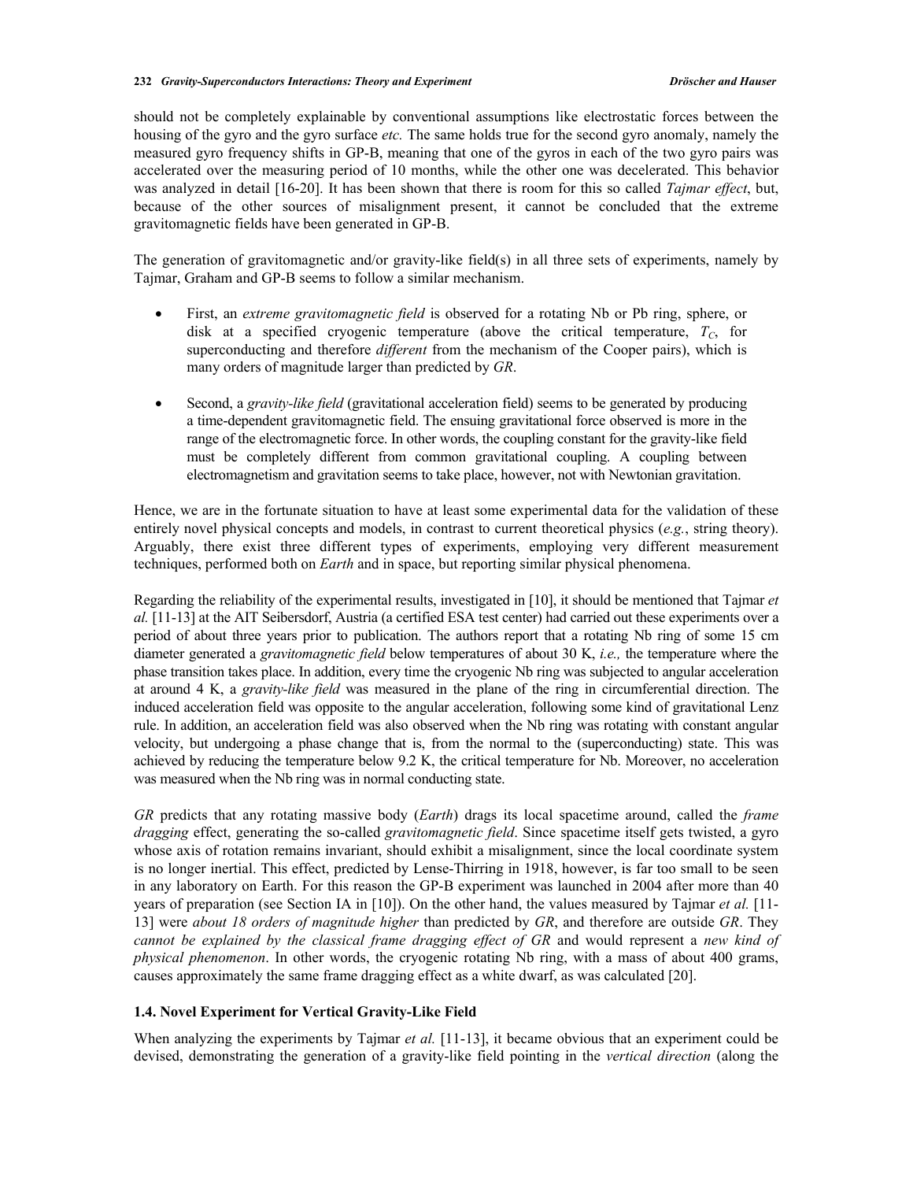should not be completely explainable by conventional assumptions like electrostatic forces between the housing of the gyro and the gyro surface *etc.* The same holds true for the second gyro anomaly, namely the measured gyro frequency shifts in GP-B, meaning that one of the gyros in each of the two gyro pairs was accelerated over the measuring period of 10 months, while the other one was decelerated. This behavior was analyzed in detail [16-20]. It has been shown that there is room for this so called *Tajmar effect*, but, because of the other sources of misalignment present, it cannot be concluded that the extreme gravitomagnetic fields have been generated in GP-B.

The generation of gravitomagnetic and/or gravity-like field(s) in all three sets of experiments, namely by Tajmar, Graham and GP-B seems to follow a similar mechanism.

- First, an *extreme gravitomagnetic field* is observed for a rotating Nb or Pb ring, sphere, or disk at a specified cryogenic temperature (above the critical temperature, $T_C$, for superconducting and therefore *different* from the mechanism of the Cooper pairs), which is many orders of magnitude larger than predicted by *GR*.
- Second, a *gravity-like field* (gravitational acceleration field) seems to be generated by producing a time-dependent gravitomagnetic field. The ensuing gravitational force observed is more in the range of the electromagnetic force. In other words, the coupling constant for the gravity-like field must be completely different from common gravitational coupling. A coupling between electromagnetism and gravitation seems to take place, however, not with Newtonian gravitation.

Hence, we are in the fortunate situation to have at least some experimental data for the validation of these entirely novel physical concepts and models, in contrast to current theoretical physics (*e.g.*, string theory). Arguably, there exist three different types of experiments, employing very different measurement techniques, performed both on *Earth* and in space, but reporting similar physical phenomena.

Regarding the reliability of the experimental results, investigated in [10], it should be mentioned that Tajmar *et al.* [11-13] at the AIT Seibersdorf, Austria (a certified ESA test center) had carried out these experiments over a period of about three years prior to publication. The authors report that a rotating Nb ring of some 15 cm diameter generated a *gravitomagnetic field* below temperatures of about 30 K, *i.e.,* the temperature where the phase transition takes place. In addition, every time the cryogenic Nb ring was subjected to angular acceleration at around 4 K, a *gravity-like field* was measured in the plane of the ring in circumferential direction. The induced acceleration field was opposite to the angular acceleration, following some kind of gravitational Lenz rule. In addition, an acceleration field was also observed when the Nb ring was rotating with constant angular velocity, but undergoing a phase change that is, from the normal to the (superconducting) state. This was achieved by reducing the temperature below 9.2 K, the critical temperature for Nb. Moreover, no acceleration was measured when the Nb ring was in normal conducting state.

*GR* predicts that any rotating massive body (*Earth*) drags its local spacetime around, called the *frame dragging* effect, generating the so-called *gravitomagnetic field*. Since spacetime itself gets twisted, a gyro whose axis of rotation remains invariant, should exhibit a misalignment, since the local coordinate system is no longer inertial. This effect, predicted by Lense-Thirring in 1918, however, is far too small to be seen in any laboratory on Earth. For this reason the GP-B experiment was launched in 2004 after more than 40 years of preparation (see Section IA in [10]). On the other hand, the values measured by Tajmar *et al.* [11-13] were *about 18 orders of magnitude higher* than predicted by *GR*, and therefore are outside *GR*. They *cannot be explained by the classical frame dragging effect of GR* and would represent a *new kind of physical phenomenon*. In other words, the cryogenic rotating Nb ring, with a mass of about 400 grams, causes approximately the same frame dragging effect as a white dwarf, as was calculated [20].

### 1.4. Novel Experiment for Vertical Gravity-Like Field

When analyzing the experiments by Tajmar *et al.* [11-13], it became obvious that an experiment could be devised, demonstrating the generation of a gravity-like field pointing in the *vertical direction* (along the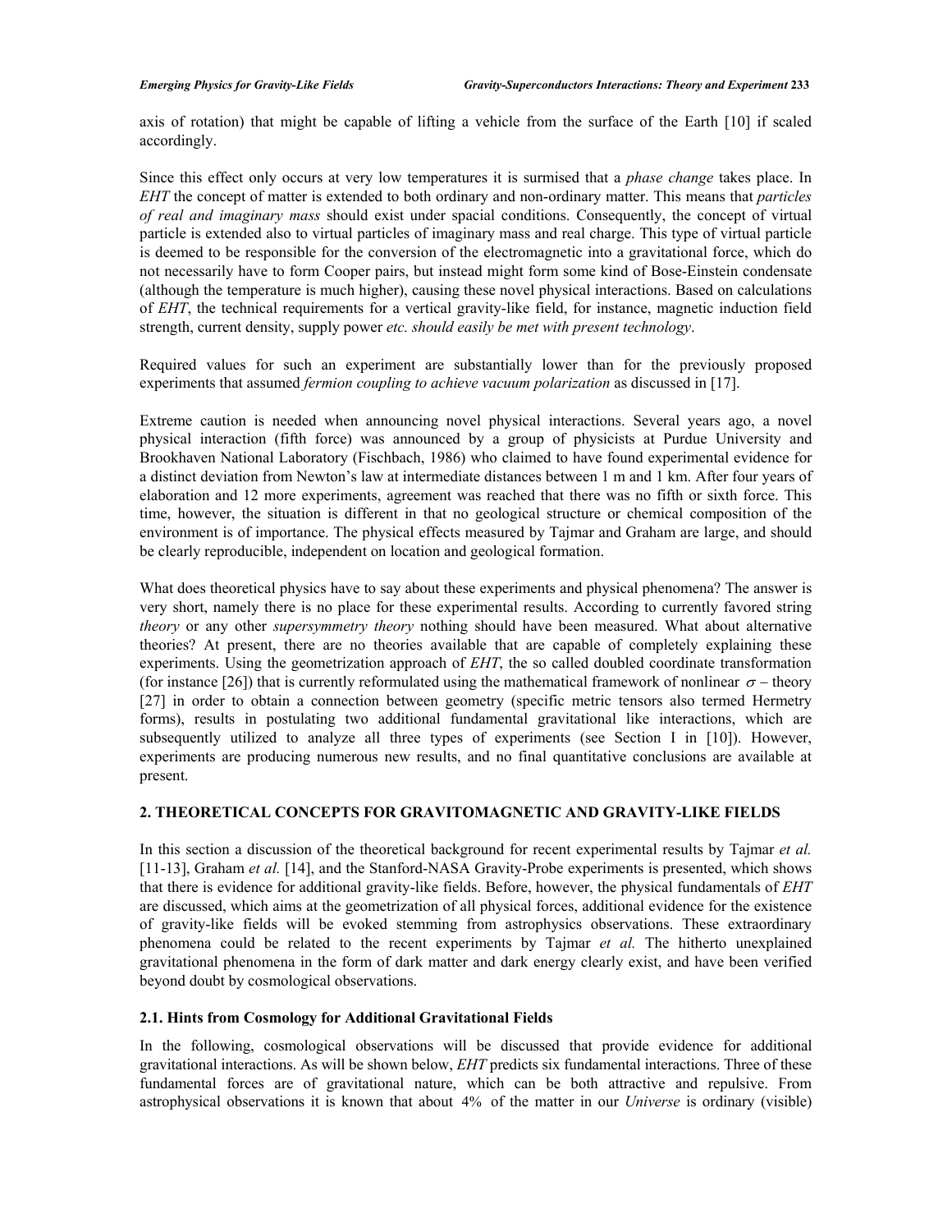axis of rotation) that might be capable of lifting a vehicle from the surface of the Earth [10] if scaled accordingly.

Since this effect only occurs at very low temperatures it is surmised that a *phase change* takes place. In *EHT* the concept of matter is extended to both ordinary and non-ordinary matter. This means that *particles of real and imaginary mass* should exist under spacial conditions. Consequently, the concept of virtual particle is extended also to virtual particles of imaginary mass and real charge. This type of virtual particle is deemed to be responsible for the conversion of the electromagnetic into a gravitational force, which do not necessarily have to form Cooper pairs, but instead might form some kind of Bose-Einstein condensate (although the temperature is much higher), causing these novel physical interactions. Based on calculations of *EHT*, the technical requirements for a vertical gravity-like field, for instance, magnetic induction field strength, current density, supply power *etc. should easily be met with present technology*.

Required values for such an experiment are substantially lower than for the previously proposed experiments that assumed *fermion coupling to achieve vacuum polarization* as discussed in [17].

Extreme caution is needed when announcing novel physical interactions. Several years ago, a novel physical interaction (fifth force) was announced by a group of physicists at Purdue University and Brookhaven National Laboratory (Fischbach, 1986) who claimed to have found experimental evidence for a distinct deviation from Newton's law at intermediate distances between 1 m and 1 km. After four years of elaboration and 12 more experiments, agreement was reached that there was no fifth or sixth force. This time, however, the situation is different in that no geological structure or chemical composition of the environment is of importance. The physical effects measured by Tajmar and Graham are large, and should be clearly reproducible, independent on location and geological formation.

What does theoretical physics have to say about these experiments and physical phenomena? The answer is very short, namely there is no place for these experimental results. According to currently favored string *theory* or any other *supersymmetry theory* nothing should have been measured. What about alternative theories? At present, there are no theories available that are capable of completely explaining these experiments. Using the geometrization approach of *EHT*, the so called doubled coordinate transformation (for instance [26]) that is currently reformulated using the mathematical framework of nonlinear $\sigma$ – theory [27] in order to obtain a connection between geometry (specific metric tensors also termed Hermetry forms), results in postulating two additional fundamental gravitational like interactions, which are subsequently utilized to analyze all three types of experiments (see Section I in [10]). However, experiments are producing numerous new results, and no final quantitative conclusions are available at present.

## 2. THEORETICAL CONCEPTS FOR GRAVITOMAGNETIC AND GRAVITY-LIKE FIELDS

In this section a discussion of the theoretical background for recent experimental results by Tajmar *et al.* [11-13], Graham *et al.* [14], and the Stanford-NASA Gravity-Probe experiments is presented, which shows that there is evidence for additional gravity-like fields. Before, however, the physical fundamentals of *EHT* are discussed, which aims at the geometrization of all physical forces, additional evidence for the existence of gravity-like fields will be evoked stemming from astrophysics observations. These extraordinary phenomena could be related to the recent experiments by Tajmar *et al.* The hitherto unexplained gravitational phenomena in the form of dark matter and dark energy clearly exist, and have been verified beyond doubt by cosmological observations.

### 2.1. Hints from Cosmology for Additional Gravitational Fields

In the following, cosmological observations will be discussed that provide evidence for additional gravitational interactions. As will be shown below, *EHT* predicts six fundamental interactions. Three of these fundamental forces are of gravitational nature, which can be both attractive and repulsive. From astrophysical observations it is known that about 4% of the matter in our *Universe* is ordinary (visible)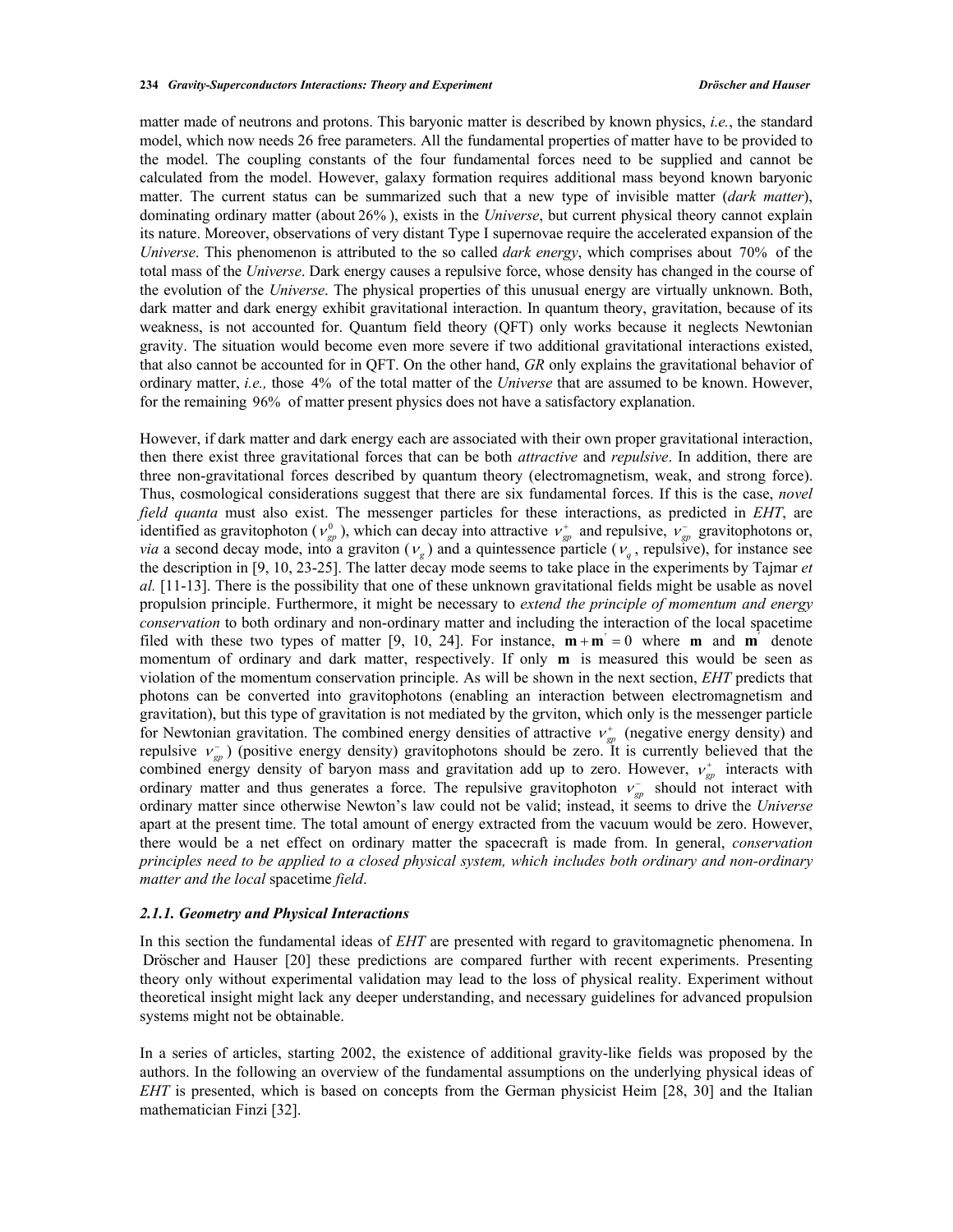matter made of neutrons and protons. This baryonic matter is described by known physics, *i.e.*, the standard model, which now needs 26 free parameters. All the fundamental properties of matter have to be provided to the model. The coupling constants of the four fundamental forces need to be supplied and cannot be calculated from the model. However, galaxy formation requires additional mass beyond known baryonic matter. The current status can be summarized such that a new type of invisible matter (*dark matter*), dominating ordinary matter (about 26%), exists in the *Universe*, but current physical theory cannot explain its nature. Moreover, observations of very distant Type I supernovae require the accelerated expansion of the *Universe*. This phenomenon is attributed to the so called *dark energy*, which comprises about 70% of the total mass of the *Universe*. Dark energy causes a repulsive force, whose density has changed in the course of the evolution of the *Universe*. The physical properties of this unusual energy are virtually unknown. Both, dark matter and dark energy exhibit gravitational interaction. In quantum theory, gravitation, because of its weakness, is not accounted for. Quantum field theory (QFT) only works because it neglects Newtonian gravity. The situation would become even more severe if two additional gravitational interactions existed, that also cannot be accounted for in QFT. On the other hand, *GR* only explains the gravitational behavior of ordinary matter, *i.e.,* those 4% of the total matter of the *Universe* that are assumed to be known. However, for the remaining 96% of matter present physics does not have a satisfactory explanation.

However, if dark matter and dark energy each are associated with their own proper gravitational interaction, then there exist three gravitational forces that can be both *attractive* and *repulsive*. In addition, there are three non-gravitational forces described by quantum theory (electromagnetism, weak, and strong force). Thus, cosmological considerations suggest that there are six fundamental forces. If this is the case, *novel field quanta* must also exist. The messenger particles for these interactions, as predicted in *EHT*, are identified as gravitophoton ($\nu_{gp}^0$), which can decay into attractive $\nu_{gp}^+$ and repulsive, $\nu_{gp}^-$ gravitophotons or, *via* a second decay mode, into a graviton ($\nu_g$) and a quintessence particle ($\nu_q$, repulsive), for instance see the description in [9, 10, 23-25]. The latter decay mode seems to take place in the experiments by Tajmar *et al.* [11-13]. There is the possibility that one of these unknown gravitational fields might be usable as novel propulsion principle. Furthermore, it might be necessary to *extend the principle of momentum and energy conservation* to both ordinary and non-ordinary matter and including the interaction of the local spacetime filed with these two types of matter [9, 10, 24]. For instance, $\mathbf{m}+\mathbf{m}'=0$ where $\mathbf{m}$ and $\mathbf{m}'$ denote momentum of ordinary and dark matter, respectively. If only $\mathbf{m}$ is measured this would be seen as violation of the momentum conservation principle. As will be shown in the next section, *EHT* predicts that photons can be converted into gravitophotons (enabling an interaction between electromagnetism and gravitation), but this type of gravitation is not mediated by the grviton, which only is the messenger particle for Newtonian gravitation. The combined energy densities of attractive $\nu_{gp}^+$ (negative energy density) and repulsive $\nu_{gp}^-$) (positive energy density) gravitophotons should be zero. It is currently believed that the combined energy density of baryon mass and gravitation add up to zero. However, $\nu_{gp}^+$ interacts with ordinary matter and thus generates a force. The repulsive gravitophoton $\nu_{gp}^-$ should not interact with ordinary matter since otherwise Newton's law could not be valid; instead, it seems to drive the *Universe* apart at the present time. The total amount of energy extracted from the vacuum would be zero. However, there would be a net effect on ordinary matter the spacecraft is made from. In general, *conservation principles need to be applied to a closed physical system, which includes both ordinary and non-ordinary matter and the local* spacetime *field*.

### *2.1.1. Geometry and Physical Interactions*

In this section the fundamental ideas of *EHT* are presented with regard to gravitomagnetic phenomena. In Dröscher and Hauser [20] these predictions are compared further with recent experiments. Presenting theory only without experimental validation may lead to the loss of physical reality. Experiment without theoretical insight might lack any deeper understanding, and necessary guidelines for advanced propulsion systems might not be obtainable.

In a series of articles, starting 2002, the existence of additional gravity-like fields was proposed by the authors. In the following an overview of the fundamental assumptions on the underlying physical ideas of *EHT* is presented, which is based on concepts from the German physicist Heim [28, 30] and the Italian mathematician Finzi [32].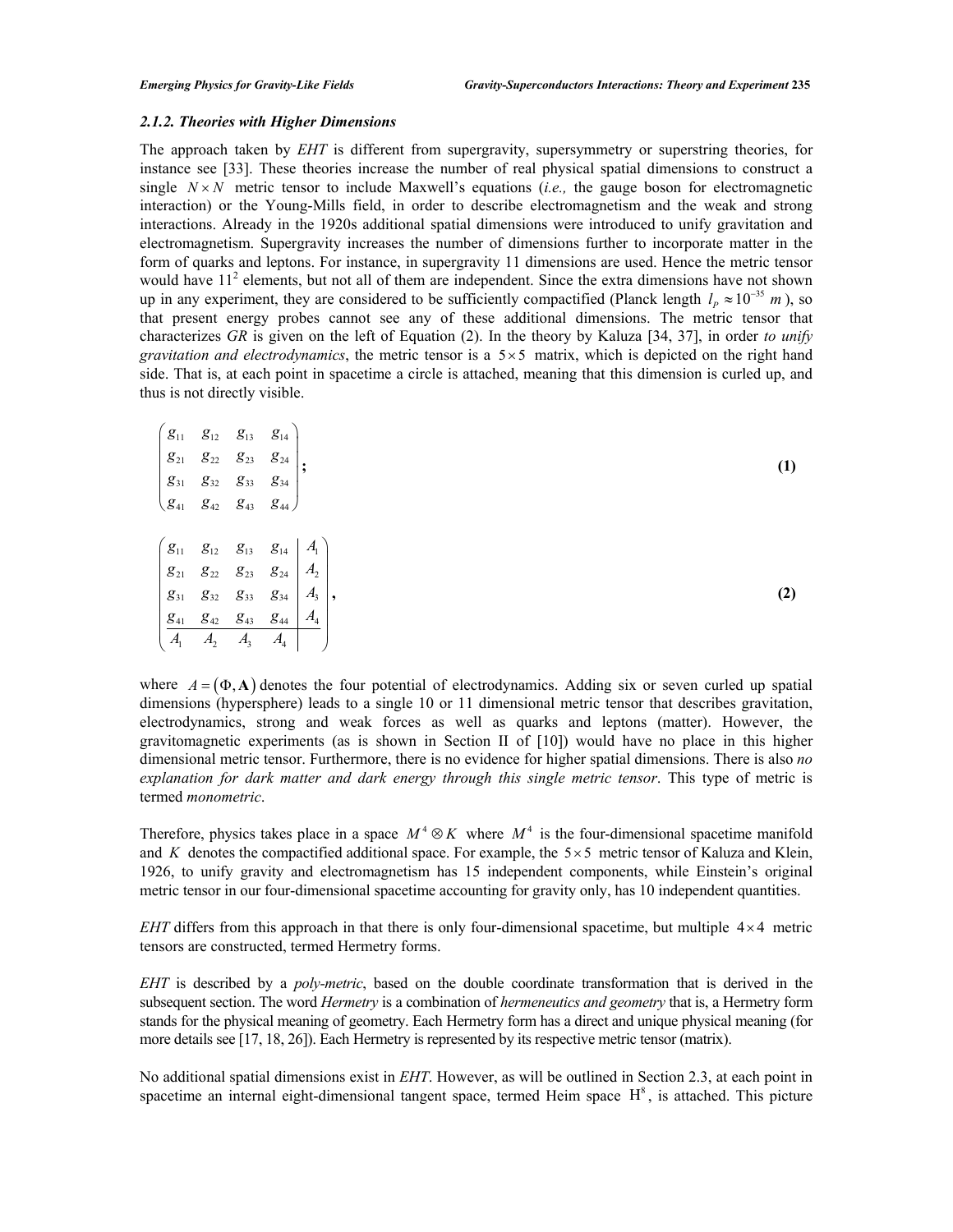### *2.1.2. Theories with Higher Dimensions*

The approach taken by *EHT* is different from supergravity, supersymmetry or superstring theories, for instance see [33]. These theories increase the number of real physical spatial dimensions to construct a single $N \times N$ metric tensor to include Maxwell's equations (*i.e.,* the gauge boson for electromagnetic interaction) or the Young-Mills field, in order to describe electromagnetism and the weak and strong interactions. Already in the 1920s additional spatial dimensions were introduced to unify gravitation and electromagnetism. Supergravity increases the number of dimensions further to incorporate matter in the form of quarks and leptons. For instance, in supergravity 11 dimensions are used. Hence the metric tensor would have $11^2$ elements, but not all of them are independent. Since the extra dimensions have not shown up in any experiment, they are considered to be sufficiently compactified (Planck length $l_P \approx 10^{-35}\ m$), so that present energy probes cannot see any of these additional dimensions. The metric tensor that characterizes *GR* is given on the left of Equation (2). In the theory by Kaluza [34, 37], in order *to unify gravitation and electrodynamics*, the metric tensor is a $5 \times 5$ matrix, which is depicted on the right hand side. That is, at each point in spacetime a circle is attached, meaning that this dimension is curled up, and thus is not directly visible.

$$\begin{pmatrix} g_{11} & g_{12} & g_{13} & g_{14} \\ g_{21} & g_{22} & g_{23} & g_{24} \\ g_{31} & g_{32} & g_{33} & g_{34} \\ g_{41} & g_{42} & g_{43} & g_{44} \end{pmatrix}; \tag{1}$$

$$\left(\begin{array}{cccc|c} g_{11} & g_{12} & g_{13} & g_{14} & A_1 \\ g_{21} & g_{22} & g_{23} & g_{24} & A_2 \\ g_{31} & g_{32} & g_{33} & g_{34} & A_3 \\ g_{41} & g_{42} & g_{43} & g_{44} & A_4 \\ \hline A_1 & A_2 & A_3 & A_4 & \end{array}\right), \tag{2}$$

where $A = (\Phi, \mathbf{A})$ denotes the four potential of electrodynamics. Adding six or seven curled up spatial dimensions (hypersphere) leads to a single 10 or 11 dimensional metric tensor that describes gravitation, electrodynamics, strong and weak forces as well as quarks and leptons (matter). However, the gravitomagnetic experiments (as is shown in Section II of [10]) would have no place in this higher dimensional metric tensor. Furthermore, there is no evidence for higher spatial dimensions. There is also *no explanation for dark matter and dark energy through this single metric tensor*. This type of metric is termed *monometric*.

Therefore, physics takes place in a space $M^4 \otimes K$ where $M^4$ is the four-dimensional spacetime manifold and $K$ denotes the compactified additional space. For example, the $5 \times 5$ metric tensor of Kaluza and Klein, 1926, to unify gravity and electromagnetism has 15 independent components, while Einstein's original metric tensor in our four-dimensional spacetime accounting for gravity only, has 10 independent quantities.

*EHT* differs from this approach in that there is only four-dimensional spacetime, but multiple $4 \times 4$ metric tensors are constructed, termed Hermetry forms.

*EHT* is described by a *poly-metric*, based on the double coordinate transformation that is derived in the subsequent section. The word *Hermetry* is a combination of *hermeneutics and geometry* that is, a Hermetry form stands for the physical meaning of geometry. Each Hermetry form has a direct and unique physical meaning (for more details see [17, 18, 26]). Each Hermetry is represented by its respective metric tensor (matrix).

No additional spatial dimensions exist in *EHT*. However, as will be outlined in Section 2.3, at each point in spacetime an internal eight-dimensional tangent space, termed Heim space $\mathrm{H}^8$, is attached. This picture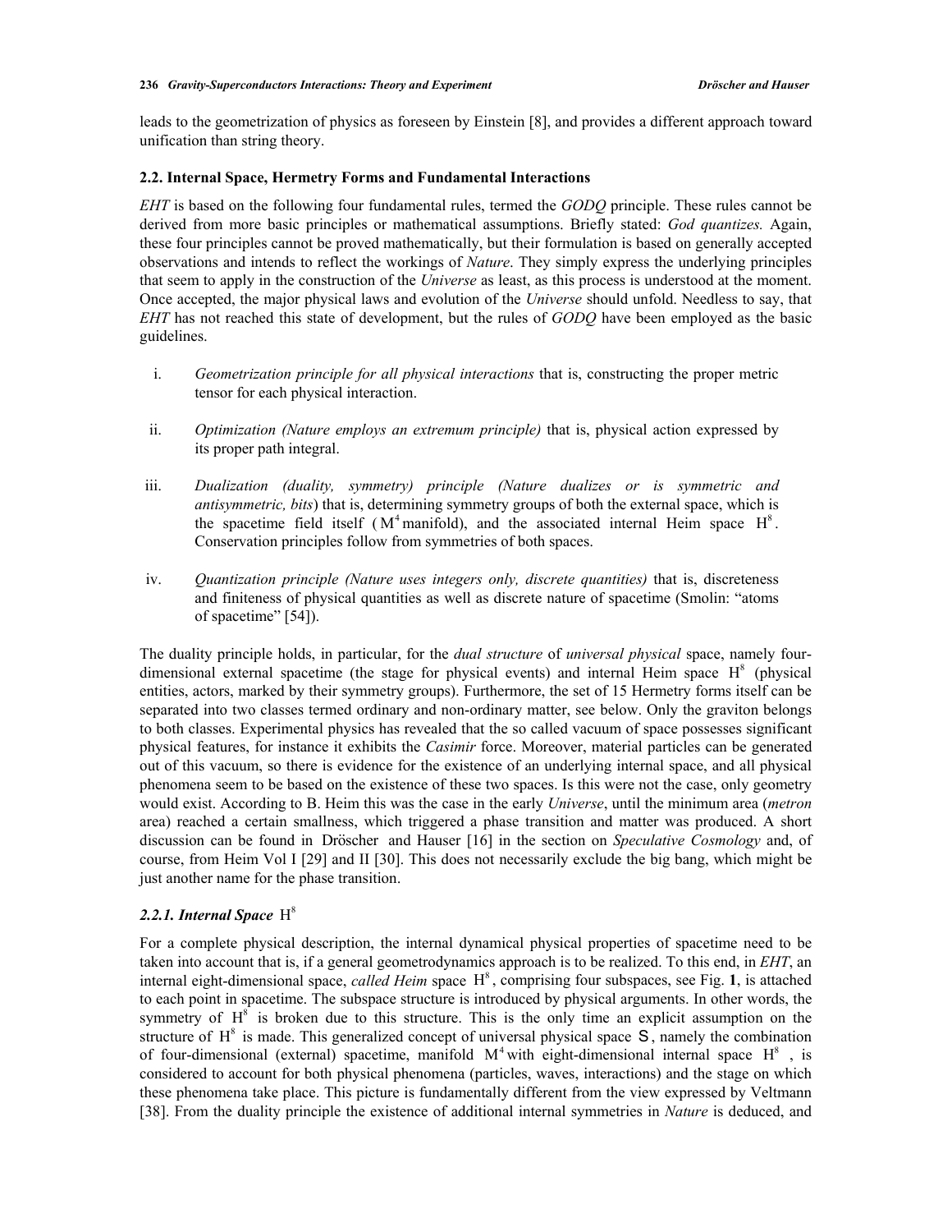leads to the geometrization of physics as foreseen by Einstein [8], and provides a different approach toward unification than string theory.

### 2.2. Internal Space, Hermetry Forms and Fundamental Interactions

*EHT* is based on the following four fundamental rules, termed the *GODQ* principle. These rules cannot be derived from more basic principles or mathematical assumptions. Briefly stated: *God quantizes.* Again, these four principles cannot be proved mathematically, but their formulation is based on generally accepted observations and intends to reflect the workings of *Nature*. They simply express the underlying principles that seem to apply in the construction of the *Universe* as least, as this process is understood at the moment. Once accepted, the major physical laws and evolution of the *Universe* should unfold. Needless to say, that *EHT* has not reached this state of development, but the rules of *GODQ* have been employed as the basic guidelines.

i. *Geometrization principle for all physical interactions* that is, constructing the proper metric tensor for each physical interaction.

ii. *Optimization (Nature employs an extremum principle)* that is, physical action expressed by its proper path integral.

iii. *Dualization (duality, symmetry) principle (Nature dualizes or is symmetric and antisymmetric, bits)* that is, determining symmetry groups of both the external space, which is the spacetime field itself ($M^4$ manifold), and the associated internal Heim space $H^8$. Conservation principles follow from symmetries of both spaces.

iv. *Quantization principle (Nature uses integers only, discrete quantities)* that is, discreteness and finiteness of physical quantities as well as discrete nature of spacetime (Smolin: "atoms of spacetime" [54]).

The duality principle holds, in particular, for the *dual structure* of *universal physical* space, namely four-dimensional external spacetime (the stage for physical events) and internal Heim space $H^8$ (physical entities, actors, marked by their symmetry groups). Furthermore, the set of 15 Hermetry forms itself can be separated into two classes termed ordinary and non-ordinary matter, see below. Only the graviton belongs to both classes. Experimental physics has revealed that the so called vacuum of space possesses significant physical features, for instance it exhibits the *Casimir* force. Moreover, material particles can be generated out of this vacuum, so there is evidence for the existence of an underlying internal space, and all physical phenomena seem to be based on the existence of these two spaces. Is this were not the case, only geometry would exist. According to B. Heim this was the case in the early *Universe*, until the minimum area (*metron* area) reached a certain smallness, which triggered a phase transition and matter was produced. A short discussion can be found in Dröscher and Hauser [16] in the section on *Speculative Cosmology* and, of course, from Heim Vol I [29] and II [30]. This does not necessarily exclude the big bang, which might be just another name for the phase transition.

#### 2.2.1. Internal Space $H^8$

For a complete physical description, the internal dynamical physical properties of spacetime need to be taken into account that is, if a general geometrodynamics approach is to be realized. To this end, in *EHT*, an internal eight-dimensional space, *called Heim* space $H^8$, comprising four subspaces, see Fig. **1**, is attached to each point in spacetime. The subspace structure is introduced by physical arguments. In other words, the symmetry of $H^8$ is broken due to this structure. This is the only time an explicit assumption on the structure of $H^8$ is made. This generalized concept of universal physical space $S$, namely the combination of four-dimensional (external) spacetime, manifold $M^4$ with eight-dimensional internal space $H^8$, is considered to account for both physical phenomena (particles, waves, interactions) and the stage on which these phenomena take place. This picture is fundamentally different from the view expressed by Veltmann [38]. From the duality principle the existence of additional internal symmetries in *Nature* is deduced, and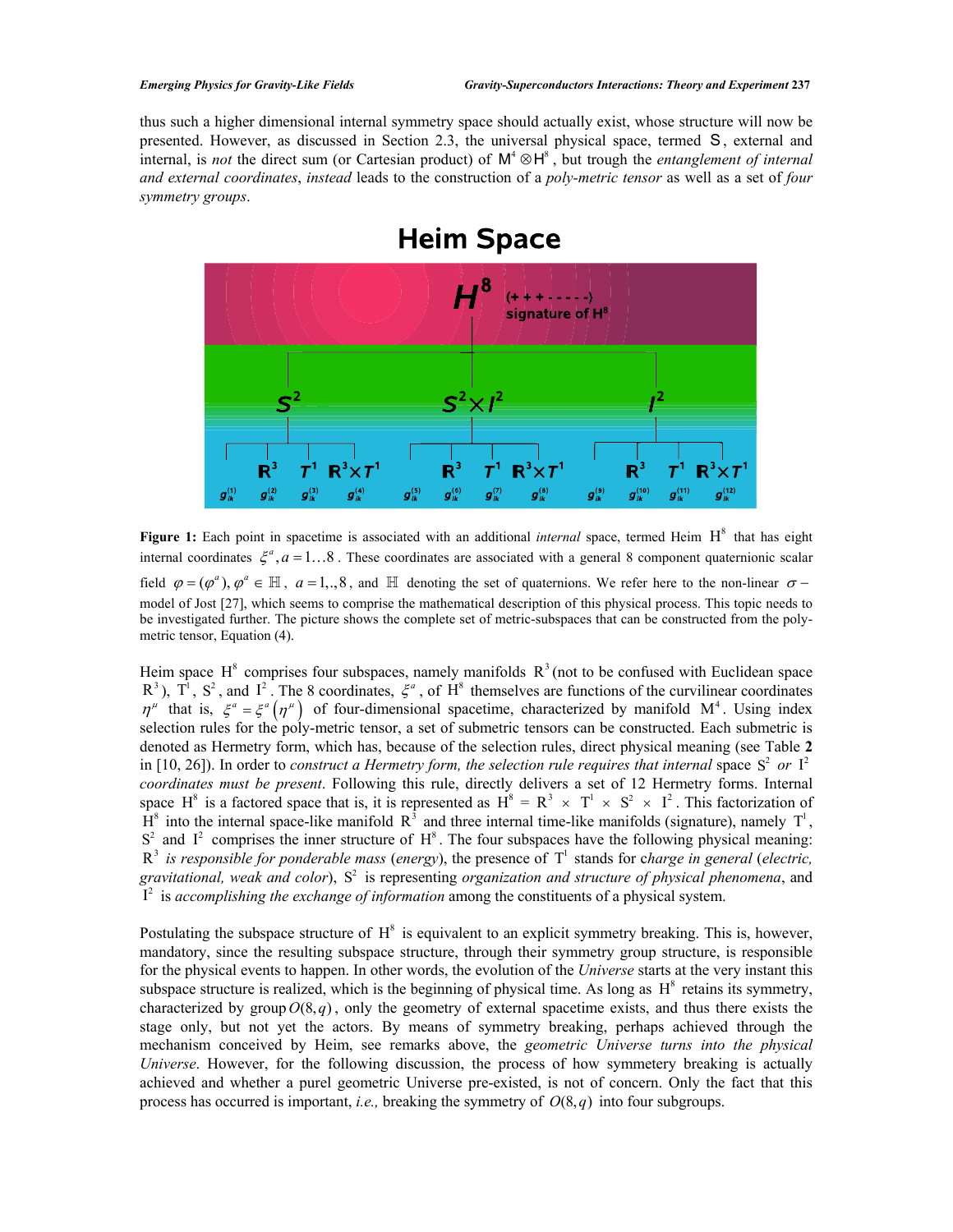thus such a higher dimensional internal symmetry space should actually exist, whose structure will now be presented. However, as discussed in Section 2.3, the universal physical space, termed $\mathsf{S}$, external and internal, is *not* the direct sum (or Cartesian product) of $\mathsf{M}^4 \otimes \mathsf{H}^8$, but trough the *entanglement of internal and external coordinates*, *instead* leads to the construction of a *poly-metric tensor* as well as a set of *four symmetry groups*.

**Figure 1:** Each point in spacetime is associated with an additional *internal* space, termed Heim $\mathrm{H}^8$ that has eight internal coordinates $\xi^a, a = 1\ldots 8$. These coordinates are associated with a general 8 component quaternionic scalar field $\varphi = (\varphi^a), \varphi^a \in \mathbb{H}$, $a = 1,.,8$, and $\mathbb{H}$ denoting the set of quaternions. We refer here to the non-linear $\sigma-$ model of Jost [27], which seems to comprise the mathematical description of this physical process. This topic needs to be investigated further. The picture shows the complete set of metric-subspaces that can be constructed from the poly-metric tensor, Equation (4).

Heim space $\mathrm{H}^8$ comprises four subspaces, namely manifolds $\mathrm{R}^3$ (not to be confused with Euclidean space $\mathrm{R}^3$), $\mathrm{T}^1$, $\mathrm{S}^2$, and $\mathrm{I}^2$. The 8 coordinates, $\xi^a$, of $\mathrm{H}^8$ themselves are functions of the curvilinear coordinates $\eta^\mu$ that is, $\xi^a = \xi^a(\eta^\mu)$ of four-dimensional spacetime, characterized by manifold $\mathrm{M}^4$. Using index selection rules for the poly-metric tensor, a set of submetric tensors can be constructed. Each submetric is denoted as Hermetry form, which has, because of the selection rules, direct physical meaning (see Table **2** in [10, 26]). In order to *construct a Hermetry form, the selection rule requires that internal* space $\mathrm{S}^2$ *or* $\mathrm{I}^2$ *coordinates must be present*. Following this rule, directly delivers a set of 12 Hermetry forms. Internal space $\mathrm{H}^8$ is a factored space that is, it is represented as $\mathrm{H}^8 = \mathrm{R}^3 \times \mathrm{T}^1 \times \mathrm{S}^2 \times \mathrm{I}^2$. This factorization of $\mathrm{H}^8$ into the internal space-like manifold $\mathrm{R}^3$ and three internal time-like manifolds (signature), namely $\mathrm{T}^1$, $\mathrm{S}^2$ and $\mathrm{I}^2$ comprises the inner structure of $\mathrm{H}^8$. The four subspaces have the following physical meaning: $\mathrm{R}^3$ *is responsible for ponderable mass* (*energy*), the presence of $\mathrm{T}^1$ stands for c*harge in general* (*electric, gravitational, weak and color*), $\mathrm{S}^2$ is representing *organization and structure of physical phenomena*, and $\mathrm{I}^2$ is *accomplishing the exchange of information* among the constituents of a physical system.

Postulating the subspace structure of $\mathrm{H}^8$ is equivalent to an explicit symmetry breaking. This is, however, mandatory, since the resulting subspace structure, through their symmetry group structure, is responsible for the physical events to happen. In other words, the evolution of the *Universe* starts at the very instant this subspace structure is realized, which is the beginning of physical time. As long as $\mathrm{H}^8$ retains its symmetry, characterized by group $O(8,q)$, only the geometry of external spacetime exists, and thus there exists the stage only, but not yet the actors. By means of symmetry breaking, perhaps achieved through the mechanism conceived by Heim, see remarks above, the *geometric Universe turns into the physical Universe*. However, for the following discussion, the process of how symmetry breaking is actually achieved and whether a purel geometric Universe pre-existed, is not of concern. Only the fact that this process has occurred is important, *i.e.,* breaking the symmetry of $O(8,q)$ into four subgroups.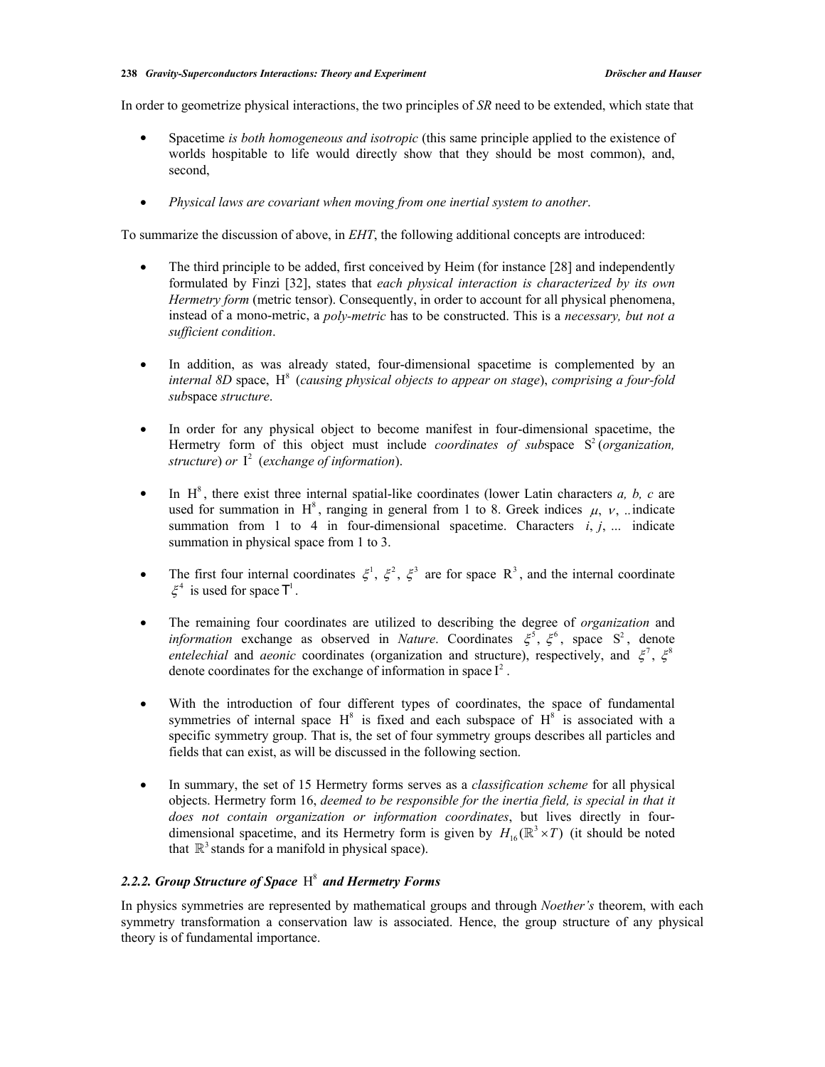In order to geometrize physical interactions, the two principles of *SR* need to be extended, which state that

- Spacetime *is both homogeneous and isotropic* (this same principle applied to the existence of worlds hospitable to life would directly show that they should be most common), and, second,

- *Physical laws are covariant when moving from one inertial system to another*.

To summarize the discussion of above, in *EHT*, the following additional concepts are introduced:

- The third principle to be added, first conceived by Heim (for instance [28] and independently formulated by Finzi [32], states that *each physical interaction is characterized by its own Hermetry form* (metric tensor). Consequently, in order to account for all physical phenomena, instead of a mono-metric, a *poly-metric* has to be constructed. This is a *necessary, but not a sufficient condition*.

- In addition, as was already stated, four-dimensional spacetime is complemented by an *internal 8D* space, $\mathrm{H}^8$ (*causing physical objects to appear on stage*), *comprising a four-fold sub*space *structure*.

- In order for any physical object to become manifest in four-dimensional spacetime, the Hermetry form of this object must include *coordinates of sub*space $\mathrm{S}^2$ (*organization, structure*) *or* $\mathrm{I}^2$ (*exchange of information*).

- In $\mathrm{H}^8$, there exist three internal spatial-like coordinates (lower Latin characters *a, b, c* are used for summation in $\mathrm{H}^8$, ranging in general from 1 to 8. Greek indices $\mu$, $\nu$, .. indicate summation from 1 to 4 in four-dimensional spacetime. Characters *i*, *j*, ... indicate summation in physical space from 1 to 3.

- The first four internal coordinates $\xi^1$, $\xi^2$, $\xi^3$ are for space $\mathrm{R}^3$, and the internal coordinate $\xi^4$ is used for space $\mathrm{T}^1$.

- The remaining four coordinates are utilized to describing the degree of *organization* and *information* exchange as observed in *Nature*. Coordinates $\xi^5$, $\xi^6$, space $\mathrm{S}^2$, denote *entelechial* and *aeonic* coordinates (organization and structure), respectively, and $\xi^7$, $\xi^8$ denote coordinates for the exchange of information in space $\mathrm{I}^2$.

- With the introduction of four different types of coordinates, the space of fundamental symmetries of internal space $\mathrm{H}^8$ is fixed and each subspace of $\mathrm{H}^8$ is associated with a specific symmetry group. That is, the set of four symmetry groups describes all particles and fields that can exist, as will be discussed in the following section.

- In summary, the set of 15 Hermetry forms serves as a *classification scheme* for all physical objects. Hermetry form 16, *deemed to be responsible for the inertia field, is special in that it does not contain organization or information coordinates*, but lives directly in four-dimensional spacetime, and its Hermetry form is given by $H_{16}(\mathbb{R}^3 \times T)$ (it should be noted that $\mathbb{R}^3$ stands for a manifold in physical space).

### *2.2.2. Group Structure of Space* $\mathrm{H}^8$ *and Hermetry Forms*

In physics symmetries are represented by mathematical groups and through *Noether's* theorem, with each symmetry transformation a conservation law is associated. Hence, the group structure of any physical theory is of fundamental importance.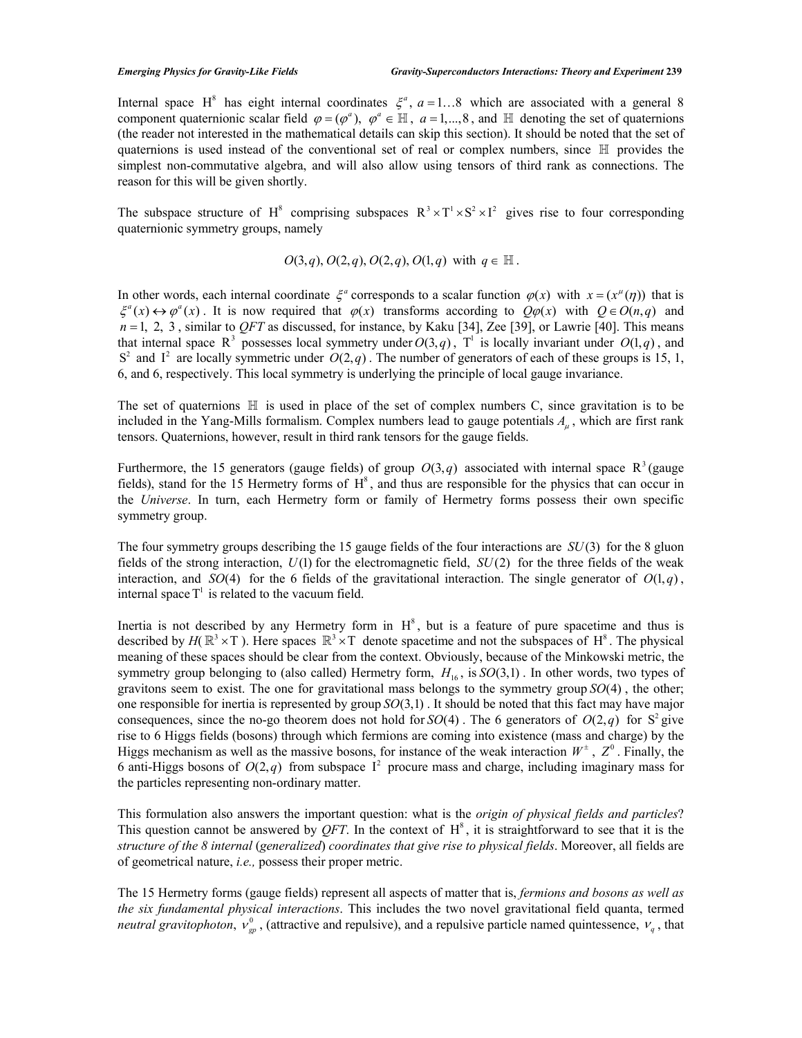Internal space $\mathrm{H}^8$ has eight internal coordinates $\xi^a$, $a = 1\ldots8$ which are associated with a general 8 component quaternionic scalar field $\varphi = (\varphi^a)$, $\varphi^a \in \mathbb{H}$, $a = 1,\ldots,8$, and $\mathbb{H}$ denoting the set of quaternions (the reader not interested in the mathematical details can skip this section). It should be noted that the set of quaternions is used instead of the conventional set of real or complex numbers, since $\mathbb{H}$ provides the simplest non-commutative algebra, and will also allow using tensors of third rank as connections. The reason for this will be given shortly.

The subspace structure of $\mathrm{H}^8$ comprising subspaces $\mathrm{R}^3 \times \mathrm{T}^1 \times \mathrm{S}^2 \times \mathrm{I}^2$ gives rise to four corresponding quaternionic symmetry groups, namely

$$O(3,q), O(2,q), O(2,q), O(1,q) \text{ with } q \in \mathbb{H}.$$

In other words, each internal coordinate $\xi^a$ corresponds to a scalar function $\varphi(x)$ with $x = (x^\mu(\eta))$ that is $\xi^a(x) \leftrightarrow \varphi^a(x)$. It is now required that $\varphi(x)$ transforms according to $Q\varphi(x)$ with $Q \in O(n,q)$ and $n = 1, 2, 3$, similar to *QFT* as discussed, for instance, by Kaku [34], Zee [39], or Lawrie [40]. This means that internal space $\mathrm{R}^3$ possesses local symmetry under $O(3,q)$, $\mathrm{T}^1$ is locally invariant under $O(1,q)$, and $\mathrm{S}^2$ and $\mathrm{I}^2$ are locally symmetric under $O(2,q)$. The number of generators of each of these groups is 15, 1, 6, and 6, respectively. This local symmetry is underlying the principle of local gauge invariance.

The set of quaternions $\mathbb{H}$ is used in place of the set of complex numbers C, since gravitation is to be included in the Yang-Mills formalism. Complex numbers lead to gauge potentials $A_\mu$, which are first rank tensors. Quaternions, however, result in third rank tensors for the gauge fields.

Furthermore, the 15 generators (gauge fields) of group $O(3,q)$ associated with internal space $\mathrm{R}^3$ (gauge fields), stand for the 15 Hermetry forms of $\mathrm{H}^8$, and thus are responsible for the physics that can occur in the *Universe*. In turn, each Hermetry form or family of Hermetry forms possess their own specific symmetry group.

The four symmetry groups describing the 15 gauge fields of the four interactions are $SU(3)$ for the 8 gluon fields of the strong interaction, $U(1)$ for the electromagnetic field, $SU(2)$ for the three fields of the weak interaction, and $SO(4)$ for the 6 fields of the gravitational interaction. The single generator of $O(1,q)$, internal space $\mathrm{T}^1$ is related to the vacuum field.

Inertia is not described by any Hermetry form in $\mathrm{H}^8$, but is a feature of pure spacetime and thus is described by $H(\mathbb{R}^3 \times \mathrm{T})$. Here spaces $\mathbb{R}^3 \times \mathrm{T}$ denote spacetime and not the subspaces of $\mathrm{H}^8$. The physical meaning of these spaces should be clear from the context. Obviously, because of the Minkowski metric, the symmetry group belonging to (also called) Hermetry form, $H_{16}$, is $SO(3,1)$. In other words, two types of gravitons seem to exist. The one for gravitational mass belongs to the symmetry group $SO(4)$, the other; one responsible for inertia is represented by group $SO(3,1)$. It should be noted that this fact may have major consequences, since the no-go theorem does not hold for $SO(4)$. The 6 generators of $O(2,q)$ for $\mathrm{S}^2$ give rise to 6 Higgs fields (bosons) through which fermions are coming into existence (mass and charge) by the Higgs mechanism as well as the massive bosons, for instance of the weak interaction $W^\pm$, $Z^0$. Finally, the 6 anti-Higgs bosons of $O(2,q)$ from subspace $\mathrm{I}^2$ procure mass and charge, including imaginary mass for the particles representing non-ordinary matter.

This formulation also answers the important question: what is the *origin of physical fields and particles*? This question cannot be answered by *QFT*. In the context of $\mathrm{H}^8$, it is straightforward to see that it is the *structure of the 8 internal* (*generalized*) *coordinates that give rise to physical fields*. Moreover, all fields are of geometrical nature, *i.e.,* possess their proper metric.

The 15 Hermetry forms (gauge fields) represent all aspects of matter that is, *fermions and bosons as well as the six fundamental physical interactions*. This includes the two novel gravitational field quanta, termed *neutral gravitophoton*, $\nu_{gp}^0$, (attractive and repulsive), and a repulsive particle named quintessence, $\nu_q$, that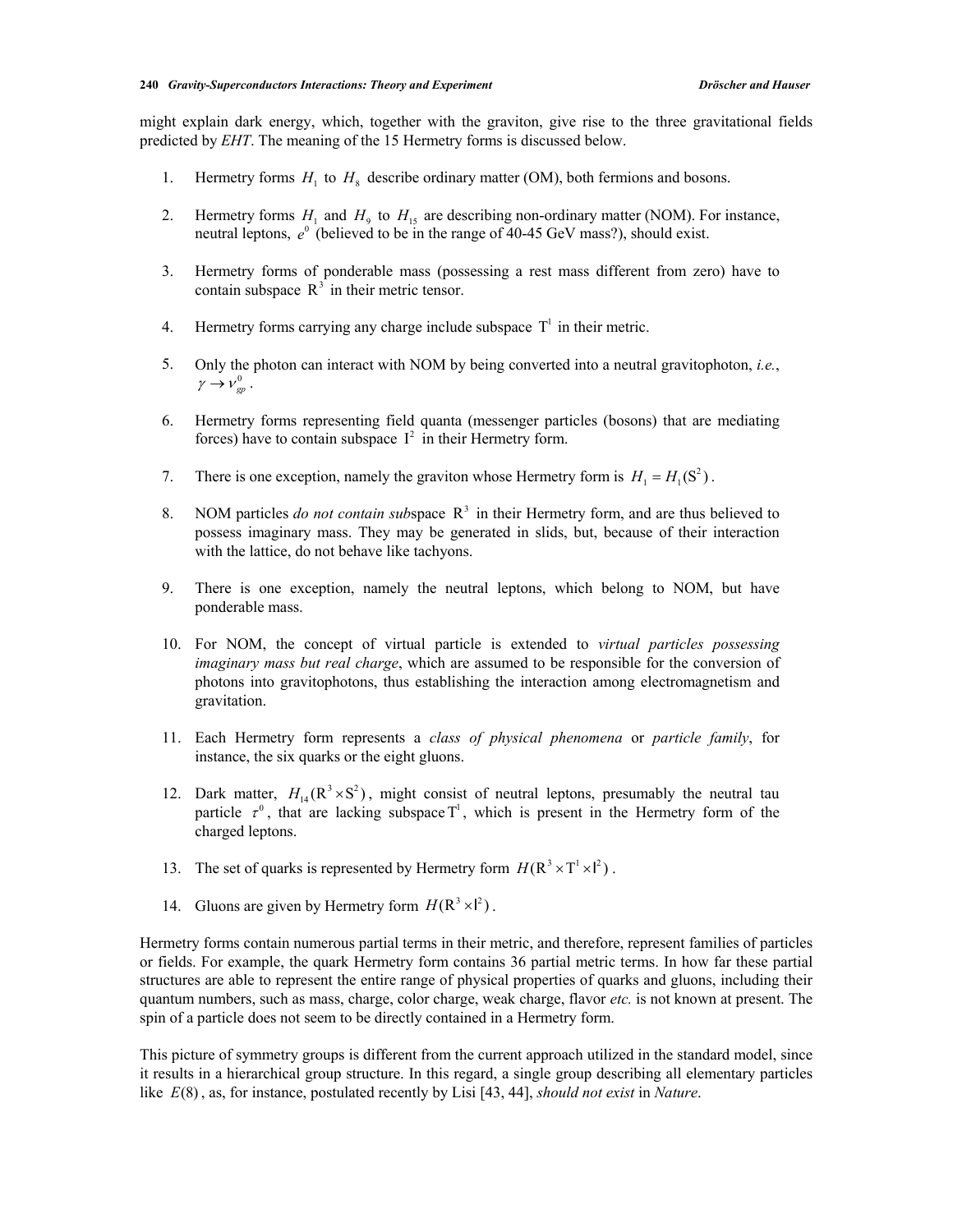might explain dark energy, which, together with the graviton, give rise to the three gravitational fields predicted by *EHT*. The meaning of the 15 Hermetry forms is discussed below.

1. Hermetry forms $H_1$ to $H_8$ describe ordinary matter (OM), both fermions and bosons.

2. Hermetry forms $H_1$ and $H_9$ to $H_{15}$ are describing non-ordinary matter (NOM). For instance, neutral leptons, $e^0$ (believed to be in the range of 40-45 GeV mass?), should exist.

3. Hermetry forms of ponderable mass (possessing a rest mass different from zero) have to contain subspace $\mathrm{R}^3$ in their metric tensor.

4. Hermetry forms carrying any charge include subspace $\mathrm{T}^1$ in their metric.

5. Only the photon can interact with NOM by being converted into a neutral gravitophoton, *i.e.*, $\gamma \rightarrow \nu_{gp}^0$.

6. Hermetry forms representing field quanta (messenger particles (bosons) that are mediating forces) have to contain subspace $\mathrm{I}^2$ in their Hermetry form.

7. There is one exception, namely the graviton whose Hermetry form is $H_1 = H_1(\mathrm{S}^2)$.

8. NOM particles *do not contain sub*space $\mathrm{R}^3$ in their Hermetry form, and are thus believed to possess imaginary mass. They may be generated in slids, but, because of their interaction with the lattice, do not behave like tachyons.

9. There is one exception, namely the neutral leptons, which belong to NOM, but have ponderable mass.

10. For NOM, the concept of virtual particle is extended to *virtual particles possessing imaginary mass but real charge*, which are assumed to be responsible for the conversion of photons into gravitophotons, thus establishing the interaction among electromagnetism and gravitation.

11. Each Hermetry form represents a *class of physical phenomena* or *particle family*, for instance, the six quarks or the eight gluons.

12. Dark matter, $H_{14}(\mathrm{R}^3 \times \mathrm{S}^2)$, might consist of neutral leptons, presumably the neutral tau particle $\tau^0$, that are lacking subspace $\mathrm{T}^1$, which is present in the Hermetry form of the charged leptons.

13. The set of quarks is represented by Hermetry form $H(\mathrm{R}^3 \times \mathrm{T}^1 \times \mathrm{I}^2)$.

14. Gluons are given by Hermetry form $H(\mathrm{R}^3 \times \mathrm{I}^2)$.

Hermetry forms contain numerous partial terms in their metric, and therefore, represent families of particles or fields. For example, the quark Hermetry form contains 36 partial metric terms. In how far these partial structures are able to represent the entire range of physical properties of quarks and gluons, including their quantum numbers, such as mass, charge, color charge, weak charge, flavor *etc.* is not known at present. The spin of a particle does not seem to be directly contained in a Hermetry form.

This picture of symmetry groups is different from the current approach utilized in the standard model, since it results in a hierarchical group structure. In this regard, a single group describing all elementary particles like $E(8)$, as, for instance, postulated recently by Lisi [43, 44], *should not exist* in *Nature*.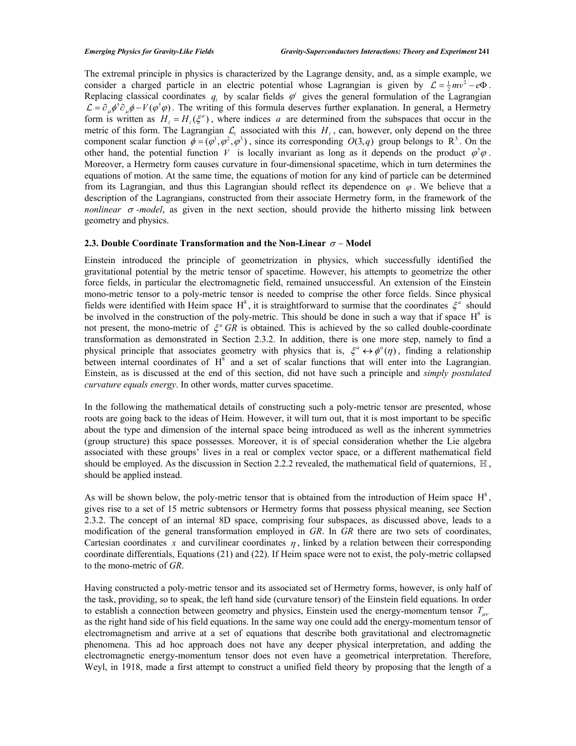The extremal principle in physics is characterized by the Lagrange density, and, as a simple example, we consider a charged particle in an electric potential whose Lagrangian is given by $\mathcal{L} = \frac{1}{2}mv^2 - e\Phi$. Replacing classical coordinates $q_i$ by scalar fields $\varphi^i$ gives the general formulation of the Lagrangian $\mathcal{L} = \partial_\mu \phi^\dagger \partial_\mu \phi - V(\varphi^\dagger \varphi)$. The writing of this formula deserves further explanation. In general, a Hermetry form is written as $H_\ell = H_\ell(\xi^a)$, where indices $a$ are determined from the subspaces that occur in the metric of this form. The Lagrangian $\mathcal{L}_\ell$ associated with this $H_\ell$, can, however, only depend on the three component scalar function $\phi = (\varphi^1, \varphi^2, \varphi^3)$, since its corresponding $O(3,q)$ group belongs to $\mathrm{R}^3$. On the other hand, the potential function $V$ is locally invariant as long as it depends on the product $\varphi^\dagger \varphi$. Moreover, a Hermetry form causes curvature in four-dimensional spacetime, which in turn determines the equations of motion. At the same time, the equations of motion for any kind of particle can be determined from its Lagrangian, and thus this Lagrangian should reflect its dependence on $\varphi$. We believe that a description of the Lagrangians, constructed from their associate Hermetry form, in the framework of the *nonlinear $\sigma$-model*, as given in the next section, should provide the hitherto missing link between geometry and physics.

### 2.3. Double Coordinate Transformation and the Non-Linear $\sigma$ – Model

Einstein introduced the principle of geometrization in physics, which successfully identified the gravitational potential by the metric tensor of spacetime. However, his attempts to geometrize the other force fields, in particular the electromagnetic field, remained unsuccessful. An extension of the Einstein mono-metric tensor to a poly-metric tensor is needed to comprise the other force fields. Since physical fields were identified with Heim space $\mathrm{H}^8$, it is straightforward to surmise that the coordinates $\xi^a$ should be involved in the construction of the poly-metric. This should be done in such a way that if space $\mathrm{H}^8$ is not present, the mono-metric of $\xi^a$ *GR* is obtained. This is achieved by the so called double-coordinate transformation as demonstrated in Section 2.3.2. In addition, there is one more step, namely to find a physical principle that associates geometry with physics that is, $\xi^a \leftrightarrow \phi^a(\eta)$, finding a relationship between internal coordinates of $\mathrm{H}^8$ and a set of scalar functions that will enter into the Lagrangian. Einstein, as is discussed at the end of this section, did not have such a principle and *simply postulated curvature equals energy*. In other words, matter curves spacetime.

In the following the mathematical details of constructing such a poly-metric tensor are presented, whose roots are going back to the ideas of Heim. However, it will turn out, that it is most important to be specific about the type and dimension of the internal space being introduced as well as the inherent symmetries (group structure) this space possesses. Moreover, it is of special consideration whether the Lie algebra associated with these groups' lives in a real or complex vector space, or a different mathematical field should be employed. As the discussion in Section 2.2.2 revealed, the mathematical field of quaternions, $\mathbb{H}$, should be applied instead.

As will be shown below, the poly-metric tensor that is obtained from the introduction of Heim space $\mathrm{H}^8$, gives rise to a set of 15 metric subtensors or Hermetry forms that possess physical meaning, see Section 2.3.2. The concept of an internal 8D space, comprising four subspaces, as discussed above, leads to a modification of the general transformation employed in *GR*. In *GR* there are two sets of coordinates, Cartesian coordinates $x$ and curvilinear coordinates $\eta$, linked by a relation between their corresponding coordinate differentials, Equations (21) and (22). If Heim space were not to exist, the poly-metric collapsed to the mono-metric of *GR*.

Having constructed a poly-metric tensor and its associated set of Hermetry forms, however, is only half of the task, providing, so to speak, the left hand side (curvature tensor) of the Einstein field equations. In order to establish a connection between geometry and physics, Einstein used the energy-momentum tensor $T_{\mu\nu}$ as the right hand side of his field equations. In the same way one could add the energy-momentum tensor of electromagnetism and arrive at a set of equations that describe both gravitational and electromagnetic phenomena. This ad hoc approach does not have any deeper physical interpretation, and adding the electromagnetic energy-momentum tensor does not even have a geometrical interpretation. Therefore, Weyl, in 1918, made a first attempt to construct a unified field theory by proposing that the length of a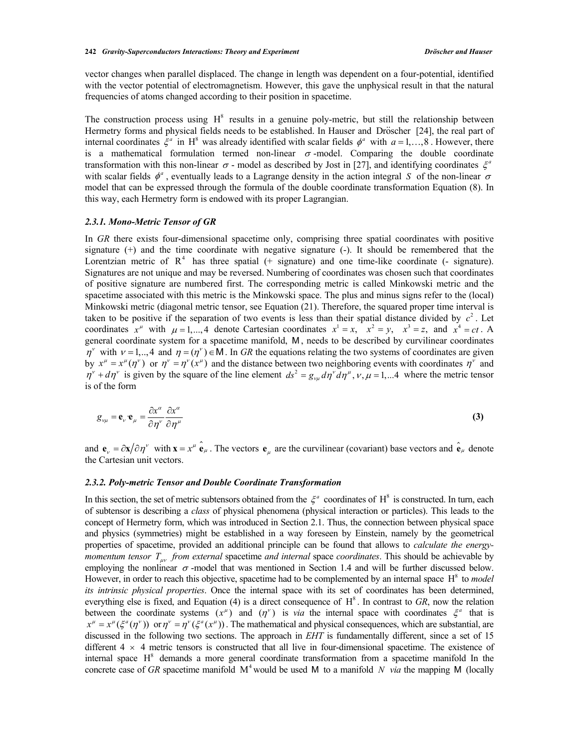vector changes when parallel displaced. The change in length was dependent on a four-potential, identified with the vector potential of electromagnetism. However, this gave the unphysical result in that the natural frequencies of atoms changed according to their position in spacetime.

The construction process using $H^8$ results in a genuine poly-metric, but still the relationship between Hermetry forms and physical fields needs to be established. In Hauser and Dröscher [24], the real part of internal coordinates $\xi^a$ in $H^8$ was already identified with scalar fields $\phi^a$ with $a = 1,\ldots,8$. However, there is a mathematical formulation termed non-linear $\sigma$-model. Comparing the double coordinate transformation with this non-linear $\sigma$ - model as described by Jost in [27], and identifying coordinates $\xi^a$ with scalar fields $\phi^a$, eventually leads to a Lagrange density in the action integral $S$ of the non-linear $\sigma$ model that can be expressed through the formula of the double coordinate transformation Equation (8). In this way, each Hermetry form is endowed with its proper Lagrangian.

### 2.3.1. Mono-Metric Tensor of GR

In *GR* there exists four-dimensional spacetime only, comprising three spatial coordinates with positive signature (+) and the time coordinate with negative signature (-). It should be remembered that the Lorentzian metric of $R^4$ has three spatial (+ signature) and one time-like coordinate (- signature). Signatures are not unique and may be reversed. Numbering of coordinates was chosen such that coordinates of positive signature are numbered first. The corresponding metric is called Minkowski metric and the spacetime associated with this metric is the Minkowski space. The plus and minus signs refer to the (local) Minkowski metric (diagonal metric tensor, see Equation (21). Therefore, the squared proper time interval is taken to be positive if the separation of two events is less than their spatial distance divided by $c^2$. Let coordinates $x^\mu$ with $\mu = 1,...,4$ denote Cartesian coordinates $x^1 = x,\quad x^2 = y,\quad x^3 = z,$ and $x^4 = ct$. A general coordinate system for a spacetime manifold, $\mathsf{M}$, needs to be described by curvilinear coordinates $\eta^\nu$ with $\nu = 1,..,4$ and $\eta = (\eta^\nu) \in \mathsf{M}$. In *GR* the equations relating the two systems of coordinates are given by $x^\mu = x^\mu(\eta^\nu)$ or $\eta^\nu = \eta^\nu(x^\mu)$ and the distance between two neighboring events with coordinates $\eta^\nu$ and $\eta^\nu + d\eta^\nu$ is given by the square of the line element $ds^2 = g_{\nu\mu}\, d\eta^\nu d\eta^\mu, \nu, \mu = 1,...4$ where the metric tensor is of the form

$$g_{\nu\mu} = \mathbf{e}_\nu \cdot \mathbf{e}_\mu = \frac{\partial x^\alpha}{\partial \eta^\nu}\frac{\partial x^\alpha}{\partial \eta^\mu} \tag{3}$$

and $\mathbf{e}_\nu = \partial \mathbf{x}/\partial \eta^\nu$ with $\mathbf{x} = x^\mu\, \hat{\mathbf{e}}_\mu$. The vectors $\mathbf{e}_\mu$ are the curvilinear (covariant) base vectors and $\hat{\mathbf{e}}_\mu$ denote the Cartesian unit vectors.

### 2.3.2. Poly-metric Tensor and Double Coordinate Transformation

In this section, the set of metric subtensors obtained from the $\xi^a$ coordinates of $H^8$ is constructed. In turn, each of subtensor is describing a *class* of physical phenomena (physical interaction or particles). This leads to the concept of Hermetry form, which was introduced in Section 2.1. Thus, the connection between physical space and physics (symmetries) might be established in a way foreseen by Einstein, namely by the geometrical properties of spacetime, provided an additional principle can be found that allows to *calculate the energy-momentum tensor* $T_{\mu\nu}$ *from external* spacetime *and internal* space *coordinates*. This should be achievable by employing the nonlinear $\sigma$-model that was mentioned in Section 1.4 and will be further discussed below. However, in order to reach this objective, spacetime had to be complemented by an internal space $H^8$ to *model its intrinsic physical properties*. Once the internal space with its set of coordinates has been determined, everything else is fixed, and Equation (4) is a direct consequence of $H^8$. In contrast to *GR*, now the relation between the coordinate systems $(x^\mu)$ and $(\eta^\nu)$ is *via* the internal space with coordinates $\xi^a$ that is $x^\mu = x^\mu(\xi^a(\eta^\nu))$ or $\eta^\nu = \eta^\nu(\xi^a(x^\mu))$. The mathematical and physical consequences, which are substantial, are discussed in the following two sections. The approach in *EHT* is fundamentally different, since a set of 15 different 4 $\times$ 4 metric tensors is constructed that all live in four-dimensional spacetime. The existence of internal space $H^8$ demands a more general coordinate transformation from a spacetime manifold In the concrete case of *GR* spacetime manifold $M^4$ would be used $\mathsf{M}$ to a manifold $N$ *via* the mapping $\mathsf{M}$ (locally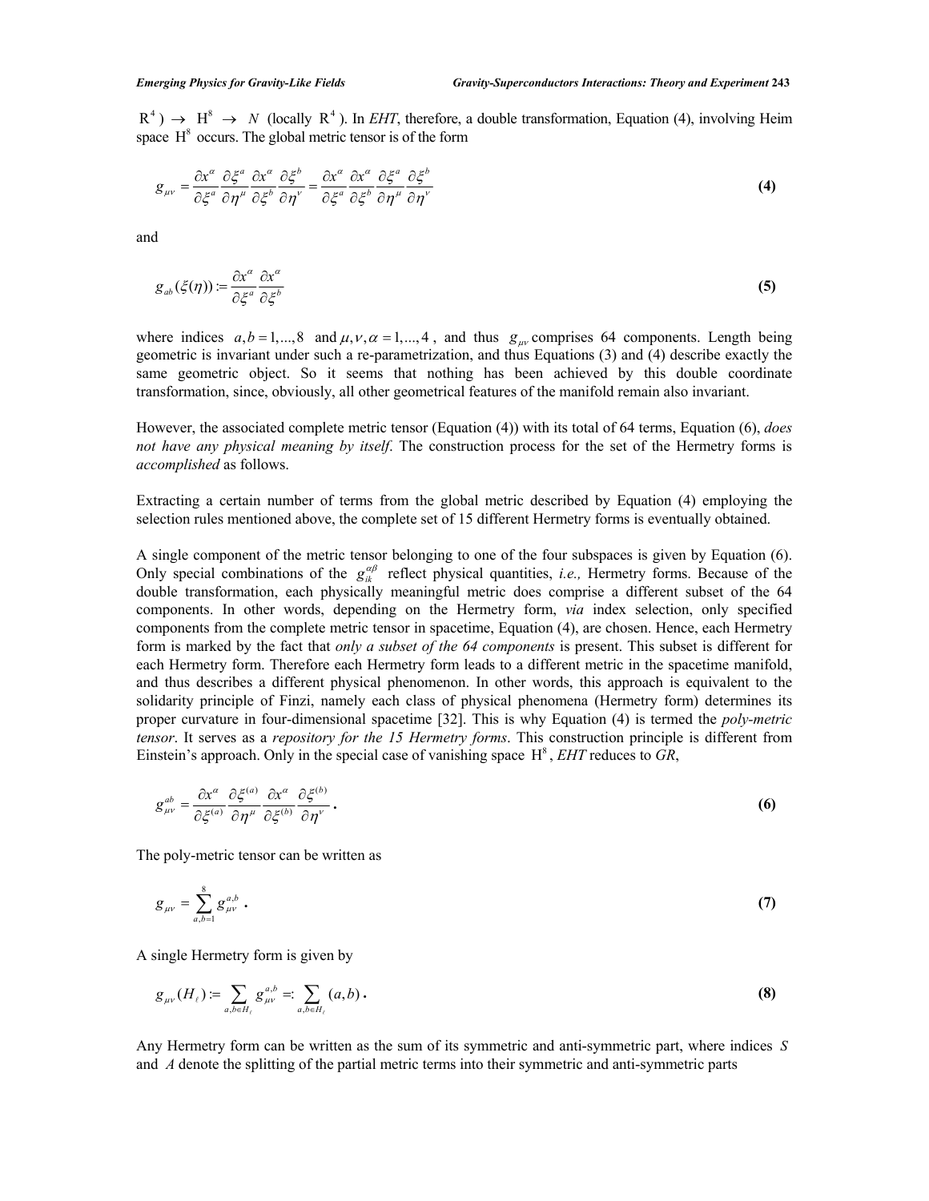$\mathrm{R}^4$ ) $\rightarrow$ $\mathrm{H}^8$ $\rightarrow$ $N$ (locally $\mathrm{R}^4$ ). In *EHT*, therefore, a double transformation, Equation (4), involving Heim space $\mathrm{H}^8$ occurs. The global metric tensor is of the form

$$g_{\mu\nu} = \frac{\partial x^\alpha}{\partial \xi^a} \frac{\partial \xi^a}{\partial \eta^\mu} \frac{\partial x^\alpha}{\partial \xi^b} \frac{\partial \xi^b}{\partial \eta^\nu} = \frac{\partial x^\alpha}{\partial \xi^a} \frac{\partial x^\alpha}{\partial \xi^b} \frac{\partial \xi^a}{\partial \eta^\mu} \frac{\partial \xi^b}{\partial \eta^\nu} \tag{4}$$

and

$$g_{ab}(\xi(\eta)) := \frac{\partial x^\alpha}{\partial \xi^a} \frac{\partial x^\alpha}{\partial \xi^b} \tag{5}$$

where indices $a,b = 1,...,8$ and $\mu,\nu,\alpha = 1,...,4$ , and thus $g_{\mu\nu}$ comprises 64 components. Length being geometric is invariant under such a re-parametrization, and thus Equations (3) and (4) describe exactly the same geometric object. So it seems that nothing has been achieved by this double coordinate transformation, since, obviously, all other geometrical features of the manifold remain also invariant.

However, the associated complete metric tensor (Equation (4)) with its total of 64 terms, Equation (6), *does not have any physical meaning by itself*. The construction process for the set of the Hermetry forms is *accomplished* as follows.

Extracting a certain number of terms from the global metric described by Equation (4) employing the selection rules mentioned above, the complete set of 15 different Hermetry forms is eventually obtained.

A single component of the metric tensor belonging to one of the four subspaces is given by Equation (6). Only special combinations of the $g_{ik}^{\alpha\beta}$ reflect physical quantities, *i.e.,* Hermetry forms. Because of the double transformation, each physically meaningful metric does comprise a different subset of the 64 components. In other words, depending on the Hermetry form, *via* index selection, only specified components from the complete metric tensor in spacetime, Equation (4), are chosen. Hence, each Hermetry form is marked by the fact that *only a subset of the 64 components* is present. This subset is different for each Hermetry form. Therefore each Hermetry form leads to a different metric in the spacetime manifold, and thus describes a different physical phenomenon. In other words, this approach is equivalent to the solidarity principle of Finzi, namely each class of physical phenomena (Hermetry form) determines its proper curvature in four-dimensional spacetime [32]. This is why Equation (4) is termed the *poly-metric tensor*. It serves as a *repository for the 15 Hermetry forms*. This construction principle is different from Einstein's approach. Only in the special case of vanishing space $\mathrm{H}^8$, *EHT* reduces to *GR*,

$$g_{\mu\nu}^{ab} = \frac{\partial x^\alpha}{\partial \xi^{(a)}} \frac{\partial \xi^{(a)}}{\partial \eta^\mu} \frac{\partial x^\alpha}{\partial \xi^{(b)}} \frac{\partial \xi^{(b)}}{\partial \eta^\nu} \, . \tag{6}$$

The poly-metric tensor can be written as

$$g_{\mu\nu} = \sum_{a,b=1}^{8} g_{\mu\nu}^{a,b} \, . \tag{7}$$

A single Hermetry form is given by

$$g_{\mu\nu}(H_\ell) := \sum_{a,b \in H_\ell} g_{\mu\nu}^{a,b} =: \sum_{a,b \in H_\ell} (a,b) \, . \tag{8}$$

Any Hermetry form can be written as the sum of its symmetric and anti-symmetric part, where indices $S$ and $A$ denote the splitting of the partial metric terms into their symmetric and anti-symmetric parts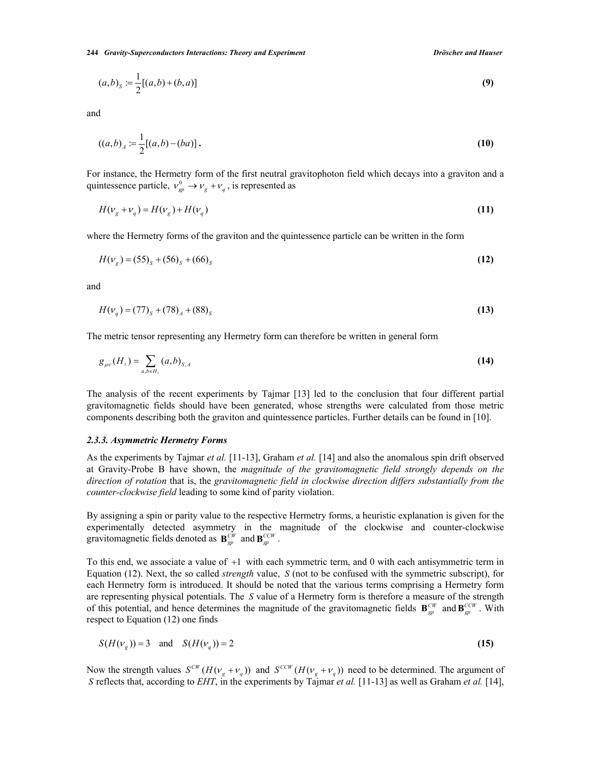$$(a,b)_S := \frac{1}{2}[(a,b)+(b,a)] \tag{9}$$

and

$$((a,b)_A := \frac{1}{2}[(a,b)-(ba)]\,. \tag{10}$$

For instance, the Hermetry form of the first neutral gravitophoton field which decays into a graviton and a quintessence particle, $\nu_{gp}^0 \rightarrow \nu_g + \nu_q$, is represented as

$$H(\nu_g + \nu_q) = H(\nu_g) + H(\nu_q) \tag{11}$$

where the Hermetry forms of the graviton and the quintessence particle can be written in the form

$$H(\nu_g) = (55)_S + (56)_S + (66)_S \tag{12}$$

and

$$H(\nu_q) = (77)_S + (78)_A + (88)_S \tag{13}$$

The metric tensor representing any Hermetry form can therefore be written in general form

$$g_{\mu\nu}(H_\ell) = \sum_{a,b \in H_\ell} (a,b)_{S,A} \tag{14}$$

The analysis of the recent experiments by Tajmar [13] led to the conclusion that four different partial gravitomagnetic fields should have been generated, whose strengths were calculated from those metric components describing both the graviton and quintessence particles. Further details can be found in [10].

### *2.3.3. Asymmetric Hermetry Forms*

As the experiments by Tajmar *et al.* [11-13], Graham *et al.* [14] and also the anomalous spin drift observed at Gravity-Probe B have shown, the *magnitude of the gravitomagnetic field strongly depends on the direction of rotation* that is, the *gravitomagnetic field in clockwise direction differs substantially from the counter-clockwise field* leading to some kind of parity violation.

By assigning a spin or parity value to the respective Hermetry forms, a heuristic explanation is given for the experimentally detected asymmetry in the magnitude of the clockwise and counter-clockwise gravitomagnetic fields denoted as $\mathbf{B}_{gp}^{CW}$ and $\mathbf{B}_{gp}^{CCW}$.

To this end, we associate a value of $+1$ with each symmetric term, and 0 with each antisymmetric term in Equation (12). Next, the so called *strength* value, $S$ (not to be confused with the symmetric subscript), for each Hermetry form is introduced. It should be noted that the various terms comprising a Hermetry form are representing physical potentials. The $S$ value of a Hermetry form is therefore a measure of the strength of this potential, and hence determines the magnitude of the gravitomagnetic fields $\mathbf{B}_{gp}^{CW}$ and $\mathbf{B}_{gp}^{CCW}$. With respect to Equation (12) one finds

$$S(H(\nu_g)) = 3 \quad \text{and} \quad S(H(\nu_q)) = 2 \tag{15}$$

Now the strength values $S^{CW}(H(\nu_g + \nu_q))$ and $S^{CCW}(H(\nu_g + \nu_q))$ need to be determined. The argument of $S$ reflects that, according to *EHT*, in the experiments by Tajmar *et al.* [11-13] as well as Graham *et al.* [14],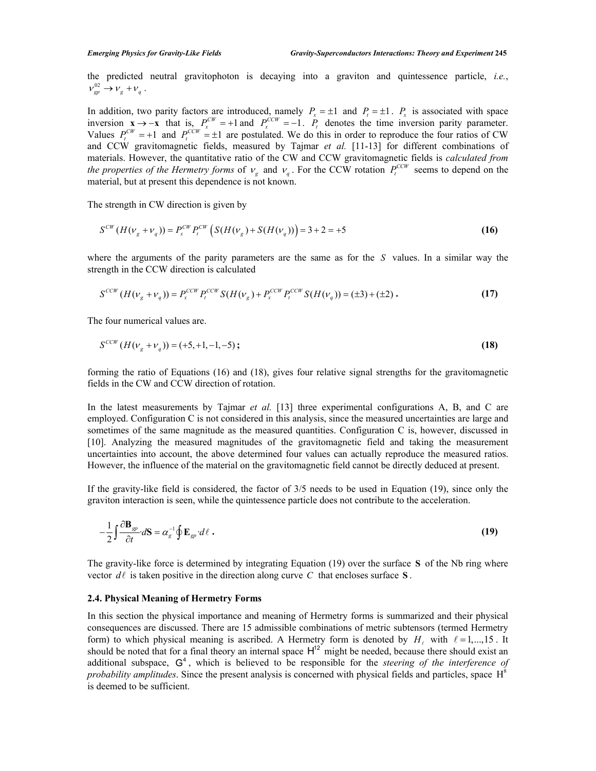the predicted neutral gravitophoton is decaying into a graviton and quintessence particle, *i.e.*, $\nu_{gp}^{02} \rightarrow \nu_g + \nu_q$.

In addition, two parity factors are introduced, namely $P_x = \pm 1$ and $P_t = \pm 1$. $P_x$ is associated with space inversion $\mathbf{x} \rightarrow -\mathbf{x}$ that is, $P_x^{CW} = +1$ and $P_x^{CCW} = -1$. $P_t$ denotes the time inversion parity parameter. Values $P_t^{CW} = +1$ and $P_t^{CCW} = \pm 1$ are postulated. We do this in order to reproduce the four ratios of CW and CCW gravitomagnetic fields, measured by Tajmar *et al.* [11-13] for different combinations of materials. However, the quantitative ratio of the CW and CCW gravitomagnetic fields is *calculated from the properties of the Hermetry forms* of $\nu_g$ and $\nu_q$. For the CCW rotation $P_t^{CCW}$ seems to depend on the material, but at present this dependence is not known.

The strength in CW direction is given by

$$S^{CW}(H(\nu_g + \nu_q)) = P_x^{CW} P_t^{CW} \left( S(H(\nu_g) + S(H(\nu_q)) \right) = 3 + 2 = +5 \tag{16}$$

where the arguments of the parity parameters are the same as for the $S$ values. In a similar way the strength in the CCW direction is calculated

$$S^{CCW}(H(\nu_g + \nu_q)) = P_x^{CCW} P_t^{CCW} S(H(\nu_g) + P_x^{CCW} P_t^{CCW} S(H(\nu_q)) = (\pm 3) + (\pm 2)\,. \tag{17}$$

The four numerical values are.

$$S^{CCW}(H(\nu_g + \nu_q)) = (+5, +1, -1, -5)\,; \tag{18}$$

forming the ratio of Equations (16) and (18), gives four relative signal strengths for the gravitomagnetic fields in the CW and CCW direction of rotation.

In the latest measurements by Tajmar *et al.* [13] three experimental configurations A, B, and C are employed. Configuration C is not considered in this analysis, since the measured uncertainties are large and sometimes of the same magnitude as the measured quantities. Configuration C is, however, discussed in [10]. Analyzing the measured magnitudes of the gravitomagnetic field and taking the measurement uncertainties into account, the above determined four values can actually reproduce the measured ratios. However, the influence of the material on the gravitomagnetic field cannot be directly deduced at present.

If the gravity-like field is considered, the factor of 3/5 needs to be used in Equation (19), since only the graviton interaction is seen, while the quintessence particle does not contribute to the acceleration.

$$-\frac{1}{2}\int \frac{\partial \mathbf{B}_{gp}}{\partial t} \cdot d\mathbf{S} = \alpha_g^{-1} \oint \mathbf{E}_{gp} \cdot d\ell\,. \tag{19}$$

The gravity-like force is determined by integrating Equation (19) over the surface $\mathbf{S}$ of the Nb ring where vector $d\ell$ is taken positive in the direction along curve $C$ that encloses surface $\mathbf{S}$.

### 2.4. Physical Meaning of Hermetry Forms

In this section the physical importance and meaning of Hermetry forms is summarized and their physical consequences are discussed. There are 15 admissible combinations of metric subtensors (termed Hermetry form) to which physical meaning is ascribed. A Hermetry form is denoted by $H_\ell$ with $\ell = 1,...,15$. It should be noted that for a final theory an internal space $H^{12}$ might be needed, because there should exist an additional subspace, $G^4$, which is believed to be responsible for the *steering of the interference of probability amplitudes*. Since the present analysis is concerned with physical fields and particles, space $H^8$ is deemed to be sufficient.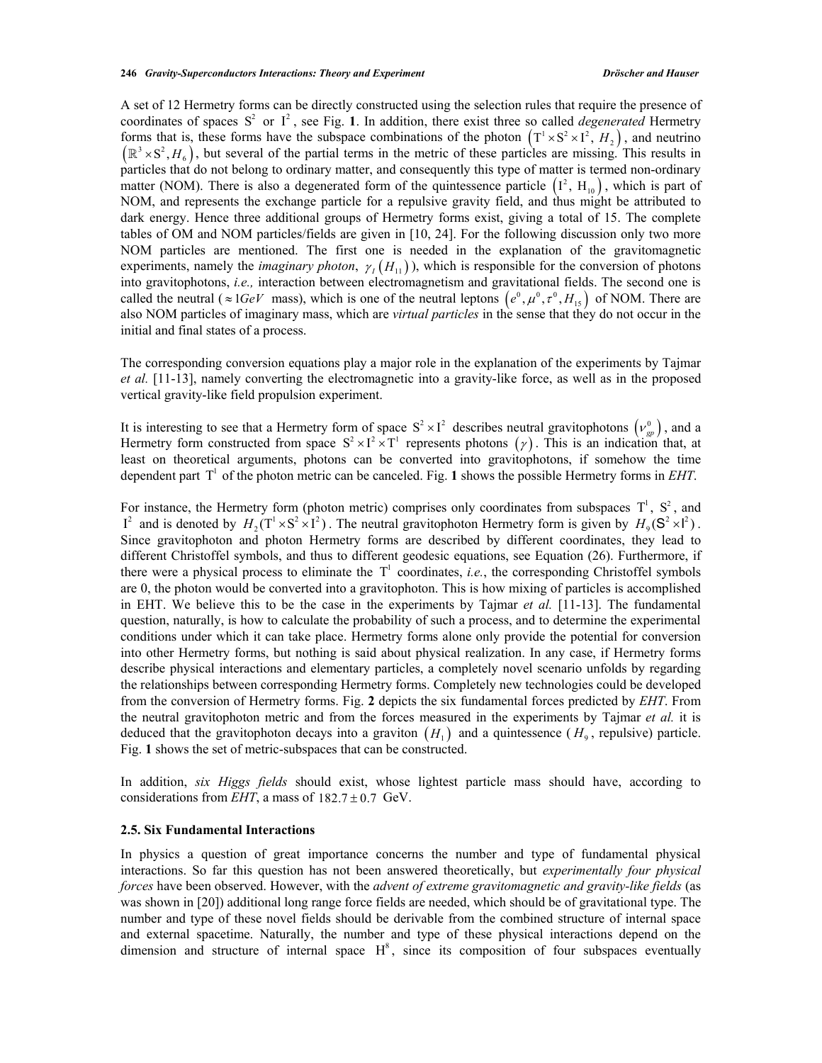A set of 12 Hermetry forms can be directly constructed using the selection rules that require the presence of coordinates of spaces $S^2$ or $I^2$, see Fig. **1**. In addition, there exist three so called *degenerated* Hermetry forms that is, these forms have the subspace combinations of the photon $\left(T^1 \times S^2 \times I^2,\ H_2\right)$, and neutrino $\left(\mathbb{R}^3 \times S^2, H_6\right)$, but several of the partial terms in the metric of these particles are missing. This results in particles that do not belong to ordinary matter, and consequently this type of matter is termed non-ordinary matter (NOM). There is also a degenerated form of the quintessence particle $\left(I^2,\ H_{10}\right)$, which is part of NOM, and represents the exchange particle for a repulsive gravity field, and thus might be attributed to dark energy. Hence three additional groups of Hermetry forms exist, giving a total of 15. The complete tables of OM and NOM particles/fields are given in [10, 24]. For the following discussion only two more NOM particles are mentioned. The first one is needed in the explanation of the gravitomagnetic experiments, namely the *imaginary photon*, $\gamma_I\left(H_{11}\right)$), which is responsible for the conversion of photons into gravitophotons, *i.e.,* interaction between electromagnetism and gravitational fields. The second one is called the neutral ($\approx 1GeV$ mass), which is one of the neutral leptons $\left(e^0, \mu^0, \tau^0, H_{15}\right)$ of NOM. There are also NOM particles of imaginary mass, which are *virtual particles* in the sense that they do not occur in the initial and final states of a process.

The corresponding conversion equations play a major role in the explanation of the experiments by Tajmar *et al.* [11-13], namely converting the electromagnetic into a gravity-like force, as well as in the proposed vertical gravity-like field propulsion experiment.

It is interesting to see that a Hermetry form of space $S^2 \times I^2$ describes neutral gravitophotons $\left(\nu_{gp}^0\right)$, and a Hermetry form constructed from space $S^2 \times I^2 \times T^1$ represents photons $(\gamma)$. This is an indication that, at least on theoretical arguments, photons can be converted into gravitophotons, if somehow the time dependent part $T^1$ of the photon metric can be canceled. Fig. **1** shows the possible Hermetry forms in *EHT*.

For instance, the Hermetry form (photon metric) comprises only coordinates from subspaces $T^1$, $S^2$, and $I^2$ and is denoted by $H_2(T^1 \times S^2 \times I^2)$. The neutral gravitophoton Hermetry form is given by $H_9(S^2 \times I^2)$. Since gravitophoton and photon Hermetry forms are described by different coordinates, they lead to different Christoffel symbols, and thus to different geodesic equations, see Equation (26). Furthermore, if there were a physical process to eliminate the $T^1$ coordinates, *i.e.*, the corresponding Christoffel symbols are 0, the photon would be converted into a gravitophoton. This is how mixing of particles is accomplished in EHT. We believe this to be the case in the experiments by Tajmar *et al.* [11-13]. The fundamental question, naturally, is how to calculate the probability of such a process, and to determine the experimental conditions under which it can take place. Hermetry forms alone only provide the potential for conversion into other Hermetry forms, but nothing is said about physical realization. In any case, if Hermetry forms describe physical interactions and elementary particles, a completely novel scenario unfolds by regarding the relationships between corresponding Hermetry forms. Completely new technologies could be developed from the conversion of Hermetry forms. Fig. **2** depicts the six fundamental forces predicted by *EHT*. From the neutral gravitophoton metric and from the forces measured in the experiments by Tajmar *et al.* it is deduced that the gravitophoton decays into a graviton $\left(H_1\right)$ and a quintessence ($H_9$, repulsive) particle. Fig. **1** shows the set of metric-subspaces that can be constructed.

In addition, *six Higgs fields* should exist, whose lightest particle mass should have, according to considerations from *EHT*, a mass of $182.7 \pm 0.7$ GeV.

### 2.5. Six Fundamental Interactions

In physics a question of great importance concerns the number and type of fundamental physical interactions. So far this question has not been answered theoretically, but *experimentally four physical forces* have been observed. However, with the *advent of extreme gravitomagnetic and gravity-like fields* (as was shown in [20]) additional long range force fields are needed, which should be of gravitational type. The number and type of these novel fields should be derivable from the combined structure of internal space and external spacetime. Naturally, the number and type of these physical interactions depend on the dimension and structure of internal space $H^8$, since its composition of four subspaces eventually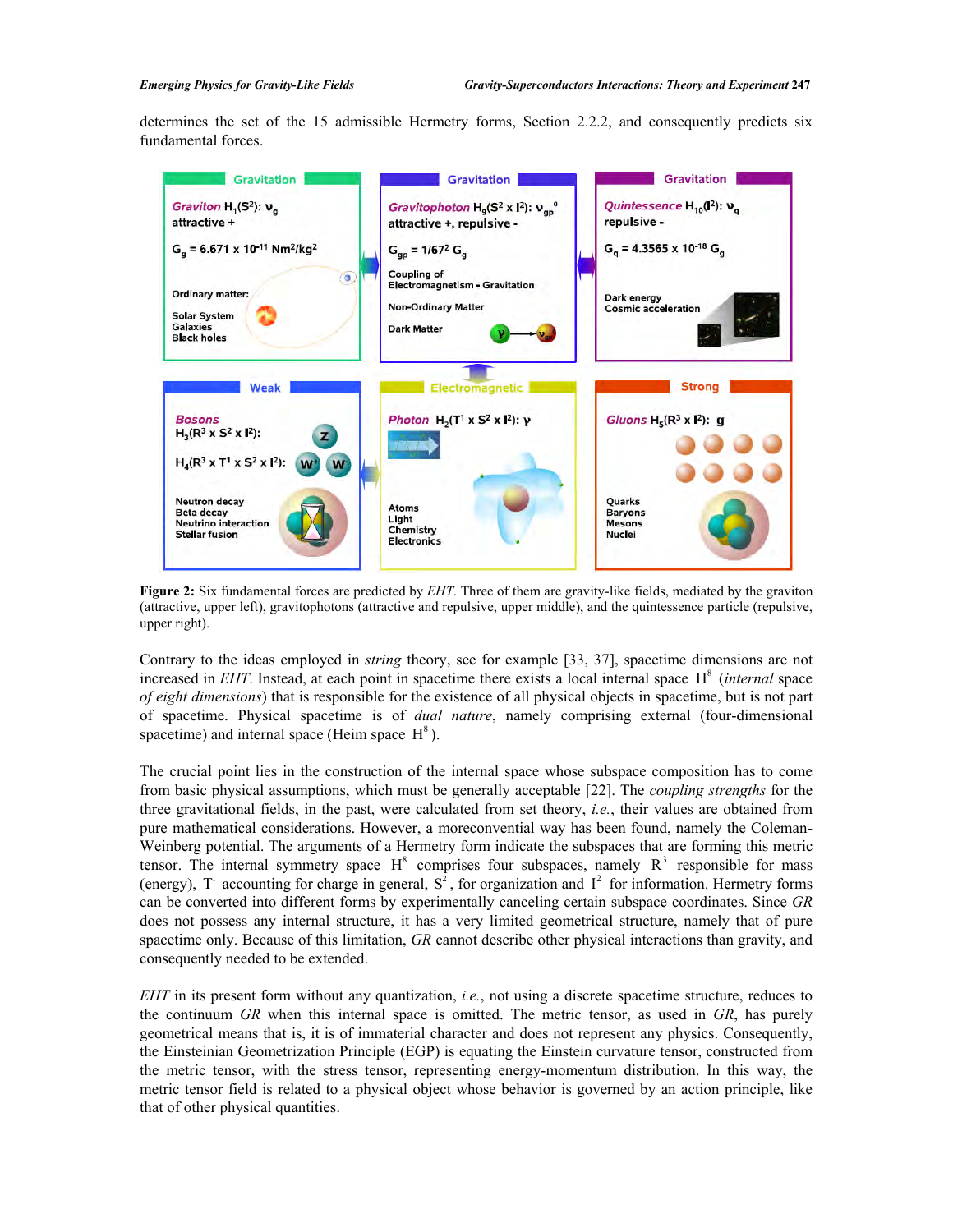determines the set of the 15 admissible Hermetry forms, Section 2.2.2, and consequently predicts six fundamental forces.

**Figure 2:** Six fundamental forces are predicted by *EHT*. Three of them are gravity-like fields, mediated by the graviton (attractive, upper left), gravitophotons (attractive and repulsive, upper middle), and the quintessence particle (repulsive, upper right).

Contrary to the ideas employed in *string* theory, see for example [33, 37], spacetime dimensions are not increased in *EHT*. Instead, at each point in spacetime there exists a local internal space $H^8$ (*internal* space *of eight dimensions*) that is responsible for the existence of all physical objects in spacetime, but is not part of spacetime. Physical spacetime is of *dual nature*, namely comprising external (four-dimensional spacetime) and internal space (Heim space $H^8$).

The crucial point lies in the construction of the internal space whose subspace composition has to come from basic physical assumptions, which must be generally acceptable [22]. The *coupling strengths* for the three gravitational fields, in the past, were calculated from set theory, *i.e.*, their values are obtained from pure mathematical considerations. However, a moreconvential way has been found, namely the Coleman-Weinberg potential. The arguments of a Hermetry form indicate the subspaces that are forming this metric tensor. The internal symmetry space $H^8$ comprises four subspaces, namely $R^3$ responsible for mass (energy), $T^1$ accounting for charge in general, $S^2$, for organization and $I^2$ for information. Hermetry forms can be converted into different forms by experimentally canceling certain subspace coordinates. Since *GR* does not possess any internal structure, it has a very limited geometrical structure, namely that of pure spacetime only. Because of this limitation, *GR* cannot describe other physical interactions than gravity, and consequently needed to be extended.

*EHT* in its present form without any quantization, *i.e.*, not using a discrete spacetime structure, reduces to the continuum *GR* when this internal space is omitted. The metric tensor, as used in *GR*, has purely geometrical means that is, it is of immaterial character and does not represent any physics. Consequently, the Einsteinian Geometrization Principle (EGP) is equating the Einstein curvature tensor, constructed from the metric tensor, with the stress tensor, representing energy-momentum distribution. In this way, the metric tensor field is related to a physical object whose behavior is governed by an action principle, like that of other physical quantities.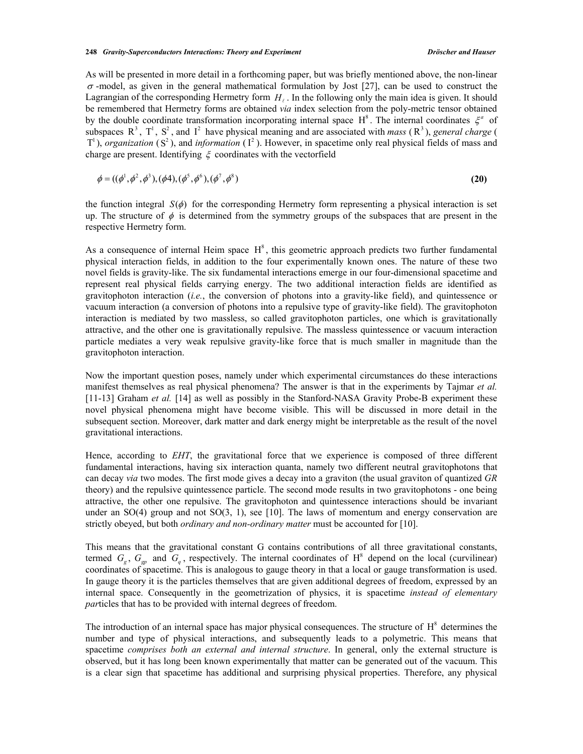As will be presented in more detail in a forthcoming paper, but was briefly mentioned above, the non-linear $\sigma$-model, as given in the general mathematical formulation by Jost [27], can be used to construct the Lagrangian of the corresponding Hermetry form $H_\ell$. In the following only the main idea is given. It should be remembered that Hermetry forms are obtained *via* index selection from the poly-metric tensor obtained by the double coordinate transformation incorporating internal space $H^8$. The internal coordinates $\xi^a$ of subspaces $R^3$, $T^1$, $S^2$, and $I^2$ have physical meaning and are associated with *mass* ($R^3$), *general charge* ($T^1$), *organization* ($S^2$), and *information* ($I^2$). However, in spacetime only real physical fields of mass and charge are present. Identifying $\xi$ coordinates with the vectorfield

$$\phi = ((\phi^1, \phi^2, \phi^3), (\phi 4), (\phi^5, \phi^6), (\phi^7, \phi^8)) \tag{20}$$

the function integral $S(\phi)$ for the corresponding Hermetry form representing a physical interaction is set up. The structure of $\phi$ is determined from the symmetry groups of the subspaces that are present in the respective Hermetry form.

As a consequence of internal Heim space $H^8$, this geometric approach predicts two further fundamental physical interaction fields, in addition to the four experimentally known ones. The nature of these two novel fields is gravity-like. The six fundamental interactions emerge in our four-dimensional spacetime and represent real physical fields carrying energy. The two additional interaction fields are identified as gravitophoton interaction (*i.e.*, the conversion of photons into a gravity-like field), and quintessence or vacuum interaction (a conversion of photons into a repulsive type of gravity-like field). The gravitophoton interaction is mediated by two massless, so called gravitophoton particles, one which is gravitationally attractive, and the other one is gravitationally repulsive. The massless quintessence or vacuum interaction particle mediates a very weak repulsive gravity-like force that is much smaller in magnitude than the gravitophoton interaction.

Now the important question poses, namely under which experimental circumstances do these interactions manifest themselves as real physical phenomena? The answer is that in the experiments by Tajmar *et al.* [11-13] Graham *et al.* [14] as well as possibly in the Stanford-NASA Gravity Probe-B experiment these novel physical phenomena might have become visible. This will be discussed in more detail in the subsequent section. Moreover, dark matter and dark energy might be interpretable as the result of the novel gravitational interactions.

Hence, according to *EHT*, the gravitational force that we experience is composed of three different fundamental interactions, having six interaction quanta, namely two different neutral gravitophotons that can decay *via* two modes. The first mode gives a decay into a graviton (the usual graviton of quantized *GR* theory) and the repulsive quintessence particle. The second mode results in two gravitophotons - one being attractive, the other one repulsive. The gravitophoton and quintessence interactions should be invariant under an SO(4) group and not SO(3, 1), see [10]. The laws of momentum and energy conservation are strictly obeyed, but both *ordinary and non-ordinary matter* must be accounted for [10].

This means that the gravitational constant G contains contributions of all three gravitational constants, termed $G_g$, $G_{gp}$ and $G_q$, respectively. The internal coordinates of $H^8$ depend on the local (curvilinear) coordinates of spacetime. This is analogous to gauge theory in that a local or gauge transformation is used. In gauge theory it is the particles themselves that are given additional degrees of freedom, expressed by an internal space. Consequently in the geometrization of physics, it is spacetime *instead of elementary par*ticles that has to be provided with internal degrees of freedom.

The introduction of an internal space has major physical consequences. The structure of $H^8$ determines the number and type of physical interactions, and subsequently leads to a polymetric. This means that spacetime *comprises both an external and internal structure*. In general, only the external structure is observed, but it has long been known experimentally that matter can be generated out of the vacuum. This is a clear sign that spacetime has additional and surprising physical properties. Therefore, any physical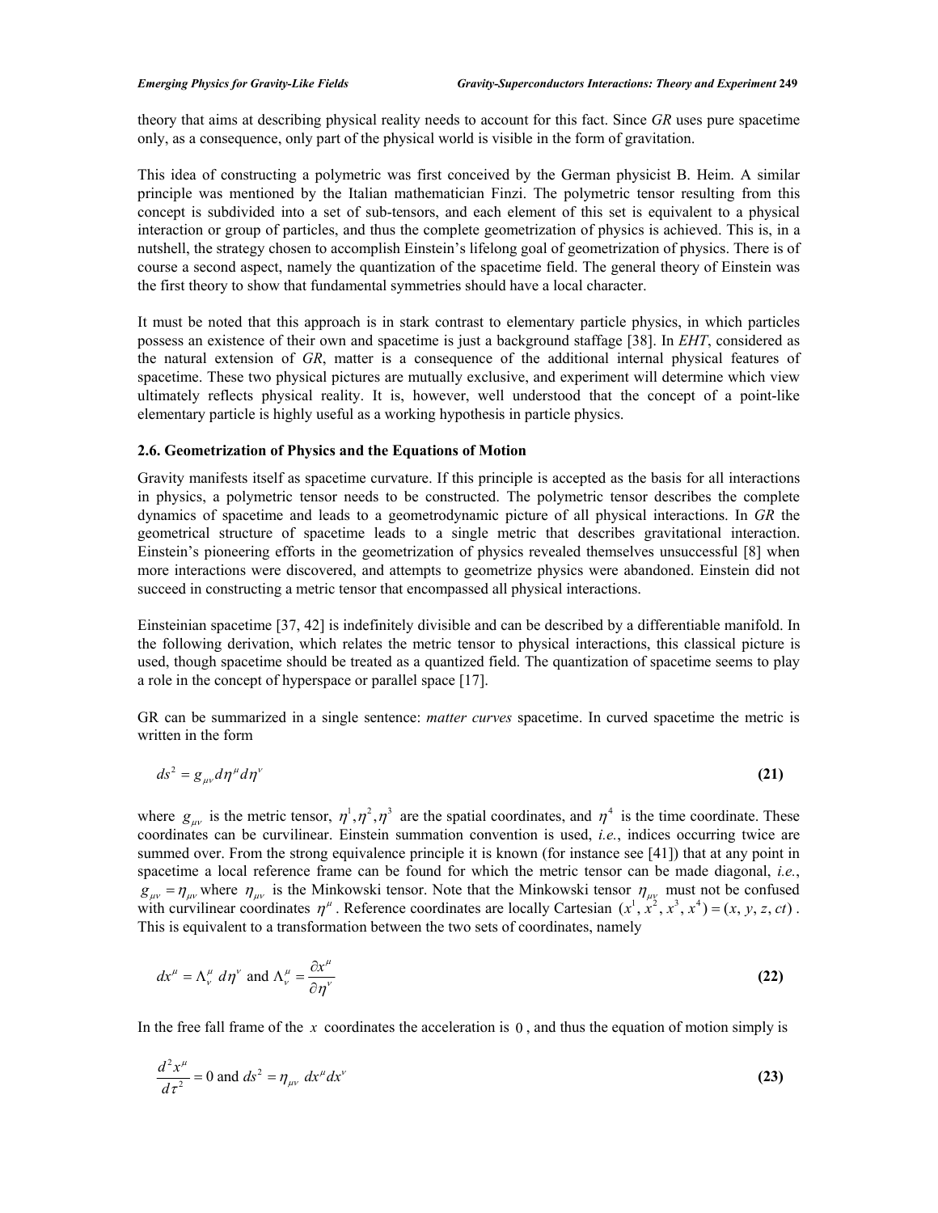theory that aims at describing physical reality needs to account for this fact. Since *GR* uses pure spacetime only, as a consequence, only part of the physical world is visible in the form of gravitation.

This idea of constructing a polymetric was first conceived by the German physicist B. Heim. A similar principle was mentioned by the Italian mathematician Finzi. The polymetric tensor resulting from this concept is subdivided into a set of sub-tensors, and each element of this set is equivalent to a physical interaction or group of particles, and thus the complete geometrization of physics is achieved. This is, in a nutshell, the strategy chosen to accomplish Einstein's lifelong goal of geometrization of physics. There is of course a second aspect, namely the quantization of the spacetime field. The general theory of Einstein was the first theory to show that fundamental symmetries should have a local character.

It must be noted that this approach is in stark contrast to elementary particle physics, in which particles possess an existence of their own and spacetime is just a background staffage [38]. In *EHT*, considered as the natural extension of *GR*, matter is a consequence of the additional internal physical features of spacetime. These two physical pictures are mutually exclusive, and experiment will determine which view ultimately reflects physical reality. It is, however, well understood that the concept of a point-like elementary particle is highly useful as a working hypothesis in particle physics.

### 2.6. Geometrization of Physics and the Equations of Motion

Gravity manifests itself as spacetime curvature. If this principle is accepted as the basis for all interactions in physics, a polymetric tensor needs to be constructed. The polymetric tensor describes the complete dynamics of spacetime and leads to a geometrodynamic picture of all physical interactions. In *GR* the geometrical structure of spacetime leads to a single metric that describes gravitational interaction. Einstein's pioneering efforts in the geometrization of physics revealed themselves unsuccessful [8] when more interactions were discovered, and attempts to geometrize physics were abandoned. Einstein did not succeed in constructing a metric tensor that encompassed all physical interactions.

Einsteinian spacetime [37, 42] is indefinitely divisible and can be described by a differentiable manifold. In the following derivation, which relates the metric tensor to physical interactions, this classical picture is used, though spacetime should be treated as a quantized field. The quantization of spacetime seems to play a role in the concept of hyperspace or parallel space [17].

GR can be summarized in a single sentence: *matter curves* spacetime. In curved spacetime the metric is written in the form

$$ds^2 = g_{\mu\nu} d\eta^{\mu} d\eta^{\nu} \tag{21}$$

where $g_{\mu\nu}$ is the metric tensor, $\eta^1, \eta^2, \eta^3$ are the spatial coordinates, and $\eta^4$ is the time coordinate. These coordinates can be curvilinear. Einstein summation convention is used, *i.e.*, indices occurring twice are summed over. From the strong equivalence principle it is known (for instance see [41]) that at any point in spacetime a local reference frame can be found for which the metric tensor can be made diagonal, *i.e.*, $g_{\mu\nu} = \eta_{\mu\nu}$ where $\eta_{\mu\nu}$ is the Minkowski tensor. Note that the Minkowski tensor $\eta_{\mu\nu}$ must not be confused with curvilinear coordinates $\eta^{\mu}$. Reference coordinates are locally Cartesian $(x^1, x^2, x^3, x^4) = (x, y, z, ct)$. This is equivalent to a transformation between the two sets of coordinates, namely

$$dx^{\mu} = \Lambda^{\mu}_{\nu}\, d\eta^{\nu} \text{ and } \Lambda^{\mu}_{\nu} = \frac{\partial x^{\mu}}{\partial \eta^{\nu}} \tag{22}$$

In the free fall frame of the $x$ coordinates the acceleration is $0$, and thus the equation of motion simply is

$$\frac{d^2 x^{\mu}}{d\tau^2} = 0 \text{ and } ds^2 = \eta_{\mu\nu}\, dx^{\mu} dx^{\nu} \tag{23}$$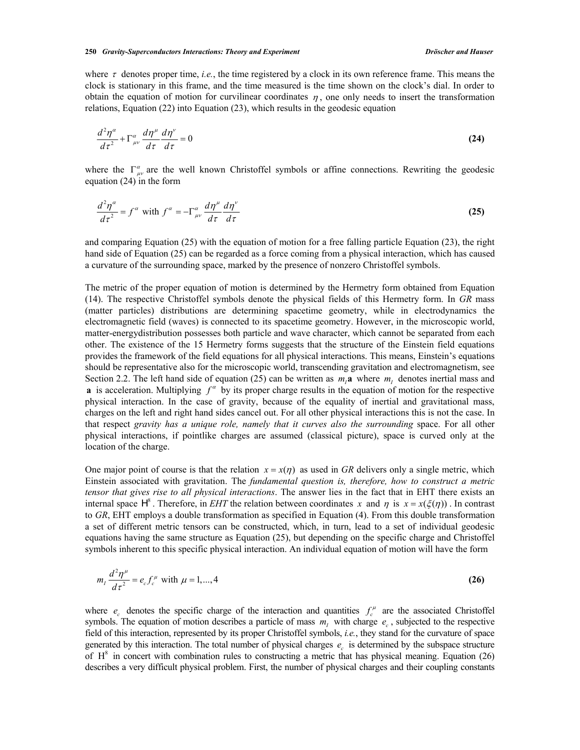where $\tau$ denotes proper time, *i.e.*, the time registered by a clock in its own reference frame. This means the clock is stationary in this frame, and the time measured is the time shown on the clock's dial. In order to obtain the equation of motion for curvilinear coordinates $\eta$, one only needs to insert the transformation relations, Equation (22) into Equation (23), which results in the geodesic equation

$$\frac{d^2\eta^\alpha}{d\tau^2} + \Gamma^\alpha_{\mu\nu}\frac{d\eta^\mu}{d\tau}\frac{d\eta^\nu}{d\tau} = 0 \tag{24}$$

where the $\Gamma^\alpha_{\mu\nu}$ are the well known Christoffel symbols or affine connections. Rewriting the geodesic equation (24) in the form

$$\frac{d^2\eta^\alpha}{d\tau^2} = f^\alpha \text{ with } f^\alpha = -\Gamma^\alpha_{\mu\nu}\frac{d\eta^\mu}{d\tau}\frac{d\eta^\nu}{d\tau} \tag{25}$$

and comparing Equation (25) with the equation of motion for a free falling particle Equation (23), the right hand side of Equation (25) can be regarded as a force coming from a physical interaction, which has caused a curvature of the surrounding space, marked by the presence of nonzero Christoffel symbols.

The metric of the proper equation of motion is determined by the Hermetry form obtained from Equation (14). The respective Christoffel symbols denote the physical fields of this Hermetry form. In *GR* mass (matter particles) distributions are determining spacetime geometry, while in electrodynamics the electromagnetic field (waves) is connected to its spacetime geometry. However, in the microscopic world, matter-energydistribution possesses both particle and wave character, which cannot be separated from each other. The existence of the 15 Hermetry forms suggests that the structure of the Einstein field equations provides the framework of the field equations for all physical interactions. This means, Einstein's equations should be representative also for the microscopic world, transcending gravitation and electromagnetism, see Section 2.2. The left hand side of equation (25) can be written as $m_I\mathbf{a}$ where $m_I$ denotes inertial mass and $\mathbf{a}$ is acceleration. Multiplying $f^\alpha$ by its proper charge results in the equation of motion for the respective physical interaction. In the case of gravity, because of the equality of inertial and gravitational mass, charges on the left and right hand sides cancel out. For all other physical interactions this is not the case. In that respect *gravity has a unique role, namely that it curves also the surrounding* space. For all other physical interactions, if pointlike charges are assumed (classical picture), space is curved only at the location of the charge.

One major point of course is that the relation $x = x(\eta)$ as used in *GR* delivers only a single metric, which Einstein associated with gravitation. The *fundamental question is, therefore, how to construct a metric tensor that gives rise to all physical interactions*. The answer lies in the fact that in EHT there exists an internal space $H^8$. Therefore, in *EHT* the relation between coordinates $x$ and $\eta$ is $x = x(\xi(\eta))$. In contrast to *GR*, EHT employs a double transformation as specified in Equation (4). From this double transformation a set of different metric tensors can be constructed, which, in turn, lead to a set of individual geodesic equations having the same structure as Equation (25), but depending on the specific charge and Christoffel symbols inherent to this specific physical interaction. An individual equation of motion will have the form

$$m_I\frac{d^2\eta^\mu}{d\tau^2} = e_c f_c^\mu \text{ with } \mu = 1,\ldots,4 \tag{26}$$

where $e_c$ denotes the specific charge of the interaction and quantities $f_c^\mu$ are the associated Christoffel symbols. The equation of motion describes a particle of mass $m_I$ with charge $e_c$, subjected to the respective field of this interaction, represented by its proper Christoffel symbols, *i.e.*, they stand for the curvature of space generated by this interaction. The total number of physical charges $e_c$ is determined by the subspace structure of $H^8$ in concert with combination rules to constructing a metric that has physical meaning. Equation (26) describes a very difficult physical problem. First, the number of physical charges and their coupling constants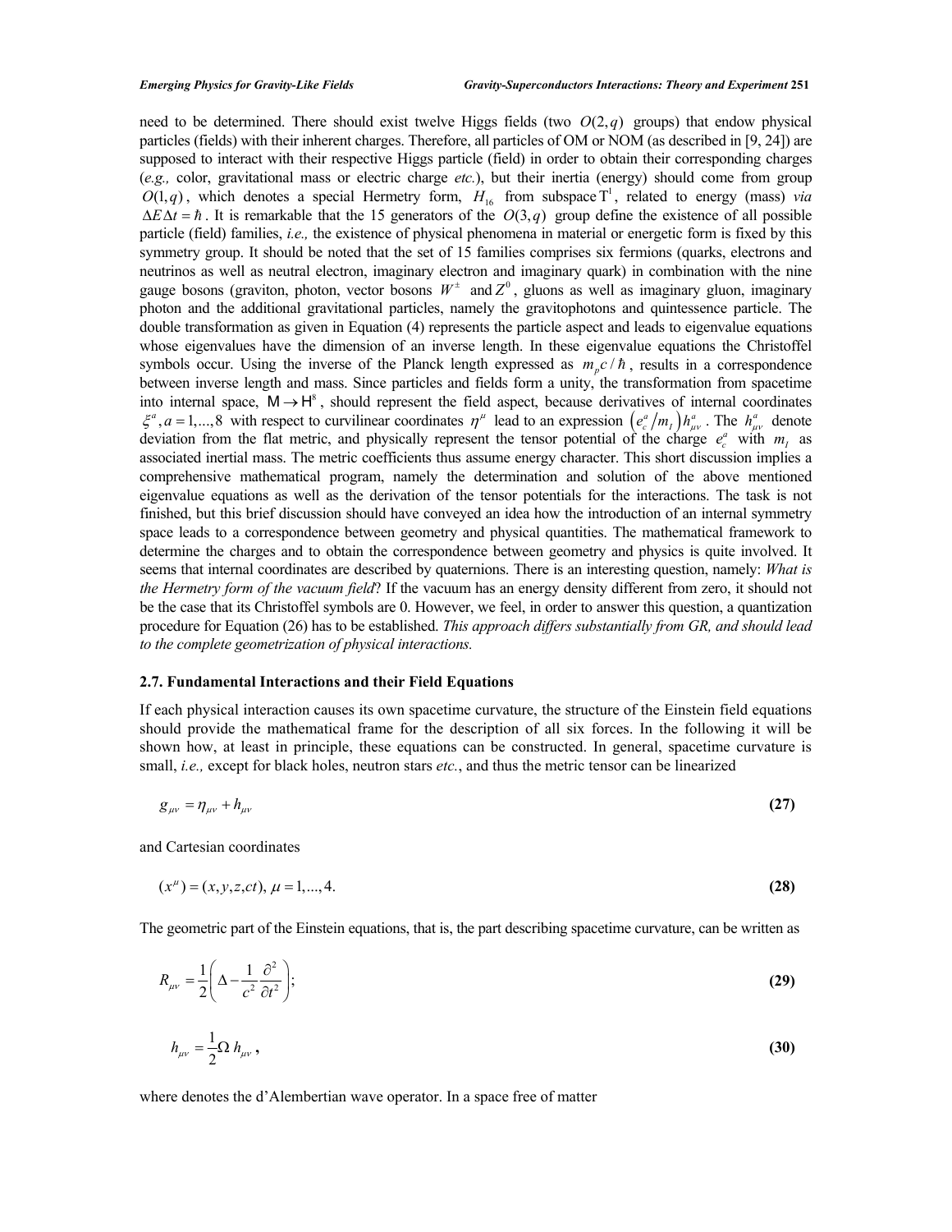need to be determined. There should exist twelve Higgs fields (two $O(2,q)$ groups) that endow physical particles (fields) with their inherent charges. Therefore, all particles of OM or NOM (as described in [9, 24]) are supposed to interact with their respective Higgs particle (field) in order to obtain their corresponding charges (*e.g.,* color, gravitational mass or electric charge *etc.*), but their inertia (energy) should come from group $O(1,q)$, which denotes a special Hermetry form, $H_{16}$ from subspace $T^1$, related to energy (mass) *via* $\Delta E \Delta t = \hbar$. It is remarkable that the 15 generators of the $O(3,q)$ group define the existence of all possible particle (field) families, *i.e.,* the existence of physical phenomena in material or energetic form is fixed by this symmetry group. It should be noted that the set of 15 families comprises six fermions (quarks, electrons and neutrinos as well as neutral electron, imaginary electron and imaginary quark) in combination with the nine gauge bosons (graviton, photon, vector bosons $W^{\pm}$ and $Z^0$, gluons as well as imaginary gluon, imaginary photon and the additional gravitational particles, namely the gravitophotons and quintessence particle. The double transformation as given in Equation (4) represents the particle aspect and leads to eigenvalue equations whose eigenvalues have the dimension of an inverse length. In these eigenvalue equations the Christoffel symbols occur. Using the inverse of the Planck length expressed as $m_p c/\hbar$, results in a correspondence between inverse length and mass. Since particles and fields form a unity, the transformation from spacetime into internal space, $M \to H^8$, should represent the field aspect, because derivatives of internal coordinates $\xi^a, a = 1,...,8$ with respect to curvilinear coordinates $\eta^\mu$ lead to an expression $\left(e_c^a / m_I\right) h_{\mu\nu}^a$. The $h_{\mu\nu}^a$ denote deviation from the flat metric, and physically represent the tensor potential of the charge $e_c^a$ with $m_I$ as associated inertial mass. The metric coefficients thus assume energy character. This short discussion implies a comprehensive mathematical program, namely the determination and solution of the above mentioned eigenvalue equations as well as the derivation of the tensor potentials for the interactions. The task is not finished, but this brief discussion should have conveyed an idea how the introduction of an internal symmetry space leads to a correspondence between geometry and physical quantities. The mathematical framework to determine the charges and to obtain the correspondence between geometry and physics is quite involved. It seems that internal coordinates are described by quaternions. There is an interesting question, namely: *What is the Hermetry form of the vacuum field*? If the vacuum has an energy density different from zero, it should not be the case that its Christoffel symbols are 0. However, we feel, in order to answer this question, a quantization procedure for Equation (26) has to be established. *This approach differs substantially from GR, and should lead to the complete geometrization of physical interactions.*

### 2.7. Fundamental Interactions and their Field Equations

If each physical interaction causes its own spacetime curvature, the structure of the Einstein field equations should provide the mathematical frame for the description of all six forces. In the following it will be shown how, at least in principle, these equations can be constructed. In general, spacetime curvature is small, *i.e.,* except for black holes, neutron stars *etc.*, and thus the metric tensor can be linearized

$$g_{\mu\nu} = \eta_{\mu\nu} + h_{\mu\nu} \tag{27}$$

and Cartesian coordinates

$$(x^\mu) = (x, y, z, ct),\ \mu = 1,...,4. \tag{28}$$

The geometric part of the Einstein equations, that is, the part describing spacetime curvature, can be written as

$$R_{\mu\nu} = \frac{1}{2}\left(\Delta - \frac{1}{c^2}\frac{\partial^2}{\partial t^2}\right); \tag{29}$$

$$h_{\mu\nu} = \frac{1}{2}\Omega\, h_{\mu\nu}\,, \tag{30}$$

where denotes the d'Alembertian wave operator. In a space free of matter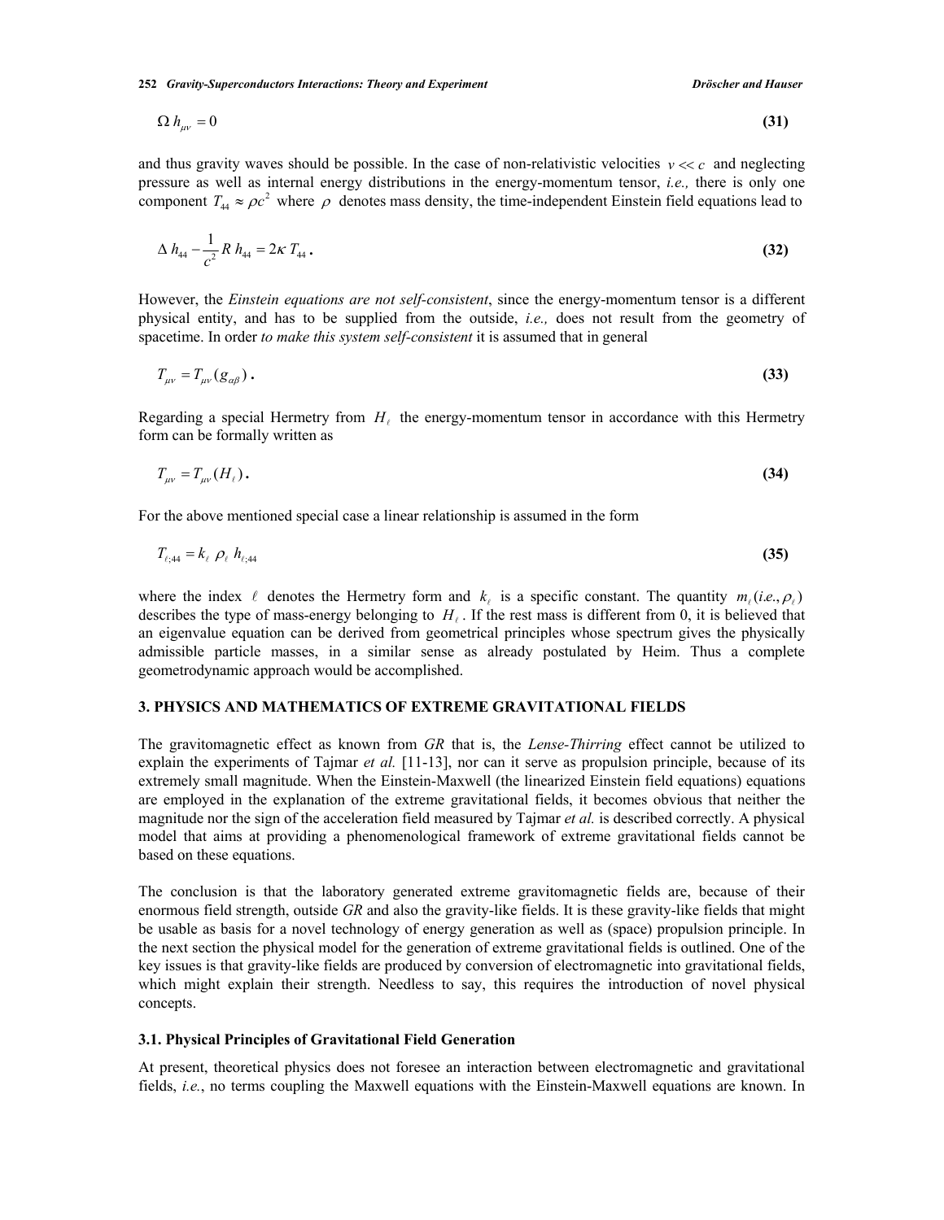$$\Omega\, h_{\mu\nu} = 0 \tag{31}$$

and thus gravity waves should be possible. In the case of non-relativistic velocities $v << c$ and neglecting pressure as well as internal energy distributions in the energy-momentum tensor, *i.e.,* there is only one component $T_{44} \approx \rho c^2$ where $\rho$ denotes mass density, the time-independent Einstein field equations lead to

$$\Delta\, h_{44} - \frac{1}{c^2} R\, h_{44} = 2\kappa\, T_{44}\,. \tag{32}$$

However, the *Einstein equations are not self-consistent*, since the energy-momentum tensor is a different physical entity, and has to be supplied from the outside, *i.e.,* does not result from the geometry of spacetime. In order *to make this system self-consistent* it is assumed that in general

$$T_{\mu\nu} = T_{\mu\nu}(g_{\alpha\beta})\,. \tag{33}$$

Regarding a special Hermetry from $H_\ell$ the energy-momentum tensor in accordance with this Hermetry form can be formally written as

$$T_{\mu\nu} = T_{\mu\nu}(H_\ell)\,. \tag{34}$$

For the above mentioned special case a linear relationship is assumed in the form

$$T_{\ell;44} = k_\ell\;\rho_\ell\;h_{\ell;44} \tag{35}$$

where the index $\ell$ denotes the Hermetry form and $k_\ell$ is a specific constant. The quantity $m_\ell(i.e., \rho_\ell)$ describes the type of mass-energy belonging to $H_\ell$. If the rest mass is different from 0, it is believed that an eigenvalue equation can be derived from geometrical principles whose spectrum gives the physically admissible particle masses, in a similar sense as already postulated by Heim. Thus a complete geometrodynamic approach would be accomplished.

## 3. PHYSICS AND MATHEMATICS OF EXTREME GRAVITATIONAL FIELDS

The gravitomagnetic effect as known from *GR* that is, the *Lense-Thirring* effect cannot be utilized to explain the experiments of Tajmar *et al.* [11-13], nor can it serve as propulsion principle, because of its extremely small magnitude. When the Einstein-Maxwell (the linearized Einstein field equations) equations are employed in the explanation of the extreme gravitational fields, it becomes obvious that neither the magnitude nor the sign of the acceleration field measured by Tajmar *et al.* is described correctly. A physical model that aims at providing a phenomenological framework of extreme gravitational fields cannot be based on these equations.

The conclusion is that the laboratory generated extreme gravitomagnetic fields are, because of their enormous field strength, outside *GR* and also the gravity-like fields. It is these gravity-like fields that might be usable as basis for a novel technology of energy generation as well as (space) propulsion principle. In the next section the physical model for the generation of extreme gravitational fields is outlined. One of the key issues is that gravity-like fields are produced by conversion of electromagnetic into gravitational fields, which might explain their strength. Needless to say, this requires the introduction of novel physical concepts.

### 3.1. Physical Principles of Gravitational Field Generation

At present, theoretical physics does not foresee an interaction between electromagnetic and gravitational fields, *i.e.*, no terms coupling the Maxwell equations with the Einstein-Maxwell equations are known. In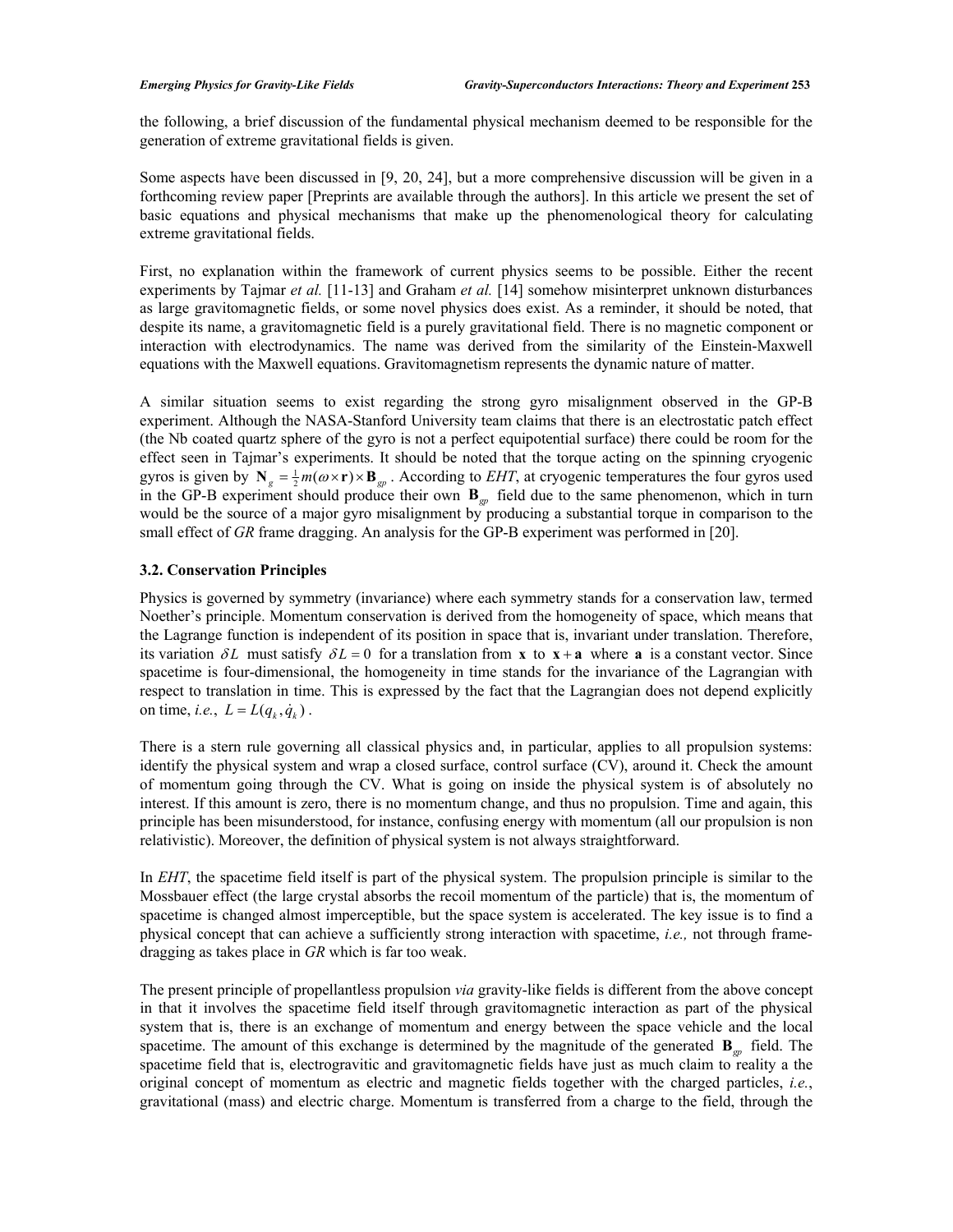the following, a brief discussion of the fundamental physical mechanism deemed to be responsible for the generation of extreme gravitational fields is given.

Some aspects have been discussed in [9, 20, 24], but a more comprehensive discussion will be given in a forthcoming review paper [Preprints are available through the authors]. In this article we present the set of basic equations and physical mechanisms that make up the phenomenological theory for calculating extreme gravitational fields.

First, no explanation within the framework of current physics seems to be possible. Either the recent experiments by Tajmar *et al.* [11-13] and Graham *et al.* [14] somehow misinterpret unknown disturbances as large gravitomagnetic fields, or some novel physics does exist. As a reminder, it should be noted, that despite its name, a gravitomagnetic field is a purely gravitational field. There is no magnetic component or interaction with electrodynamics. The name was derived from the similarity of the Einstein-Maxwell equations with the Maxwell equations. Gravitomagnetism represents the dynamic nature of matter.

A similar situation seems to exist regarding the strong gyro misalignment observed in the GP-B experiment. Although the NASA-Stanford University team claims that there is an electrostatic patch effect (the Nb coated quartz sphere of the gyro is not a perfect equipotential surface) there could be room for the effect seen in Tajmar's experiments. It should be noted that the torque acting on the spinning cryogenic gyros is given by $\mathbf{N}_g = \frac{1}{2}m(\omega \times \mathbf{r}) \times \mathbf{B}_{gp}$. According to *EHT*, at cryogenic temperatures the four gyros used in the GP-B experiment should produce their own $\mathbf{B}_{gp}$ field due to the same phenomenon, which in turn would be the source of a major gyro misalignment by producing a substantial torque in comparison to the small effect of *GR* frame dragging. An analysis for the GP-B experiment was performed in [20].

### 3.2. Conservation Principles

Physics is governed by symmetry (invariance) where each symmetry stands for a conservation law, termed Noether's principle. Momentum conservation is derived from the homogeneity of space, which means that the Lagrange function is independent of its position in space that is, invariant under translation. Therefore, its variation $\delta L$ must satisfy $\delta L = 0$ for a translation from $\mathbf{x}$ to $\mathbf{x} + \mathbf{a}$ where $\mathbf{a}$ is a constant vector. Since spacetime is four-dimensional, the homogeneity in time stands for the invariance of the Lagrangian with respect to translation in time. This is expressed by the fact that the Lagrangian does not depend explicitly on time, *i.e.*, $L = L(q_k, \dot{q}_k)$.

There is a stern rule governing all classical physics and, in particular, applies to all propulsion systems: identify the physical system and wrap a closed surface, control surface (CV), around it. Check the amount of momentum going through the CV. What is going on inside the physical system is of absolutely no interest. If this amount is zero, there is no momentum change, and thus no propulsion. Time and again, this principle has been misunderstood, for instance, confusing energy with momentum (all our propulsion is non relativistic). Moreover, the definition of physical system is not always straightforward.

In *EHT*, the spacetime field itself is part of the physical system. The propulsion principle is similar to the Mossbauer effect (the large crystal absorbs the recoil momentum of the particle) that is, the momentum of spacetime is changed almost imperceptible, but the space system is accelerated. The key issue is to find a physical concept that can achieve a sufficiently strong interaction with spacetime, *i.e.,* not through frame-dragging as takes place in *GR* which is far too weak.

The present principle of propellantless propulsion *via* gravity-like fields is different from the above concept in that it involves the spacetime field itself through gravitomagnetic interaction as part of the physical system that is, there is an exchange of momentum and energy between the space vehicle and the local spacetime. The amount of this exchange is determined by the magnitude of the generated $\mathbf{B}_{gp}$ field. The spacetime field that is, electrogravitic and gravitomagnetic fields have just as much claim to reality a the original concept of momentum as electric and magnetic fields together with the charged particles, *i.e.*, gravitational (mass) and electric charge. Momentum is transferred from a charge to the field, through the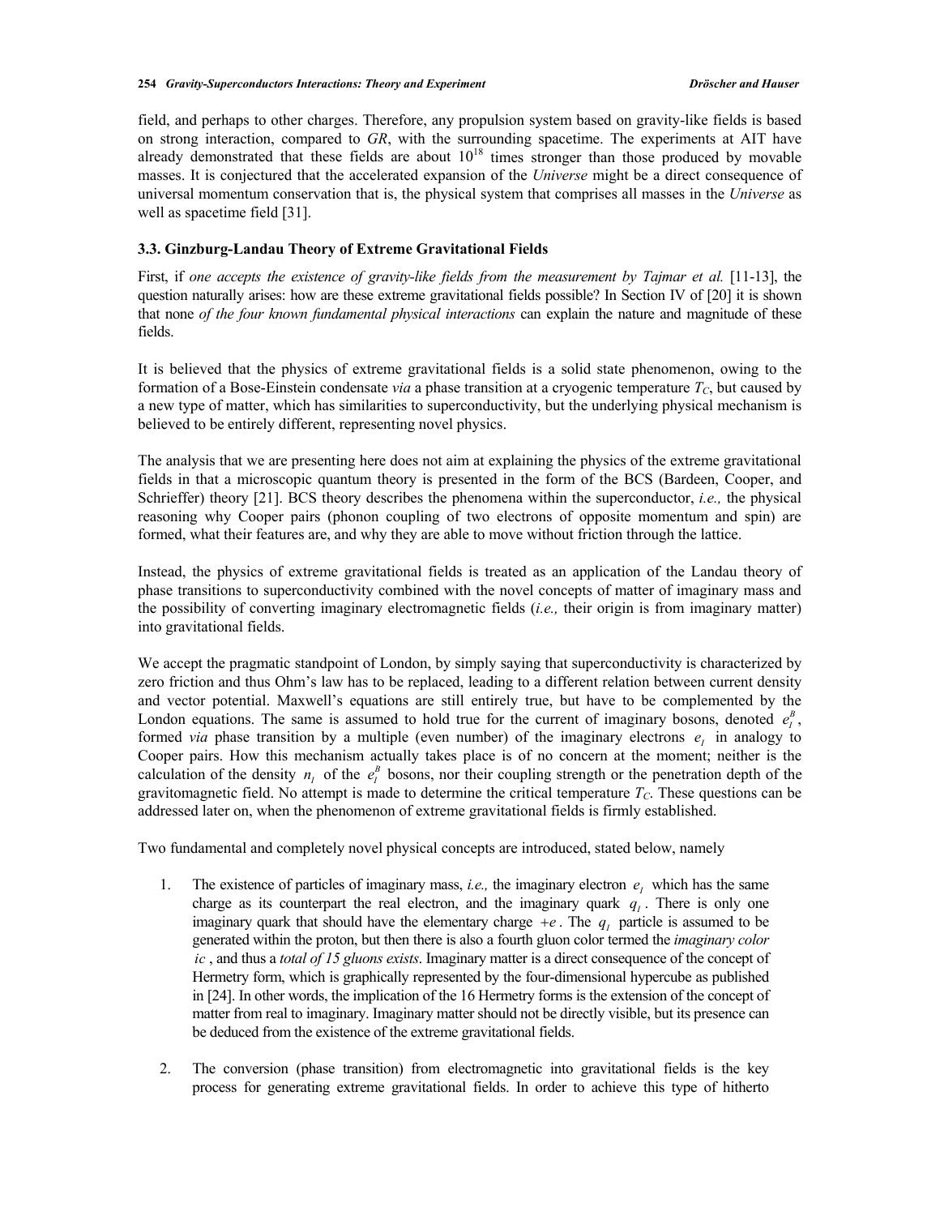field, and perhaps to other charges. Therefore, any propulsion system based on gravity-like fields is based on strong interaction, compared to *GR*, with the surrounding spacetime. The experiments at AIT have already demonstrated that these fields are about $10^{18}$ times stronger than those produced by movable masses. It is conjectured that the accelerated expansion of the *Universe* might be a direct consequence of universal momentum conservation that is, the physical system that comprises all masses in the *Universe* as well as spacetime field [31].

### 3.3. Ginzburg-Landau Theory of Extreme Gravitational Fields

First, if *one accepts the existence of gravity-like fields from the measurement by Tajmar et al.* [11-13], the question naturally arises: how are these extreme gravitational fields possible? In Section IV of [20] it is shown that none *of the four known fundamental physical interactions* can explain the nature and magnitude of these fields.

It is believed that the physics of extreme gravitational fields is a solid state phenomenon, owing to the formation of a Bose-Einstein condensate *via* a phase transition at a cryogenic temperature $T_C$, but caused by a new type of matter, which has similarities to superconductivity, but the underlying physical mechanism is believed to be entirely different, representing novel physics.

The analysis that we are presenting here does not aim at explaining the physics of the extreme gravitational fields in that a microscopic quantum theory is presented in the form of the BCS (Bardeen, Cooper, and Schrieffer) theory [21]. BCS theory describes the phenomena within the superconductor, *i.e.,* the physical reasoning why Cooper pairs (phonon coupling of two electrons of opposite momentum and spin) are formed, what their features are, and why they are able to move without friction through the lattice.

Instead, the physics of extreme gravitational fields is treated as an application of the Landau theory of phase transitions to superconductivity combined with the novel concepts of matter of imaginary mass and the possibility of converting imaginary electromagnetic fields (*i.e.,* their origin is from imaginary matter) into gravitational fields.

We accept the pragmatic standpoint of London, by simply saying that superconductivity is characterized by zero friction and thus Ohm's law has to be replaced, leading to a different relation between current density and vector potential. Maxwell's equations are still entirely true, but have to be complemented by the London equations. The same is assumed to hold true for the current of imaginary bosons, denoted $e_I^B$, formed *via* phase transition by a multiple (even number) of the imaginary electrons $e_I$ in analogy to Cooper pairs. How this mechanism actually takes place is of no concern at the moment; neither is the calculation of the density $n_I$ of the $e_I^B$ bosons, nor their coupling strength or the penetration depth of the gravitomagnetic field. No attempt is made to determine the critical temperature $T_C$. These questions can be addressed later on, when the phenomenon of extreme gravitational fields is firmly established.

Two fundamental and completely novel physical concepts are introduced, stated below, namely

1. The existence of particles of imaginary mass, *i.e.,* the imaginary electron $e_I$ which has the same charge as its counterpart the real electron, and the imaginary quark $q_I$. There is only one imaginary quark that should have the elementary charge $+e$. The $q_I$ particle is assumed to be generated within the proton, but then there is also a fourth gluon color termed the *imaginary color* $ic$, and thus a *total of 15 gluons exists*. Imaginary matter is a direct consequence of the concept of Hermetry form, which is graphically represented by the four-dimensional hypercube as published in [24]. In other words, the implication of the 16 Hermetry forms is the extension of the concept of matter from real to imaginary. Imaginary matter should not be directly visible, but its presence can be deduced from the existence of the extreme gravitational fields.

2. The conversion (phase transition) from electromagnetic into gravitational fields is the key process for generating extreme gravitational fields. In order to achieve this type of hitherto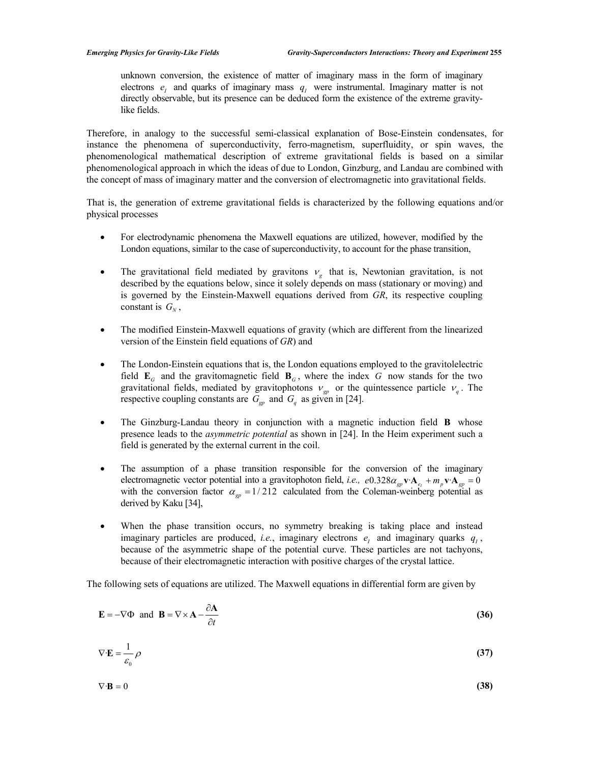unknown conversion, the existence of matter of imaginary mass in the form of imaginary electrons $e_I$ and quarks of imaginary mass $q_I$ were instrumental. Imaginary matter is not directly observable, but its presence can be deduced form the existence of the extreme gravity-like fields.

Therefore, in analogy to the successful semi-classical explanation of Bose-Einstein condensates, for instance the phenomena of superconductivity, ferro-magnetism, superfluidity, or spin waves, the phenomenological mathematical description of extreme gravitational fields is based on a similar phenomenological approach in which the ideas of due to London, Ginzburg, and Landau are combined with the concept of mass of imaginary matter and the conversion of electromagnetic into gravitational fields.

That is, the generation of extreme gravitational fields is characterized by the following equations and/or physical processes

- For electrodynamic phenomena the Maxwell equations are utilized, however, modified by the London equations, similar to the case of superconductivity, to account for the phase transition,
- The gravitational field mediated by gravitons $\nu_g$ that is, Newtonian gravitation, is not described by the equations below, since it solely depends on mass (stationary or moving) and is governed by the Einstein-Maxwell equations derived from *GR*, its respective coupling constant is $G_N$,
- The modified Einstein-Maxwell equations of gravity (which are different from the linearized version of the Einstein field equations of *GR*) and
- The London-Einstein equations that is, the London equations employed to the gravitolelectric field $\mathbf{E}_G$ and the gravitomagnetic field $\mathbf{B}_G$, where the index $G$ now stands for the two gravitational fields, mediated by gravitophotons $\nu_{gp}$ or the quintessence particle $\nu_q$. The respective coupling constants are $G_{gp}$ and $G_q$ as given in [24].
- The Ginzburg-Landau theory in conjunction with a magnetic induction field $\mathbf{B}$ whose presence leads to the *asymmetric potential* as shown in [24]. In the Heim experiment such a field is generated by the external current in the coil.
- The assumption of a phase transition responsible for the conversion of the imaginary electromagnetic vector potential into a gravitophoton field, *i.e., * $e0.328\alpha_{gp}\mathbf{v}\cdot\mathbf{A}_{e_I} + m_p\mathbf{v}\cdot\mathbf{A}_{gp} = 0$ with the conversion factor $\alpha_{gp} = 1/212$ calculated from the Coleman-weinberg potential as derived by Kaku [34],
- When the phase transition occurs, no symmetry breaking is taking place and instead imaginary particles are produced, *i.e.*, imaginary electrons $e_I$ and imaginary quarks $q_I$, because of the asymmetric shape of the potential curve. These particles are not tachyons, because of their electromagnetic interaction with positive charges of the crystal lattice.

The following sets of equations are utilized. The Maxwell equations in differential form are given by

$$\mathbf{E} = -\nabla\Phi \text{ and } \mathbf{B} = \nabla\times\mathbf{A} - \frac{\partial \mathbf{A}}{\partial t} \tag{36}$$

$$\nabla\cdot\mathbf{E} = \frac{1}{\varepsilon_0}\rho \tag{37}$$

$$\nabla\cdot\mathbf{B} = 0 \tag{38}$$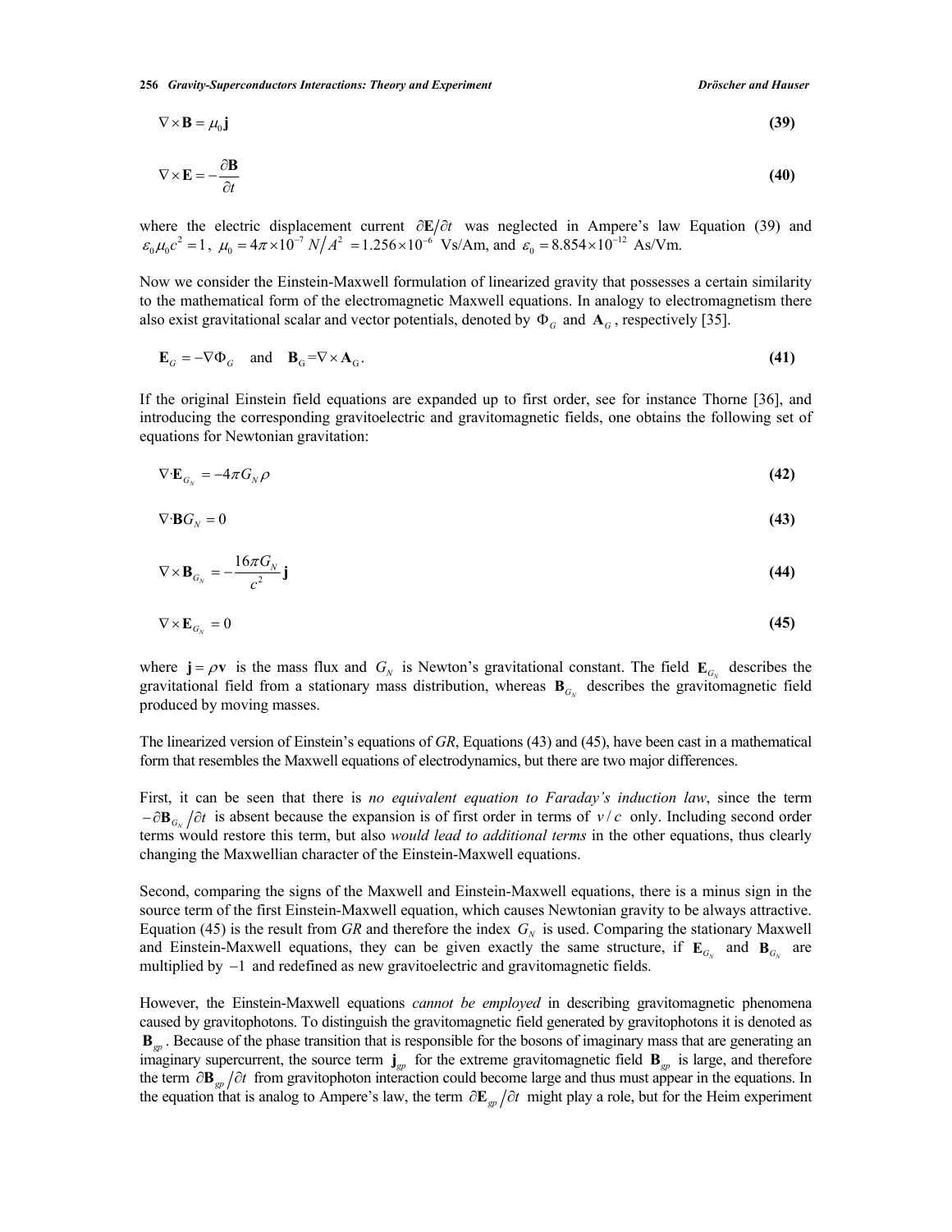$$\nabla \times \mathbf{B} = \mu_0 \mathbf{j} \tag{39}$$

$$\nabla \times \mathbf{E} = -\frac{\partial \mathbf{B}}{\partial t} \tag{40}$$

where the electric displacement current $\partial \mathbf{E}/\partial t$ was neglected in Ampere's law Equation (39) and $\varepsilon_0 \mu_0 c^2 = 1$, $\mu_0 = 4\pi \times 10^{-7}\ N/A^2 = 1.256 \times 10^{-6}$ Vs/Am, and $\varepsilon_0 = 8.854 \times 10^{-12}$ As/Vm.

Now we consider the Einstein-Maxwell formulation of linearized gravity that possesses a certain similarity to the mathematical form of the electromagnetic Maxwell equations. In analogy to electromagnetism there also exist gravitational scalar and vector potentials, denoted by $\Phi_G$ and $\mathbf{A}_G$, respectively [35].

$$\mathbf{E}_G = -\nabla \Phi_G \quad \text{and} \quad \mathbf{B}_G = \nabla \times \mathbf{A}_G. \tag{41}$$

If the original Einstein field equations are expanded up to first order, see for instance Thorne [36], and introducing the corresponding gravitoelectric and gravitomagnetic fields, one obtains the following set of equations for Newtonian gravitation:

$$\nabla \cdot \mathbf{E}_{G_N} = -4\pi G_N \rho \tag{42}$$

$$\nabla \cdot \mathbf{B} G_N = 0 \tag{43}$$

$$\nabla \times \mathbf{B}_{G_N} = -\frac{16\pi G_N}{c^2} \mathbf{j} \tag{44}$$

$$\nabla \times \mathbf{E}_{G_N} = 0 \tag{45}$$

where $\mathbf{j} = \rho \mathbf{v}$ is the mass flux and $G_N$ is Newton's gravitational constant. The field $\mathbf{E}_{G_N}$ describes the gravitational field from a stationary mass distribution, whereas $\mathbf{B}_{G_N}$ describes the gravitomagnetic field produced by moving masses.

The linearized version of Einstein's equations of *GR*, Equations (43) and (45), have been cast in a mathematical form that resembles the Maxwell equations of electrodynamics, but there are two major differences.

First, it can be seen that there is *no equivalent equation to Faraday's induction law*, since the term $-\partial \mathbf{B}_{G_N}/\partial t$ is absent because the expansion is of first order in terms of $v/c$ only. Including second order terms would restore this term, but also *would lead to additional terms* in the other equations, thus clearly changing the Maxwellian character of the Einstein-Maxwell equations.

Second, comparing the signs of the Maxwell and Einstein-Maxwell equations, there is a minus sign in the source term of the first Einstein-Maxwell equation, which causes Newtonian gravity to be always attractive. Equation (45) is the result from *GR* and therefore the index $G_N$ is used. Comparing the stationary Maxwell and Einstein-Maxwell equations, they can be given exactly the same structure, if $\mathbf{E}_{G_N}$ and $\mathbf{B}_{G_N}$ are multiplied by $-1$ and redefined as new gravitoelectric and gravitomagnetic fields.

However, the Einstein-Maxwell equations *cannot be employed* in describing gravitomagnetic phenomena caused by gravitophotons. To distinguish the gravitomagnetic field generated by gravitophotons it is denoted as $\mathbf{B}_{gp}$. Because of the phase transition that is responsible for the bosons of imaginary mass that are generating an imaginary supercurrent, the source term $\mathbf{j}_{gp}$ for the extreme gravitomagnetic field $\mathbf{B}_{gp}$ is large, and therefore the term $\partial \mathbf{B}_{gp}/\partial t$ from gravitophoton interaction could become large and thus must appear in the equations. In the equation that is analog to Ampere's law, the term $\partial \mathbf{E}_{gp}/\partial t$ might play a role, but for the Heim experiment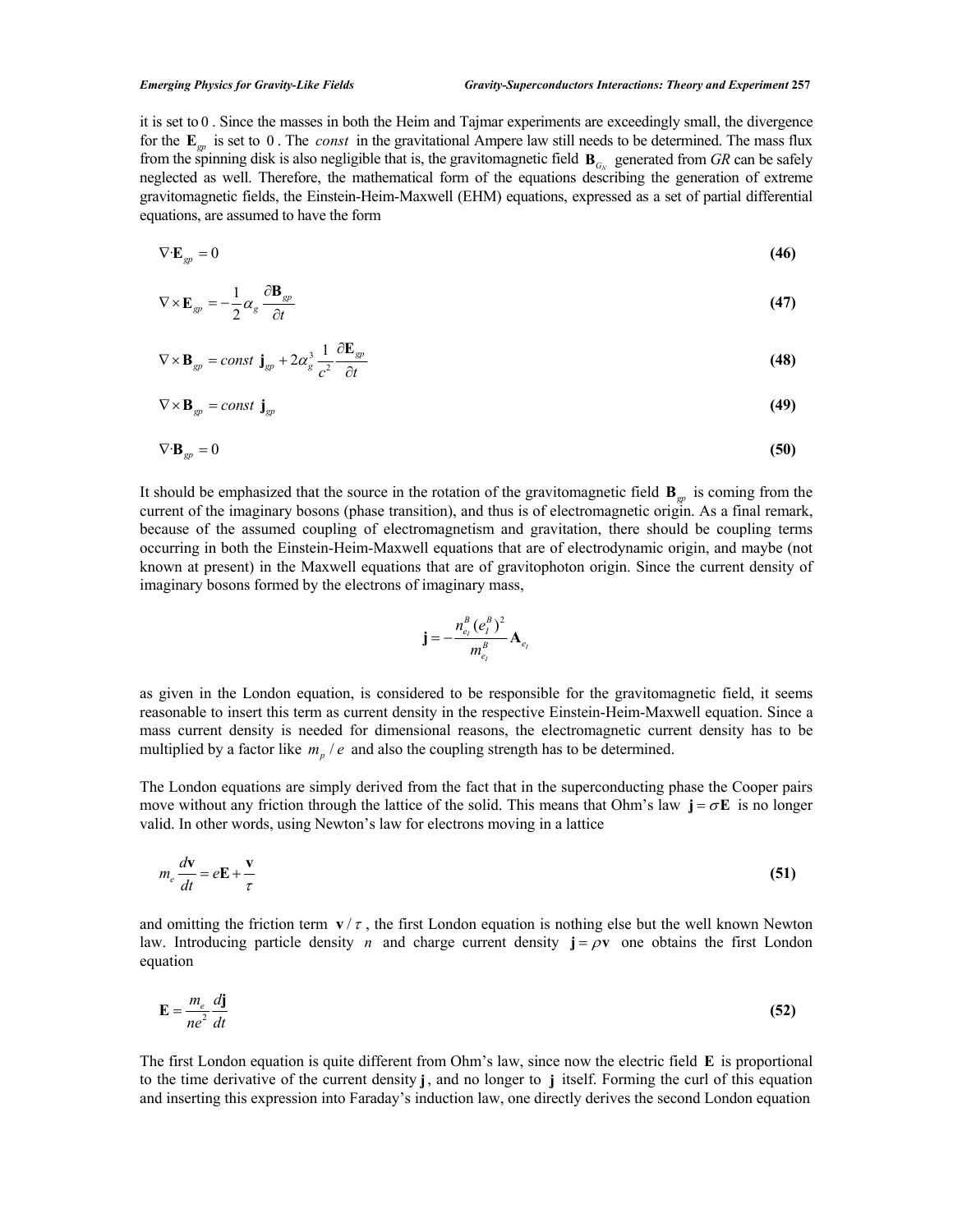it is set to $0$. Since the masses in both the Heim and Tajmar experiments are exceedingly small, the divergence for the $\mathbf{E}_{gp}$ is set to $0$. The *const* in the gravitational Ampere law still needs to be determined. The mass flux from the spinning disk is also negligible that is, the gravitomagnetic field $\mathbf{B}_{G_N}$ generated from *GR* can be safely neglected as well. Therefore, the mathematical form of the equations describing the generation of extreme gravitomagnetic fields, the Einstein-Heim-Maxwell (EHM) equations, expressed as a set of partial differential equations, are assumed to have the form

$$\nabla \cdot \mathbf{E}_{gp} = 0 \tag{46}$$

$$\nabla \times \mathbf{E}_{gp} = -\frac{1}{2}\alpha_g \frac{\partial \mathbf{B}_{gp}}{\partial t} \tag{47}$$

$$\nabla \times \mathbf{B}_{gp} = const\ \mathbf{j}_{gp} + 2\alpha_g^3 \frac{1}{c^2}\frac{\partial \mathbf{E}_{gp}}{\partial t} \tag{48}$$

$$\nabla \times \mathbf{B}_{gp} = const\ \mathbf{j}_{gp} \tag{49}$$

$$\nabla \cdot \mathbf{B}_{gp} = 0 \tag{50}$$

It should be emphasized that the source in the rotation of the gravitomagnetic field $\mathbf{B}_{gp}$ is coming from the current of the imaginary bosons (phase transition), and thus is of electromagnetic origin. As a final remark, because of the assumed coupling of electromagnetism and gravitation, there should be coupling terms occurring in both the Einstein-Heim-Maxwell equations that are of electrodynamic origin, and maybe (not known at present) in the Maxwell equations that are of gravitophoton origin. Since the current density of imaginary bosons formed by the electrons of imaginary mass,

$$\mathbf{j} = -\frac{n_{e_I}^B (e_I^B)^2}{m_{e_I}^B}\mathbf{A}_{e_I}$$

as given in the London equation, is considered to be responsible for the gravitomagnetic field, it seems reasonable to insert this term as current density in the respective Einstein-Heim-Maxwell equation. Since a mass current density is needed for dimensional reasons, the electromagnetic current density has to be multiplied by a factor like $m_p / e$ and also the coupling strength has to be determined.

The London equations are simply derived from the fact that in the superconducting phase the Cooper pairs move without any friction through the lattice of the solid. This means that Ohm's law $\mathbf{j} = \sigma \mathbf{E}$ is no longer valid. In other words, using Newton's law for electrons moving in a lattice

$$m_e \frac{d\mathbf{v}}{dt} = e\mathbf{E} + \frac{\mathbf{v}}{\tau} \tag{51}$$

and omitting the friction term $\mathbf{v}/\tau$, the first London equation is nothing else but the well known Newton law. Introducing particle density $n$ and charge current density $\mathbf{j} = \rho \mathbf{v}$ one obtains the first London equation

$$\mathbf{E} = \frac{m_e}{ne^2}\frac{d\mathbf{j}}{dt} \tag{52}$$

The first London equation is quite different from Ohm's law, since now the electric field $\mathbf{E}$ is proportional to the time derivative of the current density $\mathbf{j}$, and no longer to $\mathbf{j}$ itself. Forming the curl of this equation and inserting this expression into Faraday's induction law, one directly derives the second London equation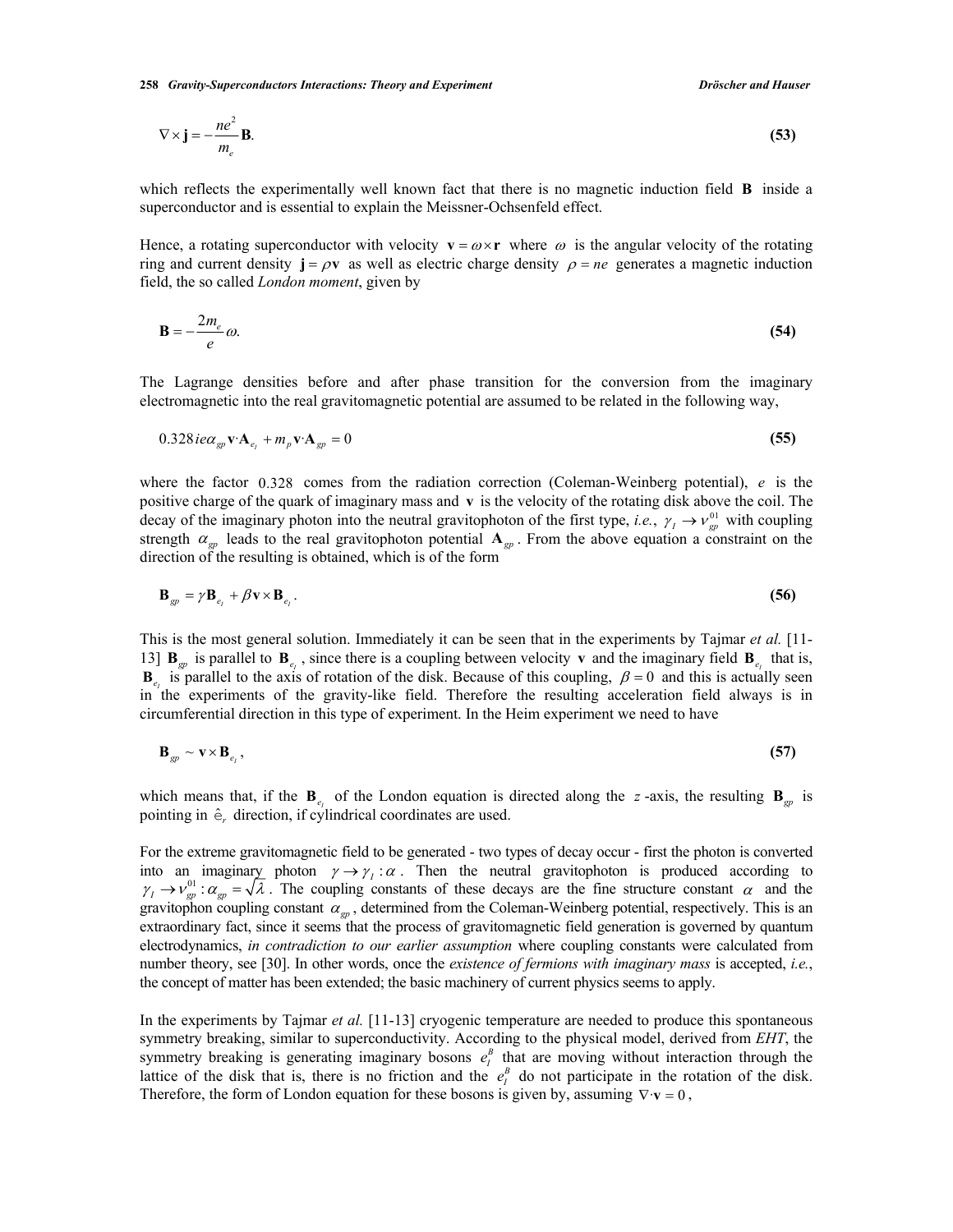$$\nabla \times \mathbf{j} = -\frac{ne^2}{m_e}\mathbf{B}. \tag{53}$$

which reflects the experimentally well known fact that there is no magnetic induction field $\mathbf{B}$ inside a superconductor and is essential to explain the Meissner-Ochsenfeld effect.

Hence, a rotating superconductor with velocity $\mathbf{v} = \omega \times \mathbf{r}$ where $\omega$ is the angular velocity of the rotating ring and current density $\mathbf{j} = \rho \mathbf{v}$ as well as electric charge density $\rho = ne$ generates a magnetic induction field, the so called *London moment*, given by

$$\mathbf{B} = -\frac{2m_e}{e}\omega. \tag{54}$$

The Lagrange densities before and after phase transition for the conversion from the imaginary electromagnetic into the real gravitomagnetic potential are assumed to be related in the following way,

$$0.328 ie\alpha_{gp}\mathbf{v}\cdot\mathbf{A}_{e_I} + m_p\mathbf{v}\cdot\mathbf{A}_{gp} = 0 \tag{55}$$

where the factor $0.328$ comes from the radiation correction (Coleman-Weinberg potential), $e$ is the positive charge of the quark of imaginary mass and $\mathbf{v}$ is the velocity of the rotating disk above the coil. The decay of the imaginary photon into the neutral gravitophoton of the first type, *i.e.*, $\gamma_I \to \nu_{gp}^{01}$ with coupling strength $\alpha_{gp}$ leads to the real gravitophoton potential $\mathbf{A}_{gp}$. From the above equation a constraint on the direction of the resulting is obtained, which is of the form

$$\mathbf{B}_{gp} = \gamma\mathbf{B}_{e_I} + \beta\mathbf{v}\times\mathbf{B}_{e_I}. \tag{56}$$

This is the most general solution. Immediately it can be seen that in the experiments by Tajmar *et al.* [11-13] $\mathbf{B}_{gp}$ is parallel to $\mathbf{B}_{e_I}$, since there is a coupling between velocity $\mathbf{v}$ and the imaginary field $\mathbf{B}_{e_I}$ that is, $\mathbf{B}_{e_I}$ is parallel to the axis of rotation of the disk. Because of this coupling, $\beta = 0$ and this is actually seen in the experiments of the gravity-like field. Therefore the resulting acceleration field always is in circumferential direction in this type of experiment. In the Heim experiment we need to have

$$\mathbf{B}_{gp} \sim \mathbf{v}\times\mathbf{B}_{e_I}, \tag{57}$$

which means that, if the $\mathbf{B}_{e_I}$ of the London equation is directed along the $z$-axis, the resulting $\mathbf{B}_{gp}$ is pointing in $\hat{\mathrm{e}}_r$ direction, if cylindrical coordinates are used.

For the extreme gravitomagnetic field to be generated - two types of decay occur - first the photon is converted into an imaginary photon $\gamma \to \gamma_I : \alpha$. Then the neutral gravitophoton is produced according to $\gamma_I \to \nu_{gp}^{01} : \alpha_{gp} = \sqrt{\lambda}$. The coupling constants of these decays are the fine structure constant $\alpha$ and the gravitophon coupling constant $\alpha_{gp}$, determined from the Coleman-Weinberg potential, respectively. This is an extraordinary fact, since it seems that the process of gravitomagnetic field generation is governed by quantum electrodynamics, *in contradiction to our earlier assumption* where coupling constants were calculated from number theory, see [30]. In other words, once the *existence of fermions with imaginary mass* is accepted, *i.e.*, the concept of matter has been extended; the basic machinery of current physics seems to apply.

In the experiments by Tajmar *et al.* [11-13] cryogenic temperature are needed to produce this spontaneous symmetry breaking, similar to superconductivity. According to the physical model, derived from *EHT*, the symmetry breaking is generating imaginary bosons $e_I^B$ that are moving without interaction through the lattice of the disk that is, there is no friction and the $e_I^B$ do not participate in the rotation of the disk. Therefore, the form of London equation for these bosons is given by, assuming $\nabla\cdot\mathbf{v} = 0$,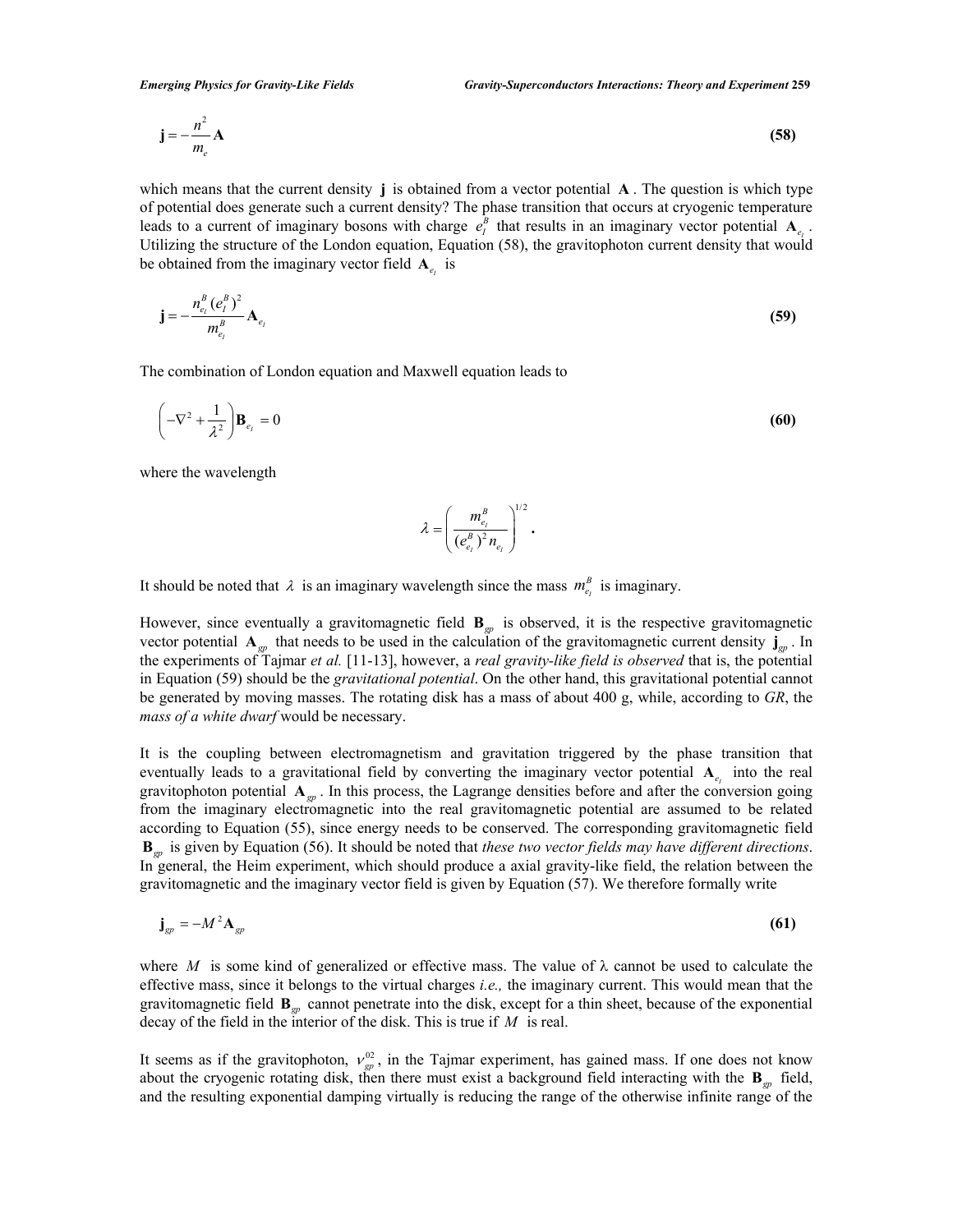$$\mathbf{j} = -\frac{n^2}{m_e}\mathbf{A} \tag{58}$$

which means that the current density $\mathbf{j}$ is obtained from a vector potential $\mathbf{A}$. The question is which type of potential does generate such a current density? The phase transition that occurs at cryogenic temperature leads to a current of imaginary bosons with charge $e_I^B$ that results in an imaginary vector potential $\mathbf{A}_{e_I}$. Utilizing the structure of the London equation, Equation (58), the gravitophoton current density that would be obtained from the imaginary vector field $\mathbf{A}_{e_I}$ is

$$\mathbf{j} = -\frac{n_{e_I}^B (e_I^B)^2}{m_{e_I}^B}\mathbf{A}_{e_I} \tag{59}$$

The combination of London equation and Maxwell equation leads to

$$\left(-\nabla^2 + \frac{1}{\lambda^2}\right)\mathbf{B}_{e_I} = 0 \tag{60}$$

where the wavelength

$$\lambda = \left(\frac{m_{e_I}^B}{(e_{e_I}^B)^2 n_{e_I}}\right)^{1/2}.$$

It should be noted that $\lambda$ is an imaginary wavelength since the mass $m_{e_I}^B$ is imaginary.

However, since eventually a gravitomagnetic field $\mathbf{B}_{gp}$ is observed, it is the respective gravitomagnetic vector potential $\mathbf{A}_{gp}$ that needs to be used in the calculation of the gravitomagnetic current density $\mathbf{j}_{gp}$. In the experiments of Tajmar *et al.* [11-13], however, a *real gravity-like field is observed* that is, the potential in Equation (59) should be the *gravitational potential*. On the other hand, this gravitational potential cannot be generated by moving masses. The rotating disk has a mass of about 400 g, while, according to *GR*, the *mass of a white dwarf* would be necessary.

It is the coupling between electromagnetism and gravitation triggered by the phase transition that eventually leads to a gravitational field by converting the imaginary vector potential $\mathbf{A}_{e_I}$ into the real gravitophoton potential $\mathbf{A}_{gp}$. In this process, the Lagrange densities before and after the conversion going from the imaginary electromagnetic into the real gravitomagnetic potential are assumed to be related according to Equation (55), since energy needs to be conserved. The corresponding gravitomagnetic field $\mathbf{B}_{gp}$ is given by Equation (56). It should be noted that *these two vector fields may have different directions*. In general, the Heim experiment, which should produce a axial gravity-like field, the relation between the gravitomagnetic and the imaginary vector field is given by Equation (57). We therefore formally write

$$\mathbf{j}_{gp} = -M^2\mathbf{A}_{gp} \tag{61}$$

where $M$ is some kind of generalized or effective mass. The value of $\lambda$ cannot be used to calculate the effective mass, since it belongs to the virtual charges *i.e.,* the imaginary current. This would mean that the gravitomagnetic field $\mathbf{B}_{gp}$ cannot penetrate into the disk, except for a thin sheet, because of the exponential decay of the field in the interior of the disk. This is true if $M$ is real.

It seems as if the gravitophoton, $\nu_{gp}^{02}$, in the Tajmar experiment, has gained mass. If one does not know about the cryogenic rotating disk, then there must exist a background field interacting with the $\mathbf{B}_{gp}$ field, and the resulting exponential damping virtually is reducing the range of the otherwise infinite range of the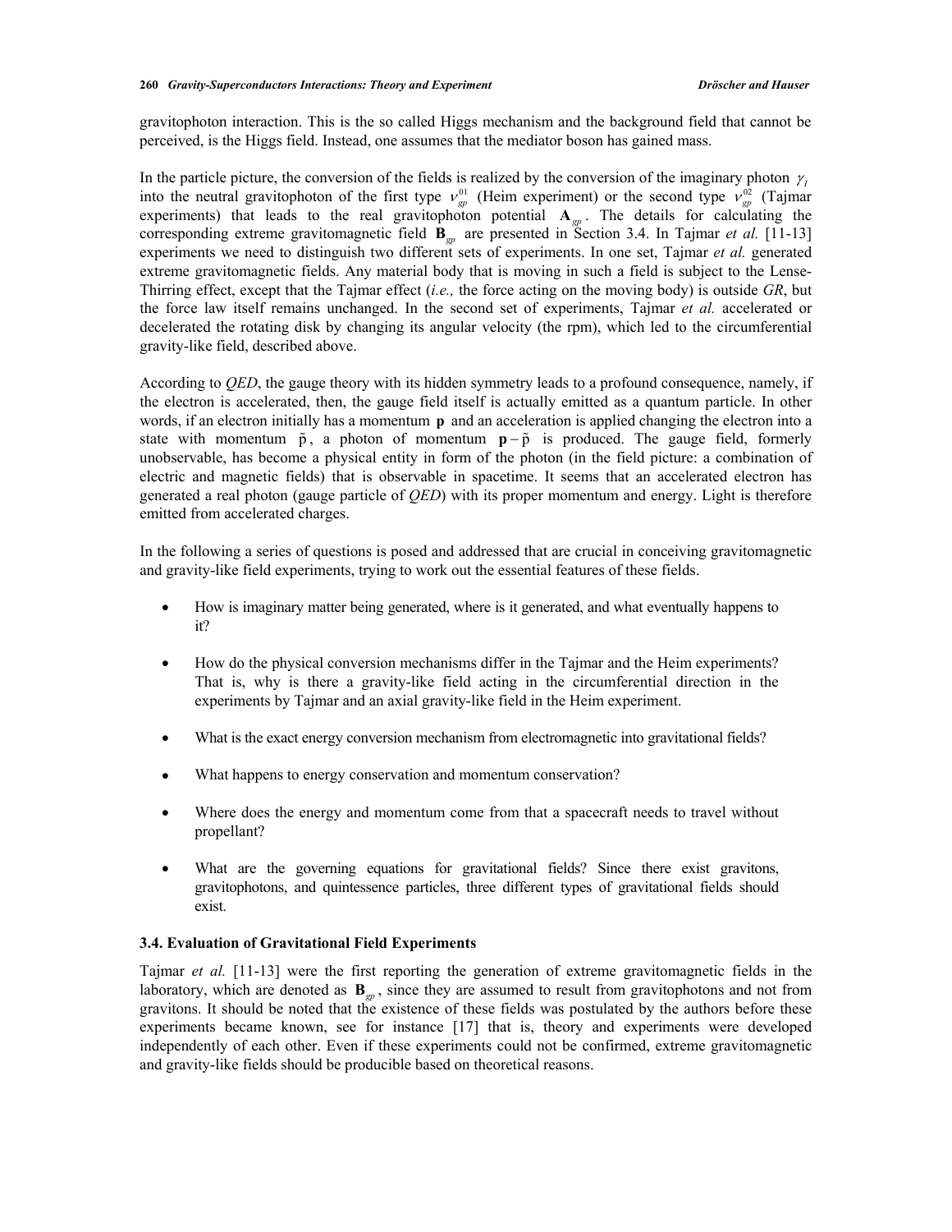gravitophoton interaction. This is the so called Higgs mechanism and the background field that cannot be perceived, is the Higgs field. Instead, one assumes that the mediator boson has gained mass.

In the particle picture, the conversion of the fields is realized by the conversion of the imaginary photon $\gamma_I$ into the neutral gravitophoton of the first type $\nu_{gp}^{01}$ (Heim experiment) or the second type $\nu_{gp}^{02}$ (Tajmar experiments) that leads to the real gravitophoton potential $\mathbf{A}_{gp}$. The details for calculating the corresponding extreme gravitomagnetic field $\mathbf{B}_{gp}$ are presented in Section 3.4. In Tajmar *et al.* [11-13] experiments we need to distinguish two different sets of experiments. In one set, Tajmar *et al.* generated extreme gravitomagnetic fields. Any material body that is moving in such a field is subject to the Lense-Thirring effect, except that the Tajmar effect (*i.e.,* the force acting on the moving body) is outside *GR*, but the force law itself remains unchanged. In the second set of experiments, Tajmar *et al.* accelerated or decelerated the rotating disk by changing its angular velocity (the rpm), which led to the circumferential gravity-like field, described above.

According to *QED*, the gauge theory with its hidden symmetry leads to a profound consequence, namely, if the electron is accelerated, then, the gauge field itself is actually emitted as a quantum particle. In other words, if an electron initially has a momentum $\mathbf{p}$ and an acceleration is applied changing the electron into a state with momentum $\tilde{\mathrm{p}}$, a photon of momentum $\mathbf{p}-\tilde{\mathrm{p}}$ is produced. The gauge field, formerly unobservable, has become a physical entity in form of the photon (in the field picture: a combination of electric and magnetic fields) that is observable in spacetime. It seems that an accelerated electron has generated a real photon (gauge particle of *QED*) with its proper momentum and energy. Light is therefore emitted from accelerated charges.

In the following a series of questions is posed and addressed that are crucial in conceiving gravitomagnetic and gravity-like field experiments, trying to work out the essential features of these fields.

- How is imaginary matter being generated, where is it generated, and what eventually happens to it?
- How do the physical conversion mechanisms differ in the Tajmar and the Heim experiments? That is, why is there a gravity-like field acting in the circumferential direction in the experiments by Tajmar and an axial gravity-like field in the Heim experiment.
- What is the exact energy conversion mechanism from electromagnetic into gravitational fields?
- What happens to energy conservation and momentum conservation?
- Where does the energy and momentum come from that a spacecraft needs to travel without propellant?
- What are the governing equations for gravitational fields? Since there exist gravitons, gravitophotons, and quintessence particles, three different types of gravitational fields should exist.

### 3.4. Evaluation of Gravitational Field Experiments

Tajmar *et al.* [11-13] were the first reporting the generation of extreme gravitomagnetic fields in the laboratory, which are denoted as $\mathbf{B}_{gp}$, since they are assumed to result from gravitophotons and not from gravitons. It should be noted that the existence of these fields was postulated by the authors before these experiments became known, see for instance [17] that is, theory and experiments were developed independently of each other. Even if these experiments could not be confirmed, extreme gravitomagnetic and gravity-like fields should be producible based on theoretical reasons.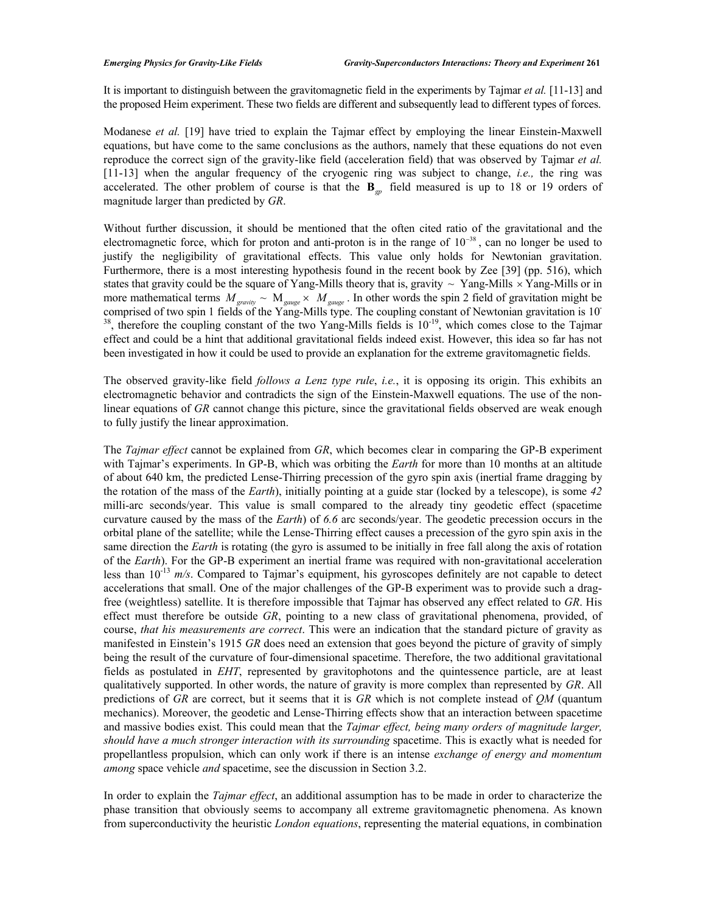It is important to distinguish between the gravitomagnetic field in the experiments by Tajmar *et al.* [11-13] and the proposed Heim experiment. These two fields are different and subsequently lead to different types of forces.

Modanese *et al.* [19] have tried to explain the Tajmar effect by employing the linear Einstein-Maxwell equations, but have come to the same conclusions as the authors, namely that these equations do not even reproduce the correct sign of the gravity-like field (acceleration field) that was observed by Tajmar *et al.* [11-13] when the angular frequency of the cryogenic ring was subject to change, *i.e.,* the ring was accelerated. The other problem of course is that the $\mathbf{B}_{gp}$ field measured is up to 18 or 19 orders of magnitude larger than predicted by *GR*.

Without further discussion, it should be mentioned that the often cited ratio of the gravitational and the electromagnetic force, which for proton and anti-proton is in the range of $10^{-38}$, can no longer be used to justify the negligibility of gravitational effects. This value only holds for Newtonian gravitation. Furthermore, there is a most interesting hypothesis found in the recent book by Zee [39] (pp. 516), which states that gravity could be the square of Yang-Mills theory that is, gravity $\sim$ Yang-Mills $\times$ Yang-Mills or in more mathematical terms $M_{gravity} \sim M_{gauge} \times M_{gauge}$. In other words the spin 2 field of gravitation might be comprised of two spin 1 fields of the Yang-Mills type. The coupling constant of Newtonian gravitation is $10^{-38}$, therefore the coupling constant of the two Yang-Mills fields is $10^{-19}$, which comes close to the Tajmar effect and could be a hint that additional gravitational fields indeed exist. However, this idea so far has not been investigated in how it could be used to provide an explanation for the extreme gravitomagnetic fields.

The observed gravity-like field *follows a Lenz type rule*, *i.e.*, it is opposing its origin. This exhibits an electromagnetic behavior and contradicts the sign of the Einstein-Maxwell equations. The use of the non-linear equations of *GR* cannot change this picture, since the gravitational fields observed are weak enough to fully justify the linear approximation.

The *Tajmar effect* cannot be explained from *GR*, which becomes clear in comparing the GP-B experiment with Tajmar's experiments. In GP-B, which was orbiting the *Earth* for more than 10 months at an altitude of about 640 km, the predicted Lense-Thirring precession of the gyro spin axis (inertial frame dragging by the rotation of the mass of the *Earth*), initially pointing at a guide star (locked by a telescope), is some *42* milli-arc seconds/year. This value is small compared to the already tiny geodetic effect (spacetime curvature caused by the mass of the *Earth*) of *6.6* arc seconds/year. The geodetic precession occurs in the orbital plane of the satellite; while the Lense-Thirring effect causes a precession of the gyro spin axis in the same direction the *Earth* is rotating (the gyro is assumed to be initially in free fall along the axis of rotation of the *Earth*). For the GP-B experiment an inertial frame was required with non-gravitational acceleration less than $10^{-13}$ *m/s*. Compared to Tajmar's equipment, his gyroscopes definitely are not capable to detect accelerations that small. One of the major challenges of the GP-B experiment was to provide such a drag-free (weightless) satellite. It is therefore impossible that Tajmar has observed any effect related to *GR*. His effect must therefore be outside *GR*, pointing to a new class of gravitational phenomena, provided, of course, *that his measurements are correct*. This were an indication that the standard picture of gravity as manifested in Einstein's 1915 *GR* does need an extension that goes beyond the picture of gravity of simply being the result of the curvature of four-dimensional spacetime. Therefore, the two additional gravitational fields as postulated in *EHT*, represented by gravitophotons and the quintessence particle, are at least qualitatively supported. In other words, the nature of gravity is more complex than represented by *GR*. All predictions of *GR* are correct, but it seems that it is *GR* which is not complete instead of *QM* (quantum mechanics). Moreover, the geodetic and Lense-Thirring effects show that an interaction between spacetime and massive bodies exist. This could mean that the *Tajmar effect, being many orders of magnitude larger, should have a much stronger interaction with its surrounding* spacetime. This is exactly what is needed for propellantless propulsion, which can only work if there is an intense *exchange of energy and momentum among* space vehicle *and* spacetime, see the discussion in Section 3.2.

In order to explain the *Tajmar effect*, an additional assumption has to be made in order to characterize the phase transition that obviously seems to accompany all extreme gravitomagnetic phenomena. As known from superconductivity the heuristic *London equations*, representing the material equations, in combination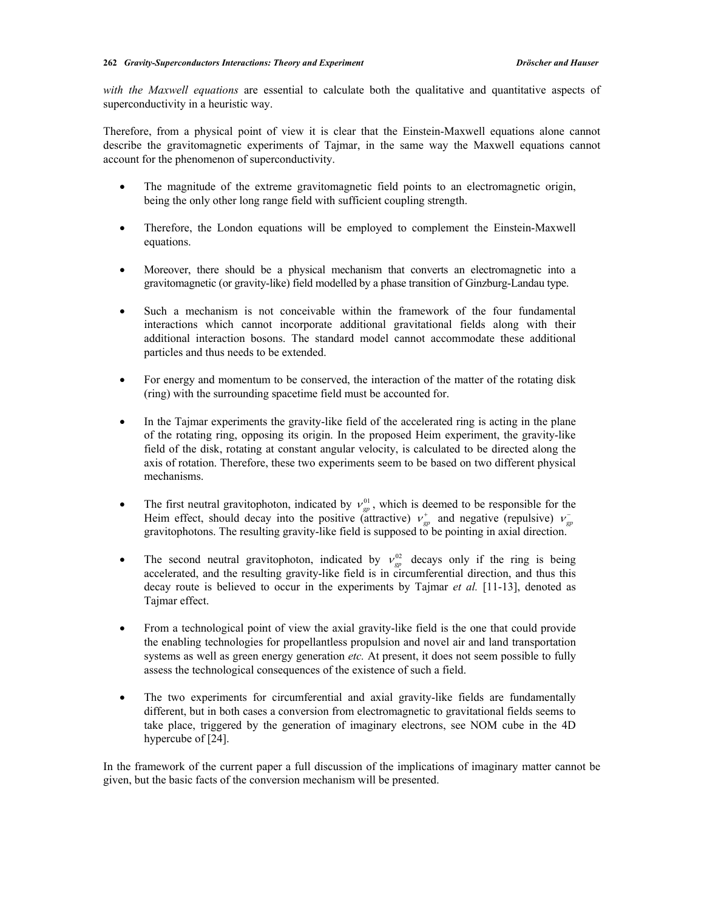*with the Maxwell equations* are essential to calculate both the qualitative and quantitative aspects of superconductivity in a heuristic way.

Therefore, from a physical point of view it is clear that the Einstein-Maxwell equations alone cannot describe the gravitomagnetic experiments of Tajmar, in the same way the Maxwell equations cannot account for the phenomenon of superconductivity.

- The magnitude of the extreme gravitomagnetic field points to an electromagnetic origin, being the only other long range field with sufficient coupling strength.

- Therefore, the London equations will be employed to complement the Einstein-Maxwell equations.

- Moreover, there should be a physical mechanism that converts an electromagnetic into a gravitomagnetic (or gravity-like) field modelled by a phase transition of Ginzburg-Landau type.

- Such a mechanism is not conceivable within the framework of the four fundamental interactions which cannot incorporate additional gravitational fields along with their additional interaction bosons. The standard model cannot accommodate these additional particles and thus needs to be extended.

- For energy and momentum to be conserved, the interaction of the matter of the rotating disk (ring) with the surrounding spacetime field must be accounted for.

- In the Tajmar experiments the gravity-like field of the accelerated ring is acting in the plane of the rotating ring, opposing its origin. In the proposed Heim experiment, the gravity-like field of the disk, rotating at constant angular velocity, is calculated to be directed along the axis of rotation. Therefore, these two experiments seem to be based on two different physical mechanisms.

- The first neutral gravitophoton, indicated by $\nu_{gp}^{01}$, which is deemed to be responsible for the Heim effect, should decay into the positive (attractive) $\nu_{gp}^{+}$ and negative (repulsive) $\nu_{gp}^{-}$ gravitophotons. The resulting gravity-like field is supposed to be pointing in axial direction.

- The second neutral gravitophoton, indicated by $\nu_{gp}^{02}$ decays only if the ring is being accelerated, and the resulting gravity-like field is in circumferential direction, and thus this decay route is believed to occur in the experiments by Tajmar *et al.* [11-13], denoted as Tajmar effect.

- From a technological point of view the axial gravity-like field is the one that could provide the enabling technologies for propellantless propulsion and novel air and land transportation systems as well as green energy generation *etc.* At present, it does not seem possible to fully assess the technological consequences of the existence of such a field.

- The two experiments for circumferential and axial gravity-like fields are fundamentally different, but in both cases a conversion from electromagnetic to gravitational fields seems to take place, triggered by the generation of imaginary electrons, see NOM cube in the 4D hypercube of [24].

In the framework of the current paper a full discussion of the implications of imaginary matter cannot be given, but the basic facts of the conversion mechanism will be presented.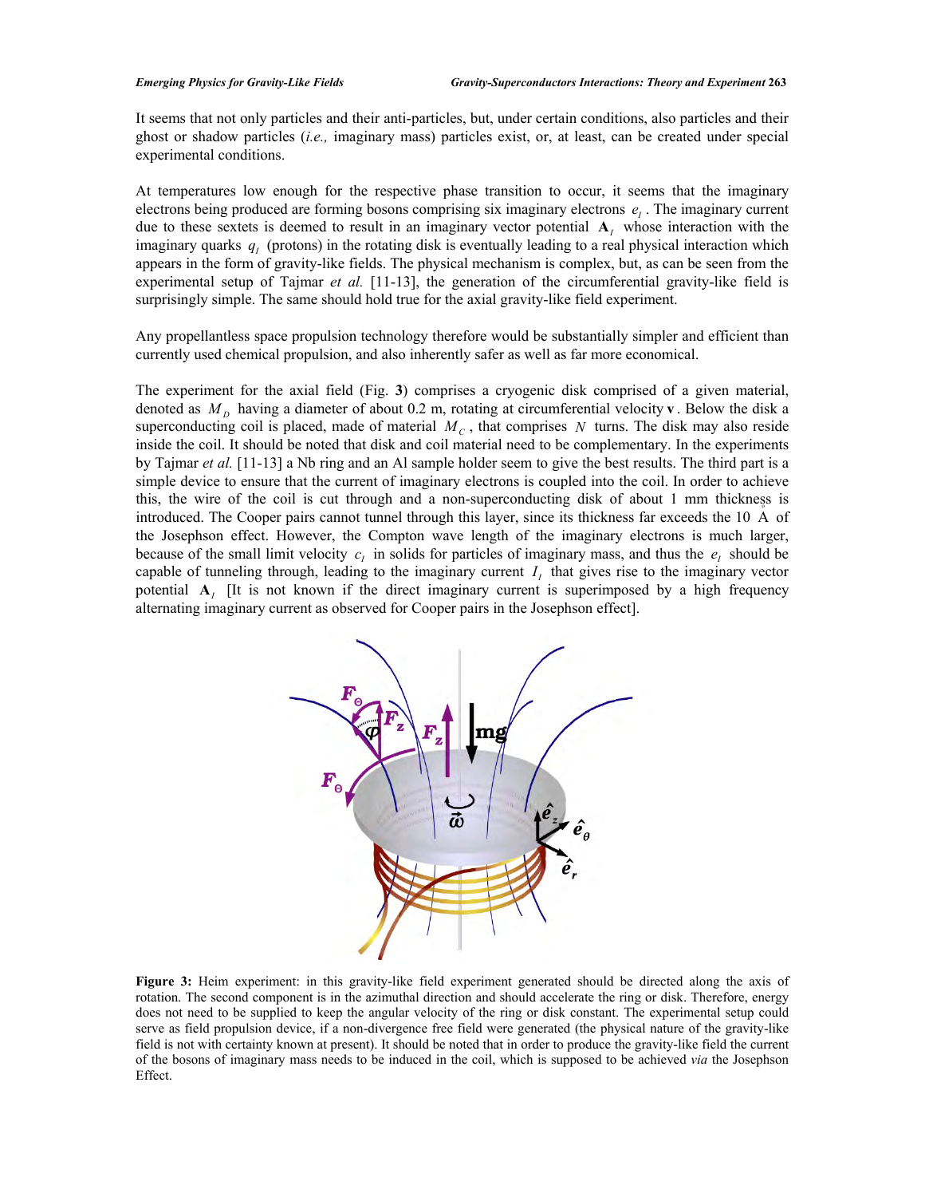It seems that not only particles and their anti-particles, but, under certain conditions, also particles and their ghost or shadow particles (*i.e.,* imaginary mass) particles exist, or, at least, can be created under special experimental conditions.

At temperatures low enough for the respective phase transition to occur, it seems that the imaginary electrons being produced are forming bosons comprising six imaginary electrons $e_I$. The imaginary current due to these sextets is deemed to result in an imaginary vector potential $\mathbf{A}_I$ whose interaction with the imaginary quarks $q_I$ (protons) in the rotating disk is eventually leading to a real physical interaction which appears in the form of gravity-like fields. The physical mechanism is complex, but, as can be seen from the experimental setup of Tajmar *et al.* [11-13], the generation of the circumferential gravity-like field is surprisingly simple. The same should hold true for the axial gravity-like field experiment.

Any propellantless space propulsion technology therefore would be substantially simpler and efficient than currently used chemical propulsion, and also inherently safer as well as far more economical.

The experiment for the axial field (Fig. **3**) comprises a cryogenic disk comprised of a given material, denoted as $M_D$ having a diameter of about 0.2 m, rotating at circumferential velocity $\mathbf{v}$. Below the disk a superconducting coil is placed, made of material $M_C$, that comprises $N$ turns. The disk may also reside inside the coil. It should be noted that disk and coil material need to be complementary. In the experiments by Tajmar *et al.* [11-13] a Nb ring and an Al sample holder seem to give the best results. The third part is a simple device to ensure that the current of imaginary electrons is coupled into the coil. In order to achieve this, the wire of the coil is cut through and a non-superconducting disk of about 1 mm thickness is introduced. The Cooper pairs cannot tunnel through this layer, since its thickness far exceeds the 10 Å of the Josephson effect. However, the Compton wave length of the imaginary electrons is much larger, because of the small limit velocity $c_I$ in solids for particles of imaginary mass, and thus the $e_I$ should be capable of tunneling through, leading to the imaginary current $I_I$ that gives rise to the imaginary vector potential $\mathbf{A}_I$ [It is not known if the direct imaginary current is superimposed by a high frequency alternating imaginary current as observed for Cooper pairs in the Josephson effect].

**Figure 3:** Heim experiment: in this gravity-like field experiment generated should be directed along the axis of rotation. The second component is in the azimuthal direction and should accelerate the ring or disk. Therefore, energy does not need to be supplied to keep the angular velocity of the ring or disk constant. The experimental setup could serve as field propulsion device, if a non-divergence free field were generated (the physical nature of the gravity-like field is not with certainty known at present). It should be noted that in order to produce the gravity-like field the current of the bosons of imaginary mass needs to be induced in the coil, which is supposed to be achieved *via* the Josephson Effect.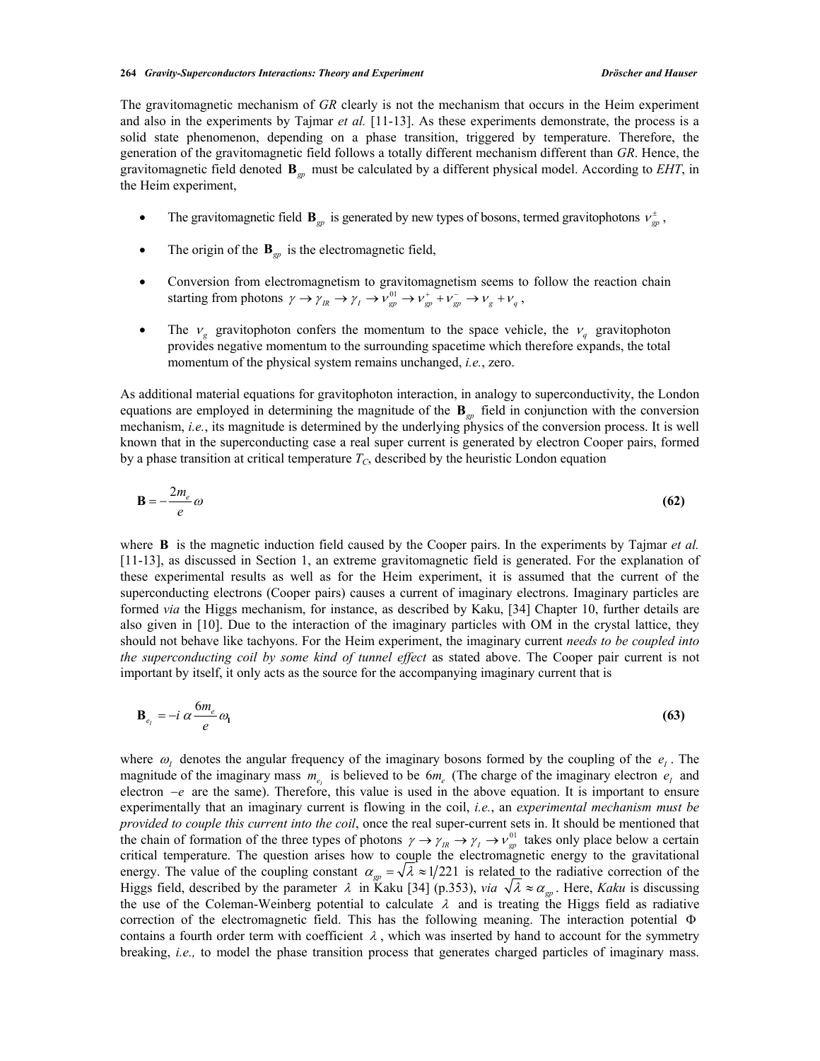The gravitomagnetic mechanism of *GR* clearly is not the mechanism that occurs in the Heim experiment and also in the experiments by Tajmar *et al.* [11-13]. As these experiments demonstrate, the process is a solid state phenomenon, depending on a phase transition, triggered by temperature. Therefore, the generation of the gravitomagnetic field follows a totally different mechanism different than *GR*. Hence, the gravitomagnetic field denoted $\mathbf{B}_{gp}$ must be calculated by a different physical model. According to *EHT*, in the Heim experiment,

- The gravitomagnetic field $\mathbf{B}_{gp}$ is generated by new types of bosons, termed gravitophotons $\nu_{gp}^{\pm}$,
- The origin of the $\mathbf{B}_{gp}$ is the electromagnetic field,
- Conversion from electromagnetism to gravitomagnetism seems to follow the reaction chain starting from photons $\gamma \to \gamma_{IR} \to \gamma_I \to \nu_{gp}^{01} \to \nu_{gp}^{+} + \nu_{gp}^{-} \to \nu_g + \nu_q$,
- The $\nu_g$ gravitophoton confers the momentum to the space vehicle, the $\nu_q$ gravitophoton provides negative momentum to the surrounding spacetime which therefore expands, the total momentum of the physical system remains unchanged, *i.e.*, zero.

As additional material equations for gravitophoton interaction, in analogy to superconductivity, the London equations are employed in determining the magnitude of the $\mathbf{B}_{gp}$ field in conjunction with the conversion mechanism, *i.e.*, its magnitude is determined by the underlying physics of the conversion process. It is well known that in the superconducting case a real super current is generated by electron Cooper pairs, formed by a phase transition at critical temperature $T_C$, described by the heuristic London equation

$$\mathbf{B} = -\frac{2m_e}{e}\omega \tag{62}$$

where $\mathbf{B}$ is the magnetic induction field caused by the Cooper pairs. In the experiments by Tajmar *et al.* [11-13], as discussed in Section 1, an extreme gravitomagnetic field is generated. For the explanation of these experimental results as well as for the Heim experiment, it is assumed that the current of the superconducting electrons (Cooper pairs) causes a current of imaginary electrons. Imaginary particles are formed *via* the Higgs mechanism, for instance, as described by Kaku, [34] Chapter 10, further details are also given in [10]. Due to the interaction of the imaginary particles with OM in the crystal lattice, they should not behave like tachyons. For the Heim experiment, the imaginary current *needs to be coupled into the superconducting coil by some kind of tunnel effect* as stated above. The Cooper pair current is not important by itself, it only acts as the source for the accompanying imaginary current that is

$$\mathbf{B}_{e_I} = -i\,\alpha\,\frac{6m_e}{e}\omega_{\mathbf{I}} \tag{63}$$

where $\omega_I$ denotes the angular frequency of the imaginary bosons formed by the coupling of the $e_I$. The magnitude of the imaginary mass $m_{e_I}$ is believed to be $6m_e$ (The charge of the imaginary electron $e_I$ and electron $-e$ are the same). Therefore, this value is used in the above equation. It is important to ensure experimentally that an imaginary current is flowing in the coil, *i.e.*, an *experimental mechanism must be provided to couple this current into the coil*, once the real super-current sets in. It should be mentioned that the chain of formation of the three types of photons $\gamma \to \gamma_{IR} \to \gamma_I \to \nu_{gp}^{01}$ takes only place below a certain critical temperature. The question arises how to couple the electromagnetic energy to the gravitational energy. The value of the coupling constant $\alpha_{gp} = \sqrt{\lambda} \approx 1/221$ is related to the radiative correction of the Higgs field, described by the parameter $\lambda$ in Kaku [34] (p.353), *via* $\sqrt{\lambda} \approx \alpha_{gp}$. Here, *Kaku* is discussing the use of the Coleman-Weinberg potential to calculate $\lambda$ and is treating the Higgs field as radiative correction of the electromagnetic field. This has the following meaning. The interaction potential $\Phi$ contains a fourth order term with coefficient $\lambda$, which was inserted by hand to account for the symmetry breaking, *i.e.,* to model the phase transition process that generates charged particles of imaginary mass.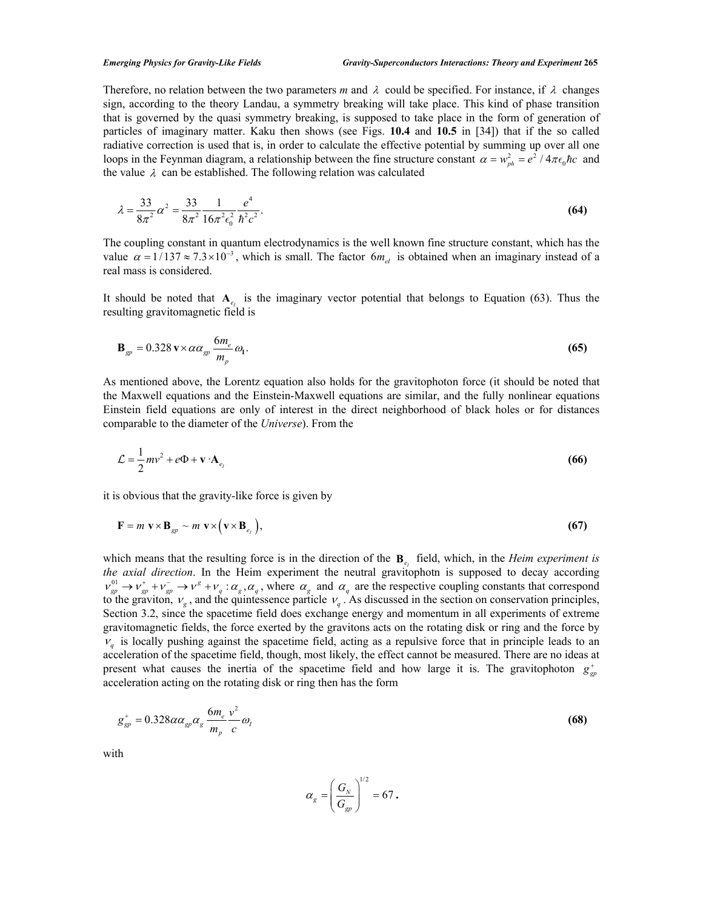Therefore, no relation between the two parameters *m* and $\lambda$ could be specified. For instance, if $\lambda$ changes sign, according to the theory Landau, a symmetry breaking will take place. This kind of phase transition that is governed by the quasi symmetry breaking, is supposed to take place in the form of generation of particles of imaginary matter. Kaku then shows (see Figs. **10.4** and **10.5** in [34]) that if the so called radiative correction is used that is, in order to calculate the effective potential by summing up over all one loops in the Feynman diagram, a relationship between the fine structure constant $\alpha = w_{ph}^2 = e^2 / 4\pi\epsilon_0\hbar c$ and the value $\lambda$ can be established. The following relation was calculated

$$\lambda = \frac{33}{8\pi^2}\alpha^2 = \frac{33}{8\pi^2}\frac{1}{16\pi^2\epsilon_0^2}\frac{e^4}{\hbar^2 c^2}. \tag{64}$$

The coupling constant in quantum electrodynamics is the well known fine structure constant, which has the value $\alpha = 1/137 \approx 7.3\times10^{-3}$, which is small. The factor $6m_{eI}$ is obtained when an imaginary instead of a real mass is considered.

It should be noted that $\mathbf{A}_{e_I}$ is the imaginary vector potential that belongs to Equation (63). Thus the resulting gravitomagnetic field is

$$\mathbf{B}_{gp} = 0.328\,\mathbf{v}\times\alpha\alpha_{gp}\frac{6m_e}{m_p}\omega_{\mathbf{I}}. \tag{65}$$

As mentioned above, the Lorentz equation also holds for the gravitophoton force (it should be noted that the Maxwell equations and the Einstein-Maxwell equations are similar, and the fully nonlinear equations Einstein field equations are only of interest in the direct neighborhood of black holes or for distances comparable to the diameter of the *Universe*). From the

$$\mathcal{L} = \frac{1}{2}mv^2 + e\Phi + \mathbf{v}\cdot\mathbf{A}_{e_I} \tag{66}$$

it is obvious that the gravity-like force is given by

$$\mathbf{F} = m\,\mathbf{v}\times\mathbf{B}_{gp} \sim m\,\mathbf{v}\times\left(\mathbf{v}\times\mathbf{B}_{e_I}\right), \tag{67}$$

which means that the resulting force is in the direction of the $\mathbf{B}_{e_I}$ field, which, in the *Heim experiment is the axial direction*. In the Heim experiment the neutral gravitophotn is supposed to decay according $\nu_{gp}^{01} \rightarrow \nu_{gp}^{+} + \nu_{gp}^{-} \rightarrow \nu^{g} + \nu_q : \alpha_g, \alpha_q$, where $\alpha_g$ and $\alpha_q$ are the respective coupling constants that correspond to the graviton, $\nu_g$, and the quintessence particle $\nu_q$. As discussed in the section on conservation principles, Section 3.2, since the spacetime field does exchange energy and momentum in all experiments of extreme gravitomagnetic fields, the force exerted by the gravitons acts on the rotating disk or ring and the force by $\nu_q$ is locally pushing against the spacetime field, acting as a repulsive force that in principle leads to an acceleration of the spacetime field, though, most likely, the effect cannot be measured. There are no ideas at present what causes the inertia of the spacetime field and how large it is. The gravitophoton $g_{gp}^{+}$ acceleration acting on the rotating disk or ring then has the form

$$g_{gp}^{+} = 0.328\alpha\alpha_{gp}\alpha_g\frac{6m_e}{m_p}\frac{v^2}{c}\omega_I \tag{68}$$

with

$$\alpha_g = \left(\frac{G_N}{G_{gp}}\right)^{1/2} = 67\,.$$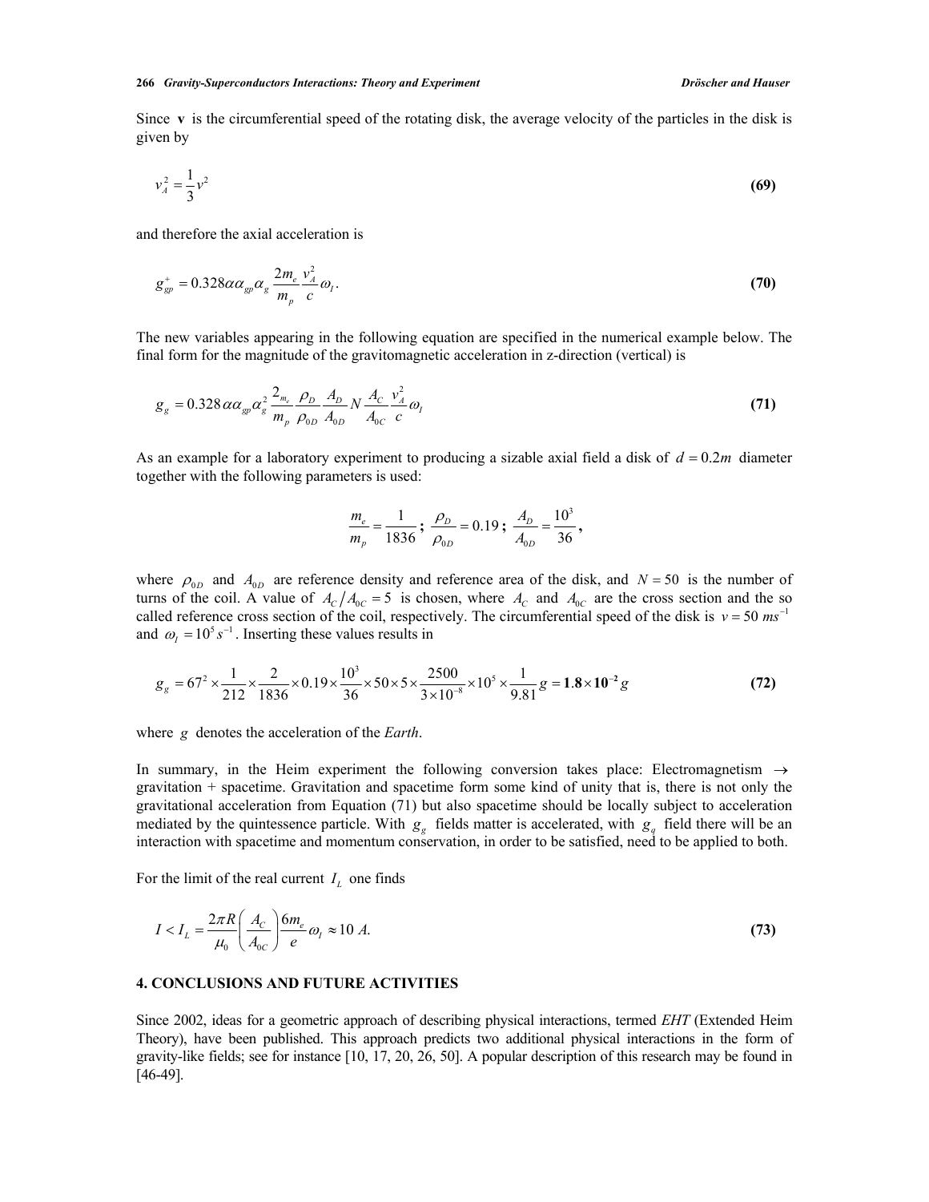Since $\mathbf{v}$ is the circumferential speed of the rotating disk, the average velocity of the particles in the disk is given by

$$v_A^2 = \frac{1}{3}v^2 \tag{69}$$

and therefore the axial acceleration is

$$g_{gp}^{+} = 0.328\alpha\alpha_{gp}\alpha_g \frac{2m_e}{m_p}\frac{v_A^2}{c}\omega_I. \tag{70}$$

The new variables appearing in the following equation are specified in the numerical example below. The final form for the magnitude of the gravitomagnetic acceleration in z-direction (vertical) is

$$g_g = 0.328\alpha\alpha_{gp}\alpha_g^2 \frac{2_{m_e}}{m_p}\frac{\rho_D}{\rho_{0D}}\frac{A_D}{A_{0D}}N\frac{A_C}{A_{0C}}\frac{v_A^2}{c}\omega_I \tag{71}$$

As an example for a laboratory experiment to producing a sizable axial field a disk of $d = 0.2m$ diameter together with the following parameters is used:

$$\frac{m_e}{m_p} = \frac{1}{1836}\text{;}\ \frac{\rho_D}{\rho_{0D}} = 0.19\text{;}\ \frac{A_D}{A_{0D}} = \frac{10^3}{36},$$

where $\rho_{0D}$ and $A_{0D}$ are reference density and reference area of the disk, and $N = 50$ is the number of turns of the coil. A value of $A_C/A_{0C} = 5$ is chosen, where $A_C$ and $A_{0C}$ are the cross section and the so called reference cross section of the coil, respectively. The circumferential speed of the disk is $v = 50\ ms^{-1}$ and $\omega_I = 10^5 s^{-1}$. Inserting these values results in

$$g_g = 67^2 \times \frac{1}{212}\times\frac{2}{1836}\times 0.19\times\frac{10^3}{36}\times 50\times 5\times\frac{2500}{3\times 10^{-8}}\times 10^5\times\frac{1}{9.81}g = \mathbf{1.8\times 10^{-2}}\,g \tag{72}$$

where $g$ denotes the acceleration of the *Earth*.

In summary, in the Heim experiment the following conversion takes place: Electromagnetism $\rightarrow$ gravitation + spacetime. Gravitation and spacetime form some kind of unity that is, there is not only the gravitational acceleration from Equation (71) but also spacetime should be locally subject to acceleration mediated by the quintessence particle. With $g_g$ fields matter is accelerated, with $g_q$ field there will be an interaction with spacetime and momentum conservation, in order to be satisfied, need to be applied to both.

For the limit of the real current $I_L$ one finds

$$I < I_L = \frac{2\pi R}{\mu_0}\left(\frac{A_C}{A_{0C}}\right)\frac{6m_e}{e}\omega_I \approx 10\ A. \tag{73}$$

## 4. CONCLUSIONS AND FUTURE ACTIVITIES

Since 2002, ideas for a geometric approach of describing physical interactions, termed *EHT* (Extended Heim Theory), have been published. This approach predicts two additional physical interactions in the form of gravity-like fields; see for instance [10, 17, 20, 26, 50]. A popular description of this research may be found in [46-49].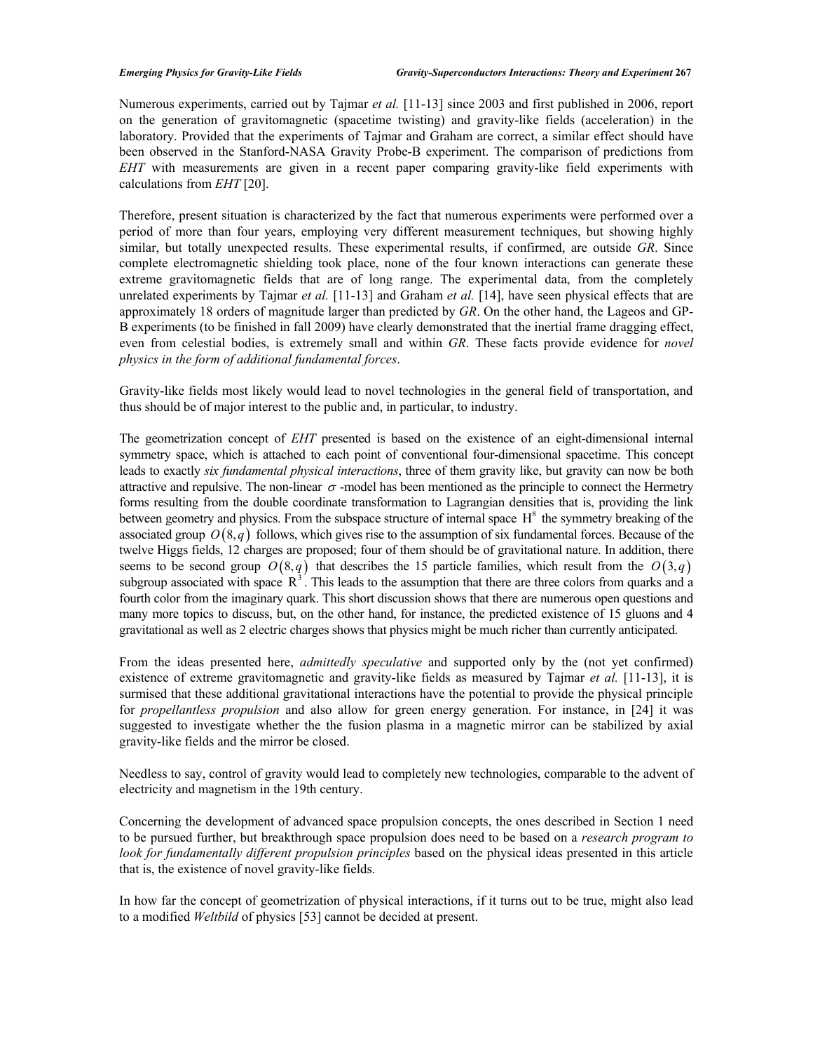Numerous experiments, carried out by Tajmar *et al.* [11-13] since 2003 and first published in 2006, report on the generation of gravitomagnetic (spacetime twisting) and gravity-like fields (acceleration) in the laboratory. Provided that the experiments of Tajmar and Graham are correct, a similar effect should have been observed in the Stanford-NASA Gravity Probe-B experiment. The comparison of predictions from *EHT* with measurements are given in a recent paper comparing gravity-like field experiments with calculations from *EHT* [20].

Therefore, present situation is characterized by the fact that numerous experiments were performed over a period of more than four years, employing very different measurement techniques, but showing highly similar, but totally unexpected results. These experimental results, if confirmed, are outside *GR*. Since complete electromagnetic shielding took place, none of the four known interactions can generate these extreme gravitomagnetic fields that are of long range. The experimental data, from the completely unrelated experiments by Tajmar *et al.* [11-13] and Graham *et al.* [14], have seen physical effects that are approximately 18 orders of magnitude larger than predicted by *GR*. On the other hand, the Lageos and GP-B experiments (to be finished in fall 2009) have clearly demonstrated that the inertial frame dragging effect, even from celestial bodies, is extremely small and within *GR*. These facts provide evidence for *novel physics in the form of additional fundamental forces*.

Gravity-like fields most likely would lead to novel technologies in the general field of transportation, and thus should be of major interest to the public and, in particular, to industry.

The geometrization concept of *EHT* presented is based on the existence of an eight-dimensional internal symmetry space, which is attached to each point of conventional four-dimensional spacetime. This concept leads to exactly *six fundamental physical interactions*, three of them gravity like, but gravity can now be both attractive and repulsive. The non-linear $\sigma$-model has been mentioned as the principle to connect the Hermetry forms resulting from the double coordinate transformation to Lagrangian densities that is, providing the link between geometry and physics. From the subspace structure of internal space $H^8$ the symmetry breaking of the associated group $O(8,q)$ follows, which gives rise to the assumption of six fundamental forces. Because of the twelve Higgs fields, 12 charges are proposed; four of them should be of gravitational nature. In addition, there seems to be second group $O(8,q)$ that describes the 15 particle families, which result from the $O(3,q)$ subgroup associated with space $R^3$. This leads to the assumption that there are three colors from quarks and a fourth color from the imaginary quark. This short discussion shows that there are numerous open questions and many more topics to discuss, but, on the other hand, for instance, the predicted existence of 15 gluons and 4 gravitational as well as 2 electric charges shows that physics might be much richer than currently anticipated.

From the ideas presented here, *admittedly speculative* and supported only by the (not yet confirmed) existence of extreme gravitomagnetic and gravity-like fields as measured by Tajmar *et al.* [11-13], it is surmised that these additional gravitational interactions have the potential to provide the physical principle for *propellantless propulsion* and also allow for green energy generation. For instance, in [24] it was suggested to investigate whether the the fusion plasma in a magnetic mirror can be stabilized by axial gravity-like fields and the mirror be closed.

Needless to say, control of gravity would lead to completely new technologies, comparable to the advent of electricity and magnetism in the 19th century.

Concerning the development of advanced space propulsion concepts, the ones described in Section 1 need to be pursued further, but breakthrough space propulsion does need to be based on a *research program to look for fundamentally different propulsion principles* based on the physical ideas presented in this article that is, the existence of novel gravity-like fields.

In how far the concept of geometrization of physical interactions, if it turns out to be true, might also lead to a modified *Weltbild* of physics [53] cannot be decided at present.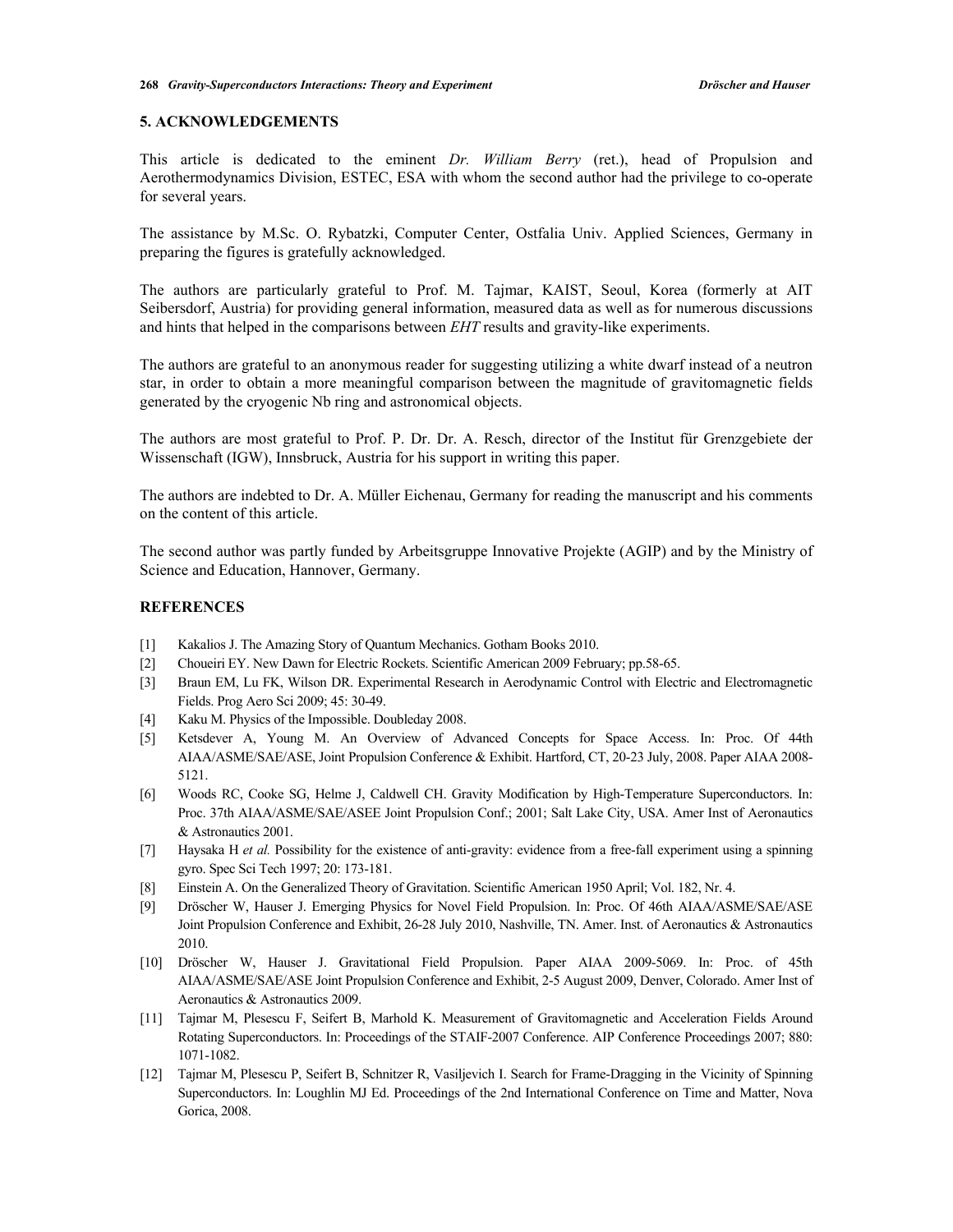## 5. ACKNOWLEDGEMENTS

This article is dedicated to the eminent *Dr. William Berry* (ret.), head of Propulsion and Aerothermodynamics Division, ESTEC, ESA with whom the second author had the privilege to co-operate for several years.

The assistance by M.Sc. O. Rybatzki, Computer Center, Ostfalia Univ. Applied Sciences, Germany in preparing the figures is gratefully acknowledged.

The authors are particularly grateful to Prof. M. Tajmar, KAIST, Seoul, Korea (formerly at AIT Seibersdorf, Austria) for providing general information, measured data as well as for numerous discussions and hints that helped in the comparisons between *EHT* results and gravity-like experiments.

The authors are grateful to an anonymous reader for suggesting utilizing a white dwarf instead of a neutron star, in order to obtain a more meaningful comparison between the magnitude of gravitomagnetic fields generated by the cryogenic Nb ring and astronomical objects.

The authors are most grateful to Prof. P. Dr. Dr. A. Resch, director of the Institut für Grenzgebiete der Wissenschaft (IGW), Innsbruck, Austria for his support in writing this paper.

The authors are indebted to Dr. A. Müller Eichenau, Germany for reading the manuscript and his comments on the content of this article.

The second author was partly funded by Arbeitsgruppe Innovative Projekte (AGIP) and by the Ministry of Science and Education, Hannover, Germany.

## REFERENCES

[1] Kakalios J. The Amazing Story of Quantum Mechanics. Gotham Books 2010.

[2] Choueiri EY. New Dawn for Electric Rockets. Scientific American 2009 February; pp.58-65.

[3] Braun EM, Lu FK, Wilson DR. Experimental Research in Aerodynamic Control with Electric and Electromagnetic Fields. Prog Aero Sci 2009; 45: 30-49.

[4] Kaku M. Physics of the Impossible. Doubleday 2008.

[5] Ketsdever A, Young M. An Overview of Advanced Concepts for Space Access. In: Proc. Of 44th AIAA/ASME/SAE/ASE, Joint Propulsion Conference & Exhibit. Hartford, CT, 20-23 July, 2008. Paper AIAA 2008-5121.

[6] Woods RC, Cooke SG, Helme J, Caldwell CH. Gravity Modification by High-Temperature Superconductors. In: Proc. 37th AIAA/ASME/SAE/ASEE Joint Propulsion Conf.; 2001; Salt Lake City, USA. Amer Inst of Aeronautics & Astronautics 2001.

[7] Haysaka H *et al.* Possibility for the existence of anti-gravity: evidence from a free-fall experiment using a spinning gyro. Spec Sci Tech 1997; 20: 173-181.

[8] Einstein A. On the Generalized Theory of Gravitation. Scientific American 1950 April; Vol. 182, Nr. 4.

[9] Dröscher W, Hauser J. Emerging Physics for Novel Field Propulsion. In: Proc. Of 46th AIAA/ASME/SAE/ASE Joint Propulsion Conference and Exhibit, 26-28 July 2010, Nashville, TN. Amer. Inst. of Aeronautics & Astronautics 2010.

[10] Dröscher W, Hauser J. Gravitational Field Propulsion. Paper AIAA 2009-5069. In: Proc. of 45th AIAA/ASME/SAE/ASE Joint Propulsion Conference and Exhibit, 2-5 August 2009, Denver, Colorado. Amer Inst of Aeronautics & Astronautics 2009.

[11] Tajmar M, Plesescu F, Seifert B, Marhold K. Measurement of Gravitomagnetic and Acceleration Fields Around Rotating Superconductors. In: Proceedings of the STAIF-2007 Conference. AIP Conference Proceedings 2007; 880: 1071-1082.

[12] Tajmar M, Plesescu P, Seifert B, Schnitzer R, Vasiljevich I. Search for Frame-Dragging in the Vicinity of Spinning Superconductors. In: Loughlin MJ Ed. Proceedings of the 2nd International Conference on Time and Matter, Nova Gorica, 2008.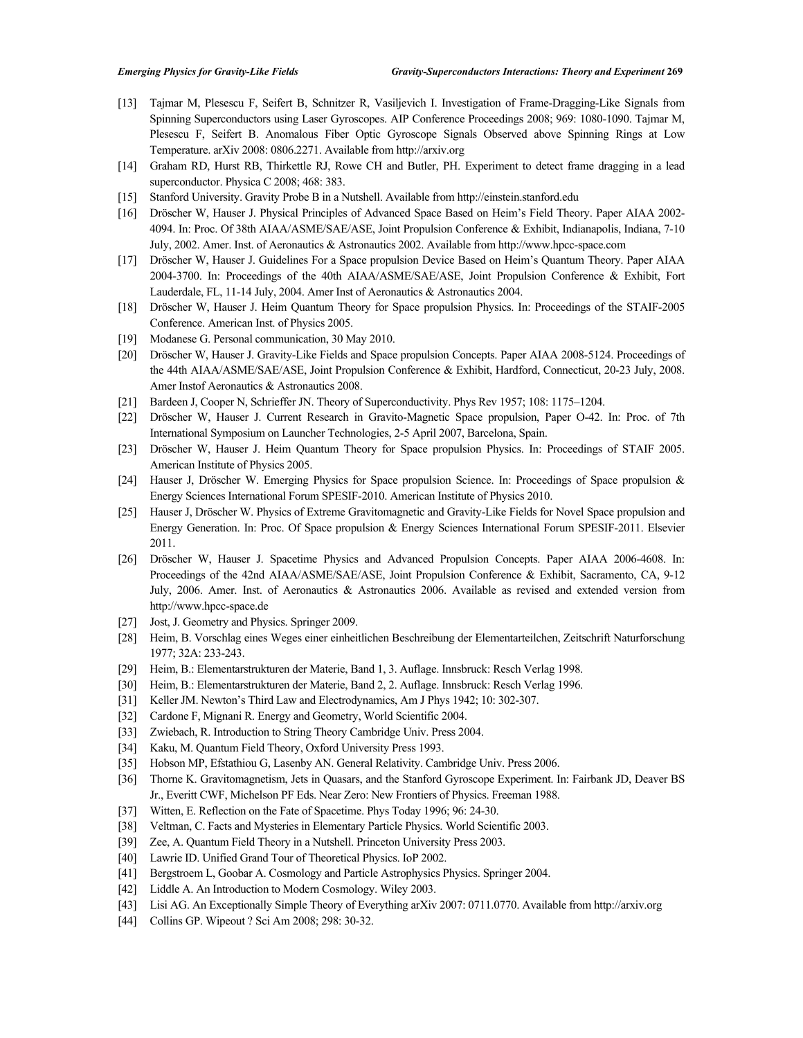[13] Tajmar M, Plesescu F, Seifert B, Schnitzer R, Vasiljevich I. Investigation of Frame-Dragging-Like Signals from Spinning Superconductors using Laser Gyroscopes. AIP Conference Proceedings 2008; 969: 1080-1090. Tajmar M, Plesescu F, Seifert B. Anomalous Fiber Optic Gyroscope Signals Observed above Spinning Rings at Low Temperature. arXiv 2008: 0806.2271. Available from http://arxiv.org

[14] Graham RD, Hurst RB, Thirkettle RJ, Rowe CH and Butler, PH. Experiment to detect frame dragging in a lead superconductor. Physica C 2008; 468: 383.

[15] Stanford University. Gravity Probe B in a Nutshell. Available from http://einstein.stanford.edu

[16] Dröscher W, Hauser J. Physical Principles of Advanced Space Based on Heim's Field Theory. Paper AIAA 2002-4094. In: Proc. Of 38th AIAA/ASME/SAE/ASE, Joint Propulsion Conference & Exhibit, Indianapolis, Indiana, 7-10 July, 2002. Amer. Inst. of Aeronautics & Astronautics 2002. Available from http://www.hpcc-space.com

[17] Dröscher W, Hauser J. Guidelines For a Space propulsion Device Based on Heim's Quantum Theory. Paper AIAA 2004-3700. In: Proceedings of the 40th AIAA/ASME/SAE/ASE, Joint Propulsion Conference & Exhibit, Fort Lauderdale, FL, 11-14 July, 2004. Amer Inst of Aeronautics & Astronautics 2004.

[18] Dröscher W, Hauser J. Heim Quantum Theory for Space propulsion Physics. In: Proceedings of the STAIF-2005 Conference. American Inst. of Physics 2005.

[19] Modanese G. Personal communication, 30 May 2010.

[20] Dröscher W, Hauser J. Gravity-Like Fields and Space propulsion Concepts. Paper AIAA 2008-5124. Proceedings of the 44th AIAA/ASME/SAE/ASE, Joint Propulsion Conference & Exhibit, Hardford, Connecticut, 20-23 July, 2008. Amer Instof Aeronautics & Astronautics 2008.

[21] Bardeen J, Cooper N, Schrieffer JN. Theory of Superconductivity. Phys Rev 1957; 108: 1175–1204.

[22] Dröscher W, Hauser J. Current Research in Gravito-Magnetic Space propulsion, Paper O-42. In: Proc. of 7th International Symposium on Launcher Technologies, 2-5 April 2007, Barcelona, Spain.

[23] Dröscher W, Hauser J. Heim Quantum Theory for Space propulsion Physics. In: Proceedings of STAIF 2005. American Institute of Physics 2005.

[24] Hauser J, Dröscher W. Emerging Physics for Space propulsion Science. In: Proceedings of Space propulsion & Energy Sciences International Forum SPESIF-2010. American Institute of Physics 2010.

[25] Hauser J, Dröscher W. Physics of Extreme Gravitomagnetic and Gravity-Like Fields for Novel Space propulsion and Energy Generation. In: Proc. Of Space propulsion & Energy Sciences International Forum SPESIF-2011. Elsevier 2011.

[26] Dröscher W, Hauser J. Spacetime Physics and Advanced Propulsion Concepts. Paper AIAA 2006-4608. In: Proceedings of the 42nd AIAA/ASME/SAE/ASE, Joint Propulsion Conference & Exhibit, Sacramento, CA, 9-12 July, 2006. Amer. Inst. of Aeronautics & Astronautics 2006. Available as revised and extended version from http://www.hpcc-space.de

[27] Jost, J. Geometry and Physics. Springer 2009.

[28] Heim, B. Vorschlag eines Weges einer einheitlichen Beschreibung der Elementarteilchen, Zeitschrift Naturforschung 1977; 32A: 233-243.

[29] Heim, B.: Elementarstrukturen der Materie, Band 1, 3. Auflage. Innsbruck: Resch Verlag 1998.

[30] Heim, B.: Elementarstrukturen der Materie, Band 2, 2. Auflage. Innsbruck: Resch Verlag 1996.

[31] Keller JM. Newton's Third Law and Electrodynamics, Am J Phys 1942; 10: 302-307.

[32] Cardone F, Mignani R. Energy and Geometry, World Scientific 2004.

[33] Zwiebach, R. Introduction to String Theory Cambridge Univ. Press 2004.

[34] Kaku, M. Quantum Field Theory, Oxford University Press 1993.

[35] Hobson MP, Efstathiou G, Lasenby AN. General Relativity. Cambridge Univ. Press 2006.

[36] Thorne K. Gravitomagnetism, Jets in Quasars, and the Stanford Gyroscope Experiment. In: Fairbank JD, Deaver BS Jr., Everitt CWF, Michelson PF Eds. Near Zero: New Frontiers of Physics. Freeman 1988.

[37] Witten, E. Reflection on the Fate of Spacetime. Phys Today 1996; 96: 24-30.

[38] Veltman, C. Facts and Mysteries in Elementary Particle Physics. World Scientific 2003.

[39] Zee, A. Quantum Field Theory in a Nutshell. Princeton University Press 2003.

[40] Lawrie ID. Unified Grand Tour of Theoretical Physics. IoP 2002.

[41] Bergstroem L, Goobar A. Cosmology and Particle Astrophysics Physics. Springer 2004.

[42] Liddle A. An Introduction to Modern Cosmology. Wiley 2003.

[43] Lisi AG. An Exceptionally Simple Theory of Everything arXiv 2007: 0711.0770. Available from http://arxiv.org

[44] Collins GP. Wipeout ? Sci Am 2008; 298: 30-32.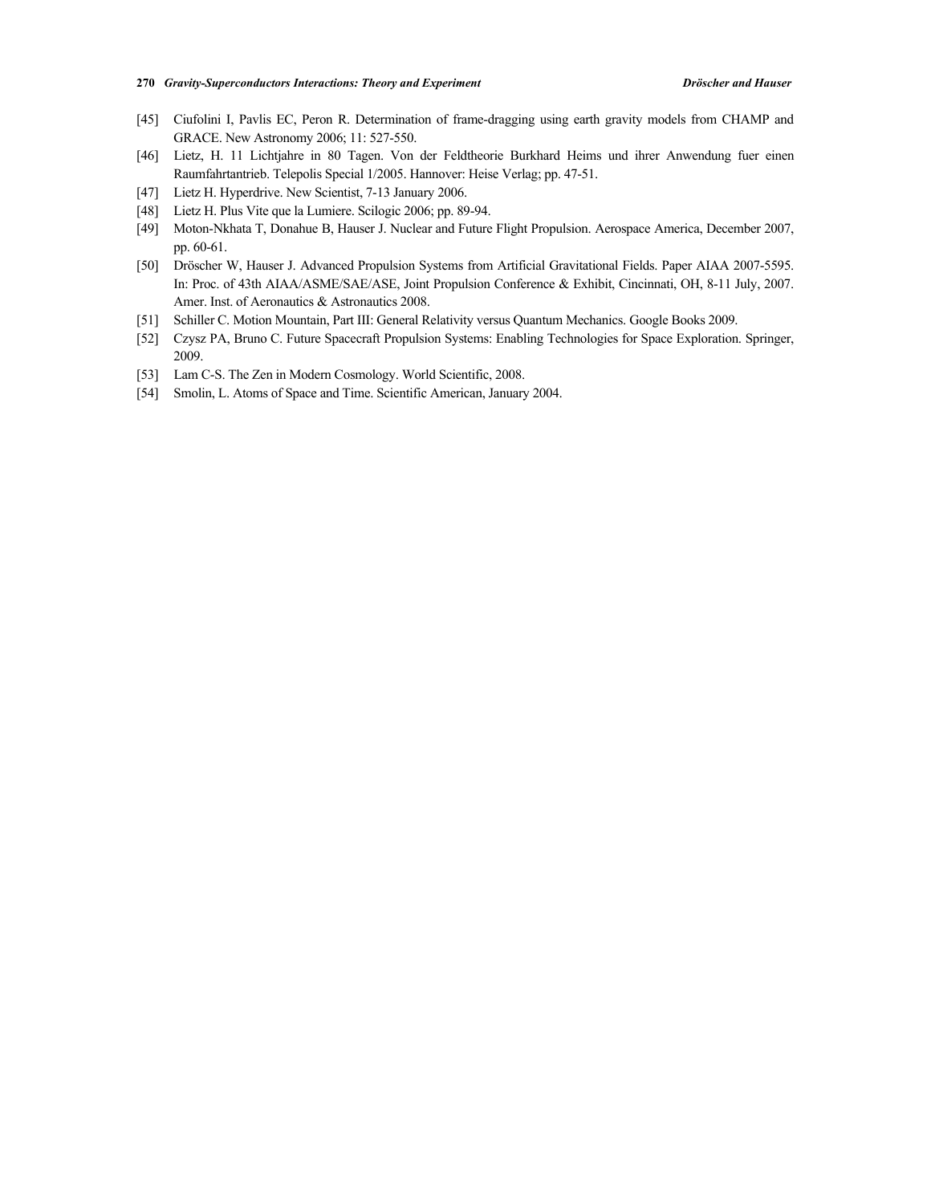[45] Ciufolini I, Pavlis EC, Peron R. Determination of frame-dragging using earth gravity models from CHAMP and GRACE. New Astronomy 2006; 11: 527-550.

[46] Lietz, H. 11 Lichtjahre in 80 Tagen. Von der Feldtheorie Burkhard Heims und ihrer Anwendung fuer einen Raumfahrtantrieb. Telepolis Special 1/2005. Hannover: Heise Verlag; pp. 47-51.

[47] Lietz H. Hyperdrive. New Scientist, 7-13 January 2006.

[48] Lietz H. Plus Vite que la Lumiere. Scilogic 2006; pp. 89-94.

[49] Moton-Nkhata T, Donahue B, Hauser J. Nuclear and Future Flight Propulsion. Aerospace America, December 2007, pp. 60-61.

[50] Dröscher W, Hauser J. Advanced Propulsion Systems from Artificial Gravitational Fields. Paper AIAA 2007-5595. In: Proc. of 43th AIAA/ASME/SAE/ASE, Joint Propulsion Conference & Exhibit, Cincinnati, OH, 8-11 July, 2007. Amer. Inst. of Aeronautics & Astronautics 2008.

[51] Schiller C. Motion Mountain, Part III: General Relativity versus Quantum Mechanics. Google Books 2009.

[52] Czysz PA, Bruno C. Future Spacecraft Propulsion Systems: Enabling Technologies for Space Exploration. Springer, 2009.

[53] Lam C-S. The Zen in Modern Cosmology. World Scientific, 2008.

[54] Smolin, L. Atoms of Space and Time. Scientific American, January 2004.